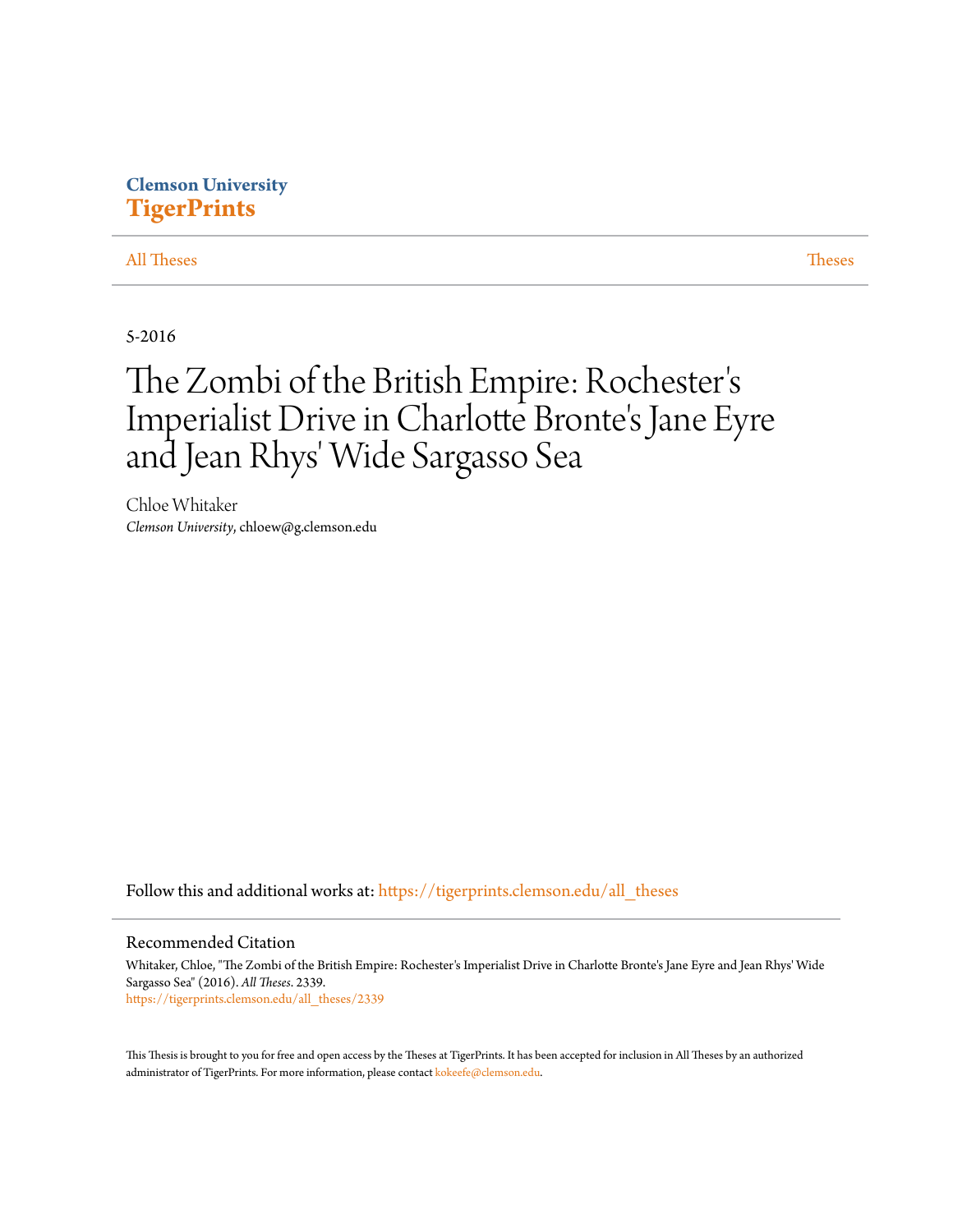Clemson University
**TigerPrints**

All Theses | Theses

5-2016

# The Zombi of the British Empire: Rochester's Imperialist Drive in Charlotte Bronte's Jane Eyre and Jean Rhys' Wide Sargasso Sea

Chloe Whitaker
*Clemson University*, chloew@g.clemson.edu

Follow this and additional works at: https://tigerprints.clemson.edu/all_theses

## Recommended Citation

Whitaker, Chloe, "The Zombi of the British Empire: Rochester's Imperialist Drive in Charlotte Bronte's Jane Eyre and Jean Rhys' Wide Sargasso Sea" (2016). *All Theses*. 2339.
https://tigerprints.clemson.edu/all_theses/2339

This Thesis is brought to you for free and open access by the Theses at TigerPrints. It has been accepted for inclusion in All Theses by an authorized administrator of TigerPrints. For more information, please contact kokeefe@clemson.edu.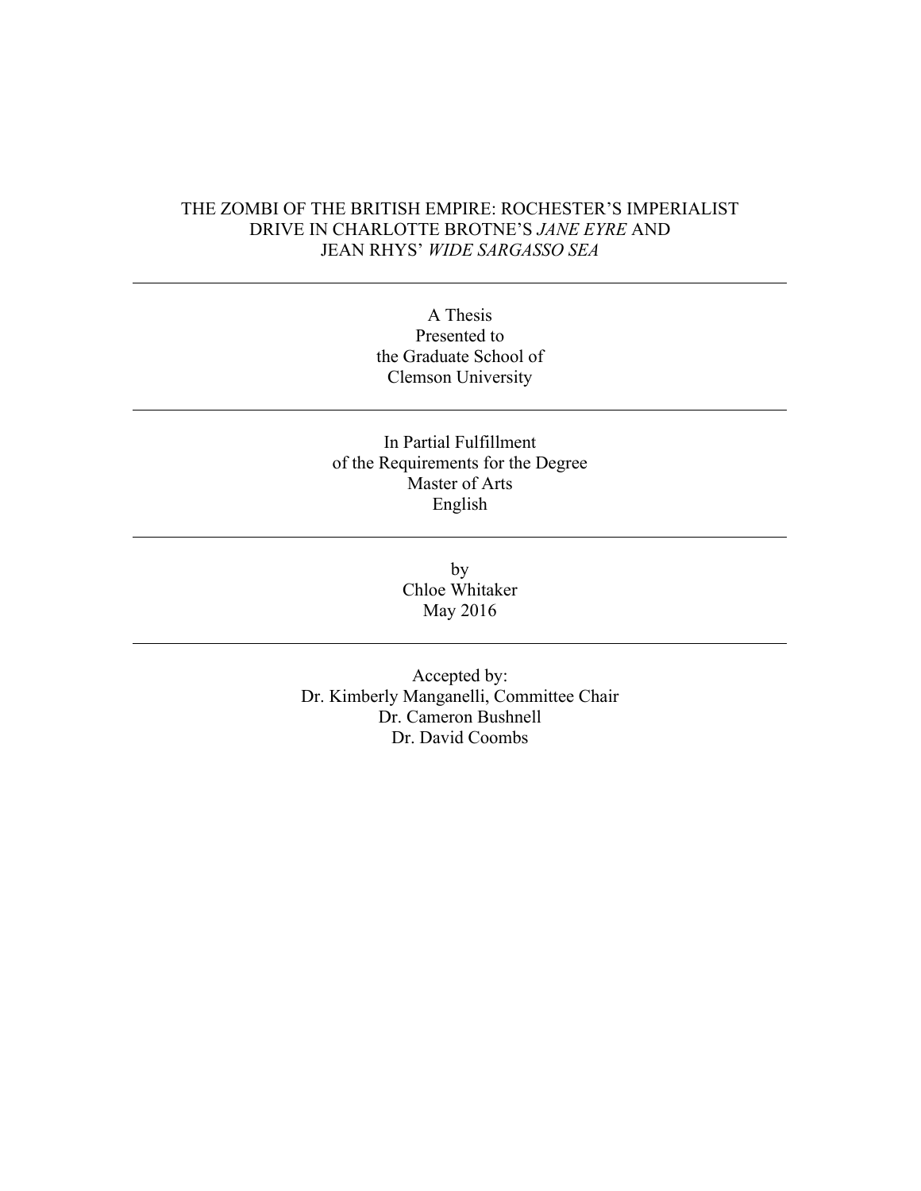# THE ZOMBI OF THE BRITISH EMPIRE: ROCHESTER'S IMPERIALIST DRIVE IN CHARLOTTE BROTNE'S *JANE EYRE* AND JEAN RHYS' *WIDE SARGASSO SEA*

---

A Thesis
Presented to
the Graduate School of
Clemson University

---

In Partial Fulfillment
of the Requirements for the Degree
Master of Arts
English

---

by
Chloe Whitaker
May 2016

---

Accepted by:
Dr. Kimberly Manganelli, Committee Chair
Dr. Cameron Bushnell
Dr. David Coombs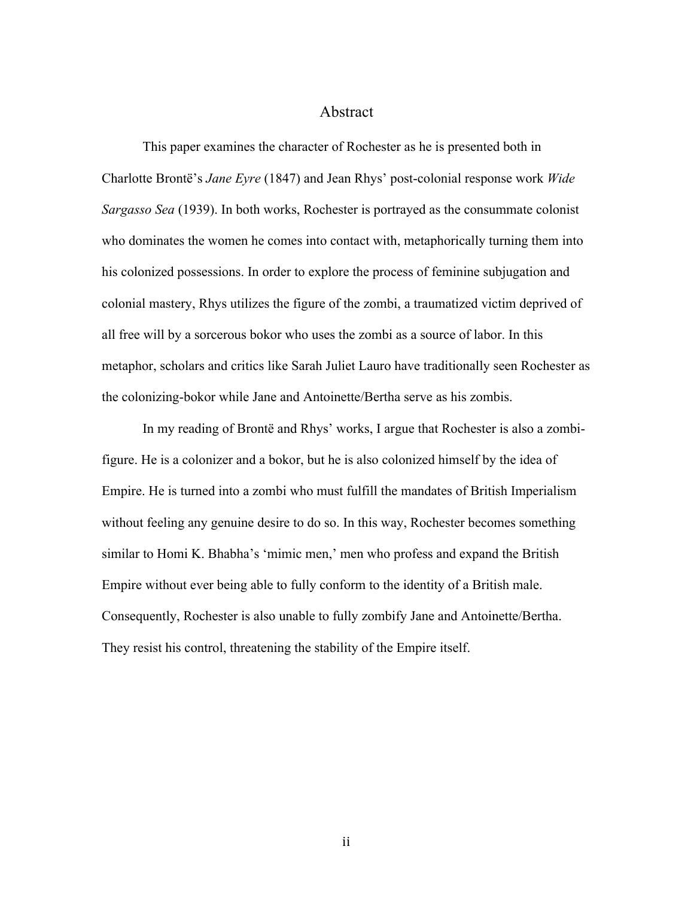# Abstract

This paper examines the character of Rochester as he is presented both in Charlotte Brontë's *Jane Eyre* (1847) and Jean Rhys' post-colonial response work *Wide Sargasso Sea* (1939). In both works, Rochester is portrayed as the consummate colonist who dominates the women he comes into contact with, metaphorically turning them into his colonized possessions. In order to explore the process of feminine subjugation and colonial mastery, Rhys utilizes the figure of the zombi, a traumatized victim deprived of all free will by a sorcerous bokor who uses the zombi as a source of labor. In this metaphor, scholars and critics like Sarah Juliet Lauro have traditionally seen Rochester as the colonizing-bokor while Jane and Antoinette/Bertha serve as his zombis.

In my reading of Brontë and Rhys' works, I argue that Rochester is also a zombi-figure. He is a colonizer and a bokor, but he is also colonized himself by the idea of Empire. He is turned into a zombi who must fulfill the mandates of British Imperialism without feeling any genuine desire to do so. In this way, Rochester becomes something similar to Homi K. Bhabha's 'mimic men,' men who profess and expand the British Empire without ever being able to fully conform to the identity of a British male. Consequently, Rochester is also unable to fully zombify Jane and Antoinette/Bertha. They resist his control, threatening the stability of the Empire itself.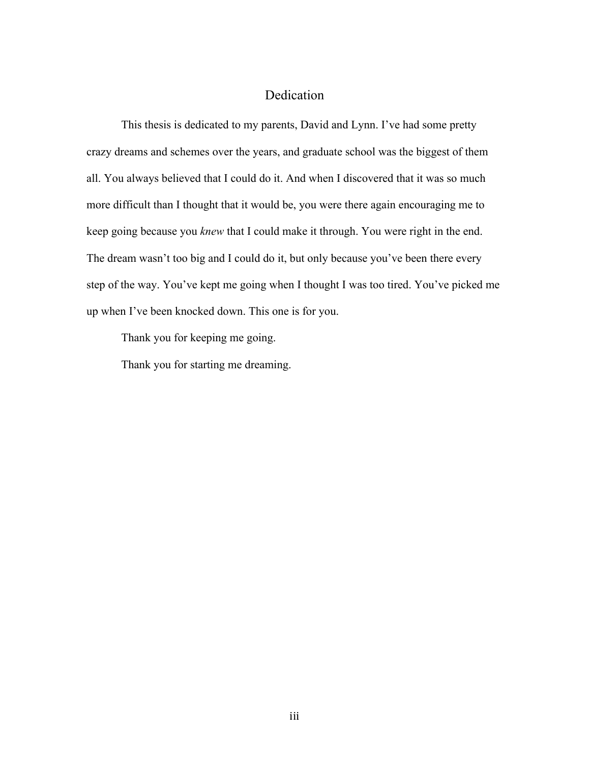# Dedication

This thesis is dedicated to my parents, David and Lynn. I've had some pretty crazy dreams and schemes over the years, and graduate school was the biggest of them all. You always believed that I could do it. And when I discovered that it was so much more difficult than I thought that it would be, you were there again encouraging me to keep going because you *knew* that I could make it through. You were right in the end. The dream wasn't too big and I could do it, but only because you've been there every step of the way. You've kept me going when I thought I was too tired. You've picked me up when I've been knocked down. This one is for you.

Thank you for keeping me going.

Thank you for starting me dreaming.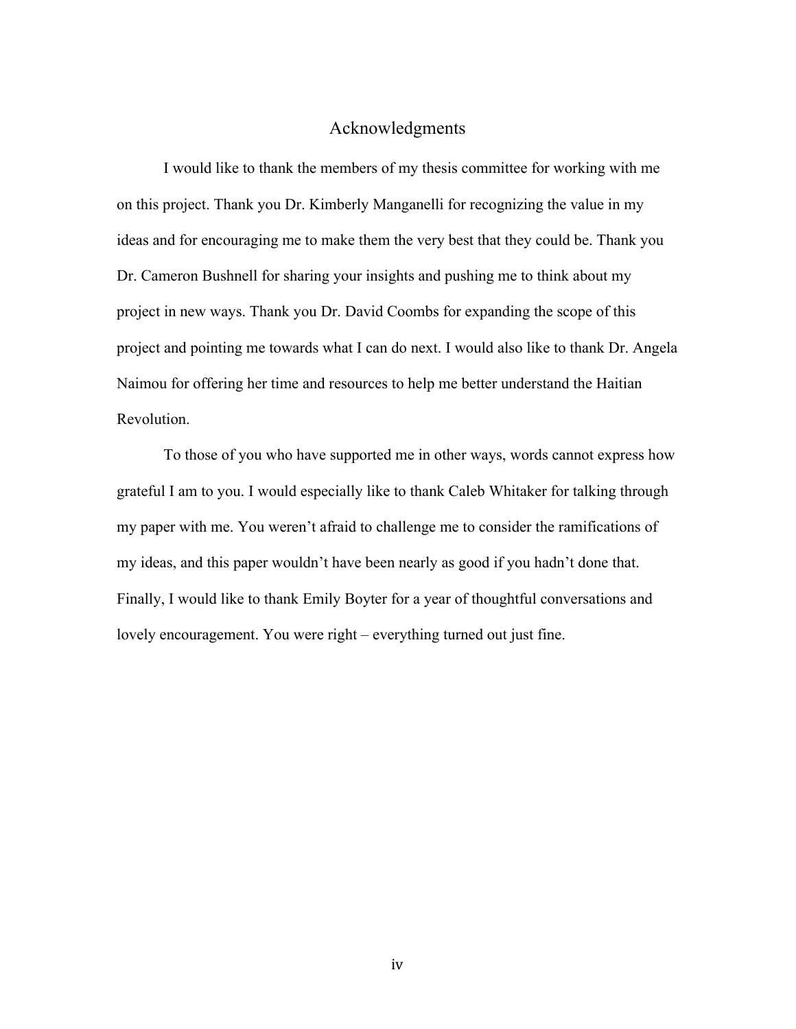# Acknowledgments

I would like to thank the members of my thesis committee for working with me on this project. Thank you Dr. Kimberly Manganelli for recognizing the value in my ideas and for encouraging me to make them the very best that they could be. Thank you Dr. Cameron Bushnell for sharing your insights and pushing me to think about my project in new ways. Thank you Dr. David Coombs for expanding the scope of this project and pointing me towards what I can do next. I would also like to thank Dr. Angela Naimou for offering her time and resources to help me better understand the Haitian Revolution.

To those of you who have supported me in other ways, words cannot express how grateful I am to you. I would especially like to thank Caleb Whitaker for talking through my paper with me. You weren't afraid to challenge me to consider the ramifications of my ideas, and this paper wouldn't have been nearly as good if you hadn't done that. Finally, I would like to thank Emily Boyter for a year of thoughtful conversations and lovely encouragement. You were right – everything turned out just fine.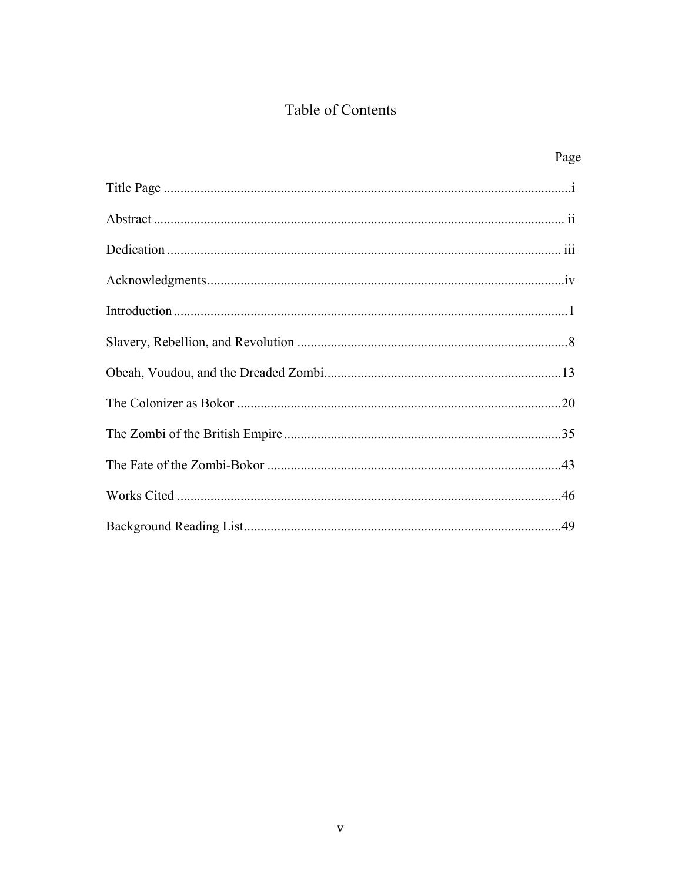# Table of Contents

| | Page |
|---|---|
| Title Page | i |
| Abstract | ii |
| Dedication | iii |
| Acknowledgments | iv |
| Introduction | 1 |
| Slavery, Rebellion, and Revolution | 8 |
| Obeah, Voudou, and the Dreaded Zombi | 13 |
| The Colonizer as Bokor | 20 |
| The Zombi of the British Empire | 35 |
| The Fate of the Zombi-Bokor | 43 |
| Works Cited | 46 |
| Background Reading List | 49 |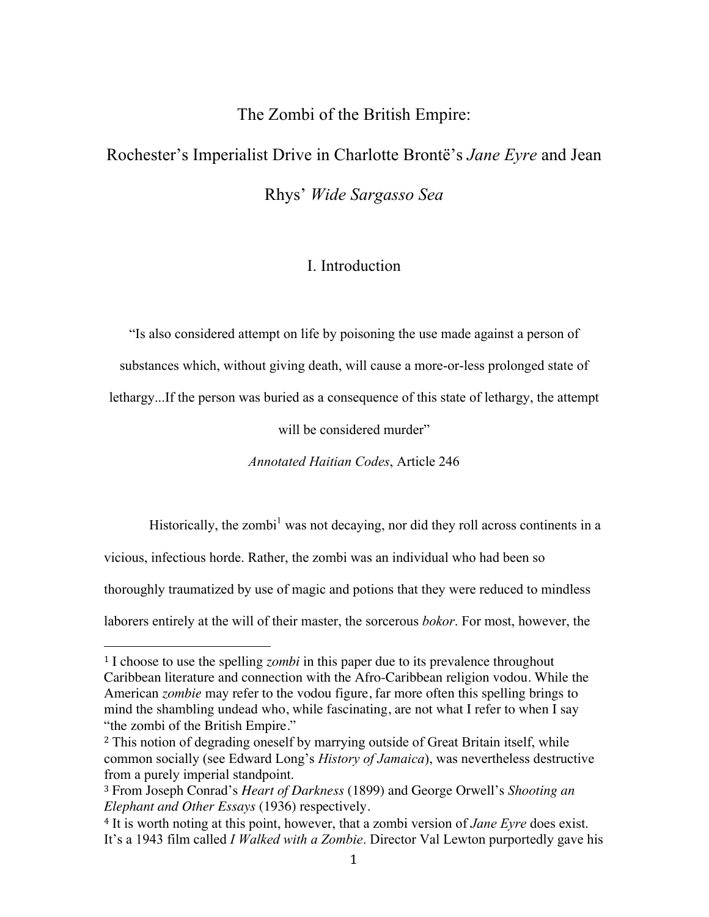# The Zombi of the British Empire:

# Rochester's Imperialist Drive in Charlotte Brontë's *Jane Eyre* and Jean Rhys' *Wide Sargasso Sea*

## I. Introduction

"Is also considered attempt on life by poisoning the use made against a person of substances which, without giving death, will cause a more-or-less prolonged state of lethargy...If the person was buried as a consequence of this state of lethargy, the attempt will be considered murder"

*Annotated Haitian Codes*, Article 246

Historically, the zombi[1] was not decaying, nor did they roll across continents in a vicious, infectious horde. Rather, the zombi was an individual who had been so thoroughly traumatized by use of magic and potions that they were reduced to mindless laborers entirely at the will of their master, the sorcerous *bokor*. For most, however, the

---

[1] I choose to use the spelling *zombi* in this paper due to its prevalence throughout Caribbean literature and connection with the Afro-Caribbean religion vodou. While the American *zombie* may refer to the vodou figure, far more often this spelling brings to mind the shambling undead who, while fascinating, are not what I refer to when I say "the zombi of the British Empire."

[2] This notion of degrading oneself by marrying outside of Great Britain itself, while common socially (see Edward Long's *History of Jamaica*), was nevertheless destructive from a purely imperial standpoint.

[3] From Joseph Conrad's *Heart of Darkness* (1899) and George Orwell's *Shooting an Elephant and Other Essays* (1936) respectively.

[4] It is worth noting at this point, however, that a zombi version of *Jane Eyre* does exist. It's a 1943 film called *I Walked with a Zombie*. Director Val Lewton purportedly gave his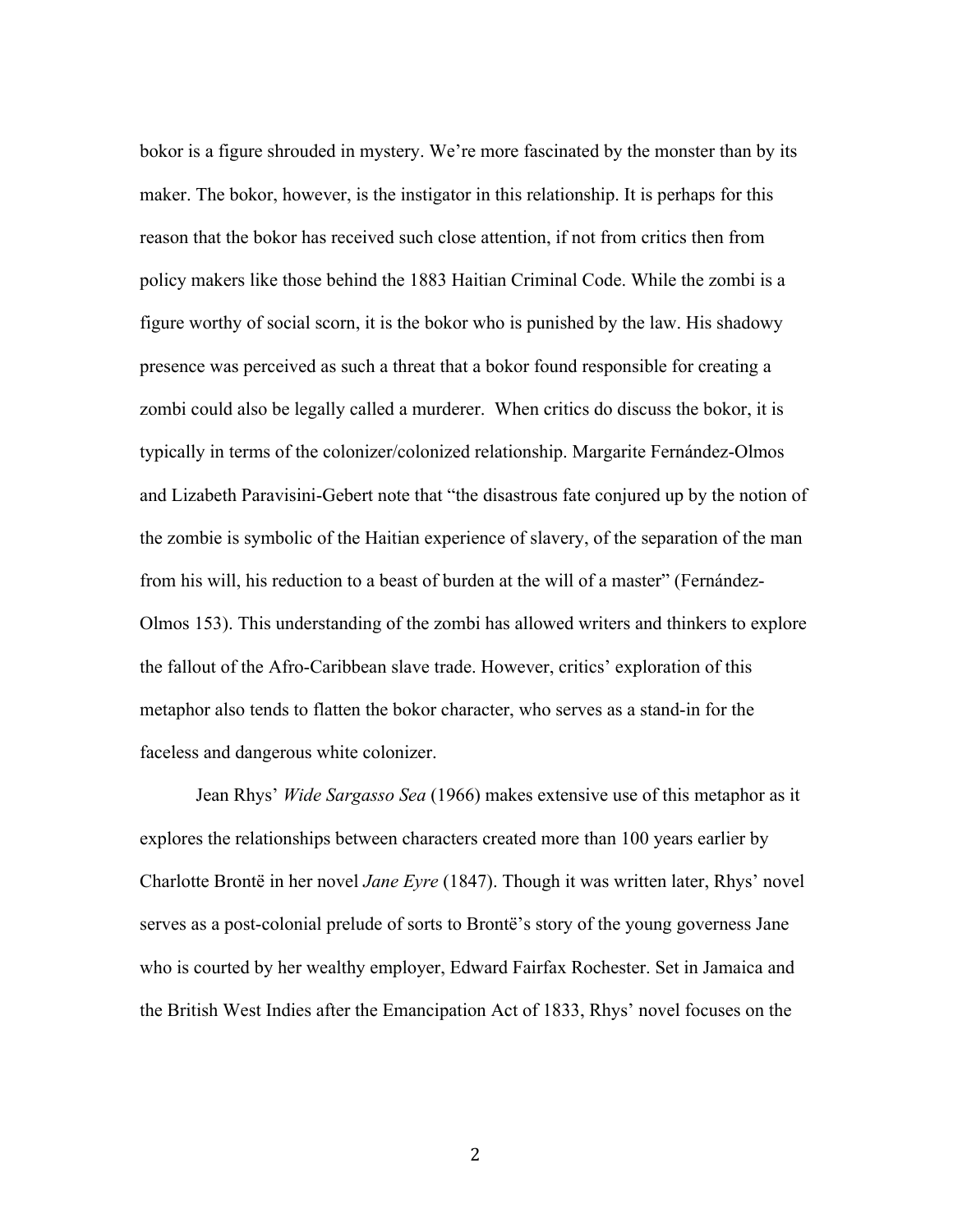bokor is a figure shrouded in mystery. We're more fascinated by the monster than by its maker. The bokor, however, is the instigator in this relationship. It is perhaps for this reason that the bokor has received such close attention, if not from critics then from policy makers like those behind the 1883 Haitian Criminal Code. While the zombi is a figure worthy of social scorn, it is the bokor who is punished by the law. His shadowy presence was perceived as such a threat that a bokor found responsible for creating a zombi could also be legally called a murderer. When critics do discuss the bokor, it is typically in terms of the colonizer/colonized relationship. Margarite Fernández-Olmos and Lizabeth Paravisini-Gebert note that "the disastrous fate conjured up by the notion of the zombie is symbolic of the Haitian experience of slavery, of the separation of the man from his will, his reduction to a beast of burden at the will of a master" (Fernández-Olmos 153). This understanding of the zombi has allowed writers and thinkers to explore the fallout of the Afro-Caribbean slave trade. However, critics' exploration of this metaphor also tends to flatten the bokor character, who serves as a stand-in for the faceless and dangerous white colonizer.

Jean Rhys' *Wide Sargasso Sea* (1966) makes extensive use of this metaphor as it explores the relationships between characters created more than 100 years earlier by Charlotte Brontë in her novel *Jane Eyre* (1847). Though it was written later, Rhys' novel serves as a post-colonial prelude of sorts to Brontë's story of the young governess Jane who is courted by her wealthy employer, Edward Fairfax Rochester. Set in Jamaica and the British West Indies after the Emancipation Act of 1833, Rhys' novel focuses on the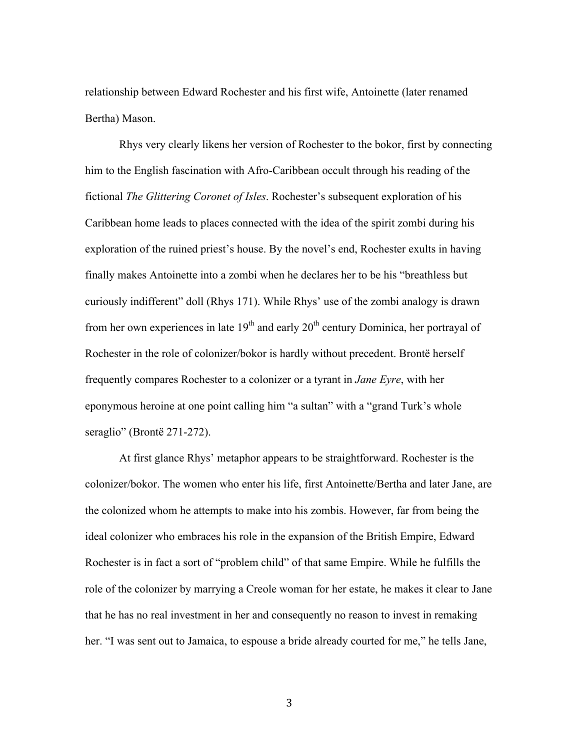relationship between Edward Rochester and his first wife, Antoinette (later renamed Bertha) Mason.

Rhys very clearly likens her version of Rochester to the bokor, first by connecting him to the English fascination with Afro-Caribbean occult through his reading of the fictional *The Glittering Coronet of Isles*. Rochester's subsequent exploration of his Caribbean home leads to places connected with the idea of the spirit zombi during his exploration of the ruined priest's house. By the novel's end, Rochester exults in having finally makes Antoinette into a zombi when he declares her to be his "breathless but curiously indifferent" doll (Rhys 171). While Rhys' use of the zombi analogy is drawn from her own experiences in late 19th and early 20th century Dominica, her portrayal of Rochester in the role of colonizer/bokor is hardly without precedent. Brontë herself frequently compares Rochester to a colonizer or a tyrant in *Jane Eyre*, with her eponymous heroine at one point calling him "a sultan" with a "grand Turk's whole seraglio" (Brontë 271-272).

At first glance Rhys' metaphor appears to be straightforward. Rochester is the colonizer/bokor. The women who enter his life, first Antoinette/Bertha and later Jane, are the colonized whom he attempts to make into his zombis. However, far from being the ideal colonizer who embraces his role in the expansion of the British Empire, Edward Rochester is in fact a sort of "problem child" of that same Empire. While he fulfills the role of the colonizer by marrying a Creole woman for her estate, he makes it clear to Jane that he has no real investment in her and consequently no reason to invest in remaking her. "I was sent out to Jamaica, to espouse a bride already courted for me," he tells Jane,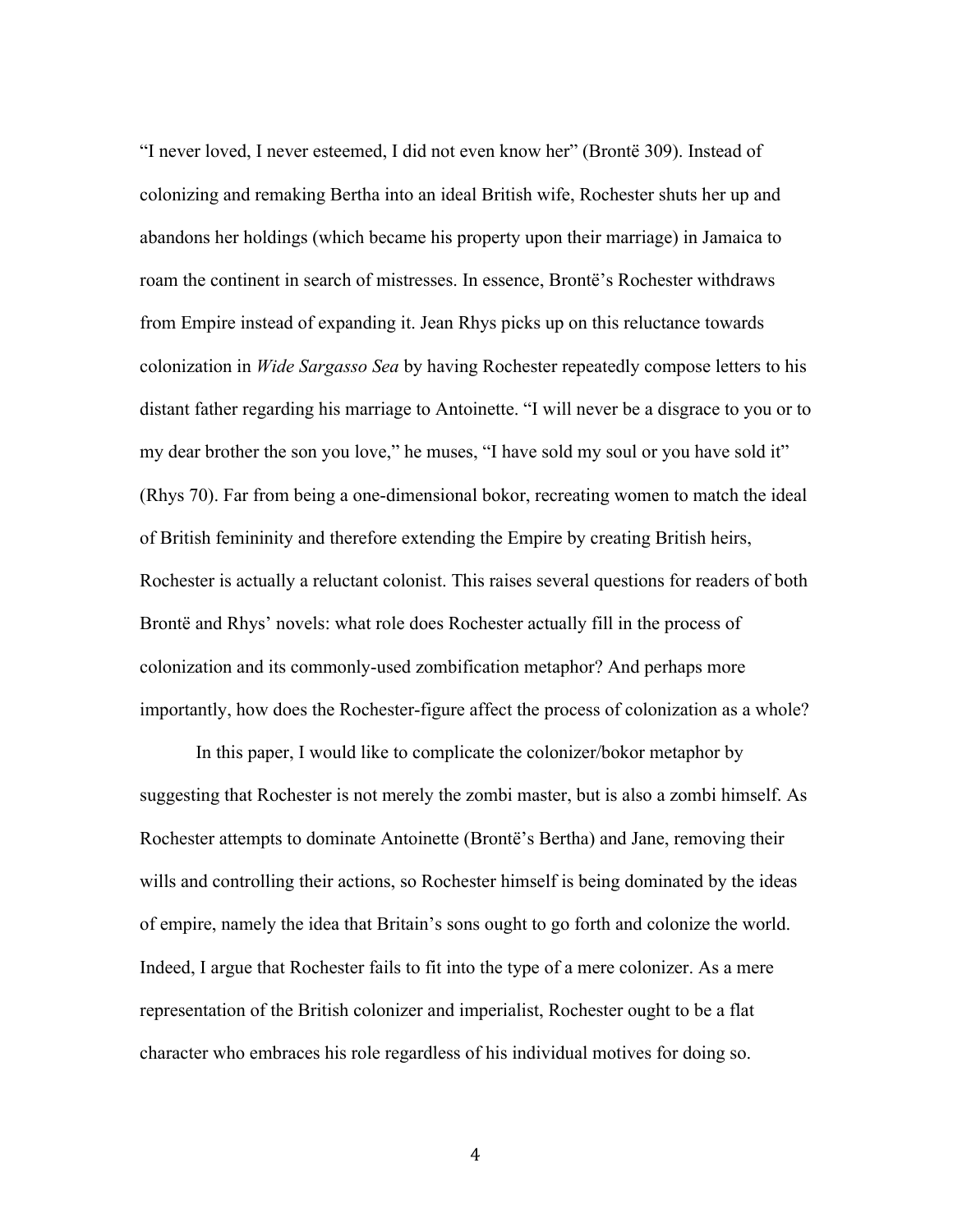"I never loved, I never esteemed, I did not even know her" (Brontë 309). Instead of colonizing and remaking Bertha into an ideal British wife, Rochester shuts her up and abandons her holdings (which became his property upon their marriage) in Jamaica to roam the continent in search of mistresses. In essence, Brontë's Rochester withdraws from Empire instead of expanding it. Jean Rhys picks up on this reluctance towards colonization in *Wide Sargasso Sea* by having Rochester repeatedly compose letters to his distant father regarding his marriage to Antoinette. "I will never be a disgrace to you or to my dear brother the son you love," he muses, "I have sold my soul or you have sold it" (Rhys 70). Far from being a one-dimensional bokor, recreating women to match the ideal of British femininity and therefore extending the Empire by creating British heirs, Rochester is actually a reluctant colonist. This raises several questions for readers of both Brontë and Rhys' novels: what role does Rochester actually fill in the process of colonization and its commonly-used zombification metaphor? And perhaps more importantly, how does the Rochester-figure affect the process of colonization as a whole?

In this paper, I would like to complicate the colonizer/bokor metaphor by suggesting that Rochester is not merely the zombi master, but is also a zombi himself. As Rochester attempts to dominate Antoinette (Brontë's Bertha) and Jane, removing their wills and controlling their actions, so Rochester himself is being dominated by the ideas of empire, namely the idea that Britain's sons ought to go forth and colonize the world. Indeed, I argue that Rochester fails to fit into the type of a mere colonizer. As a mere representation of the British colonizer and imperialist, Rochester ought to be a flat character who embraces his role regardless of his individual motives for doing so.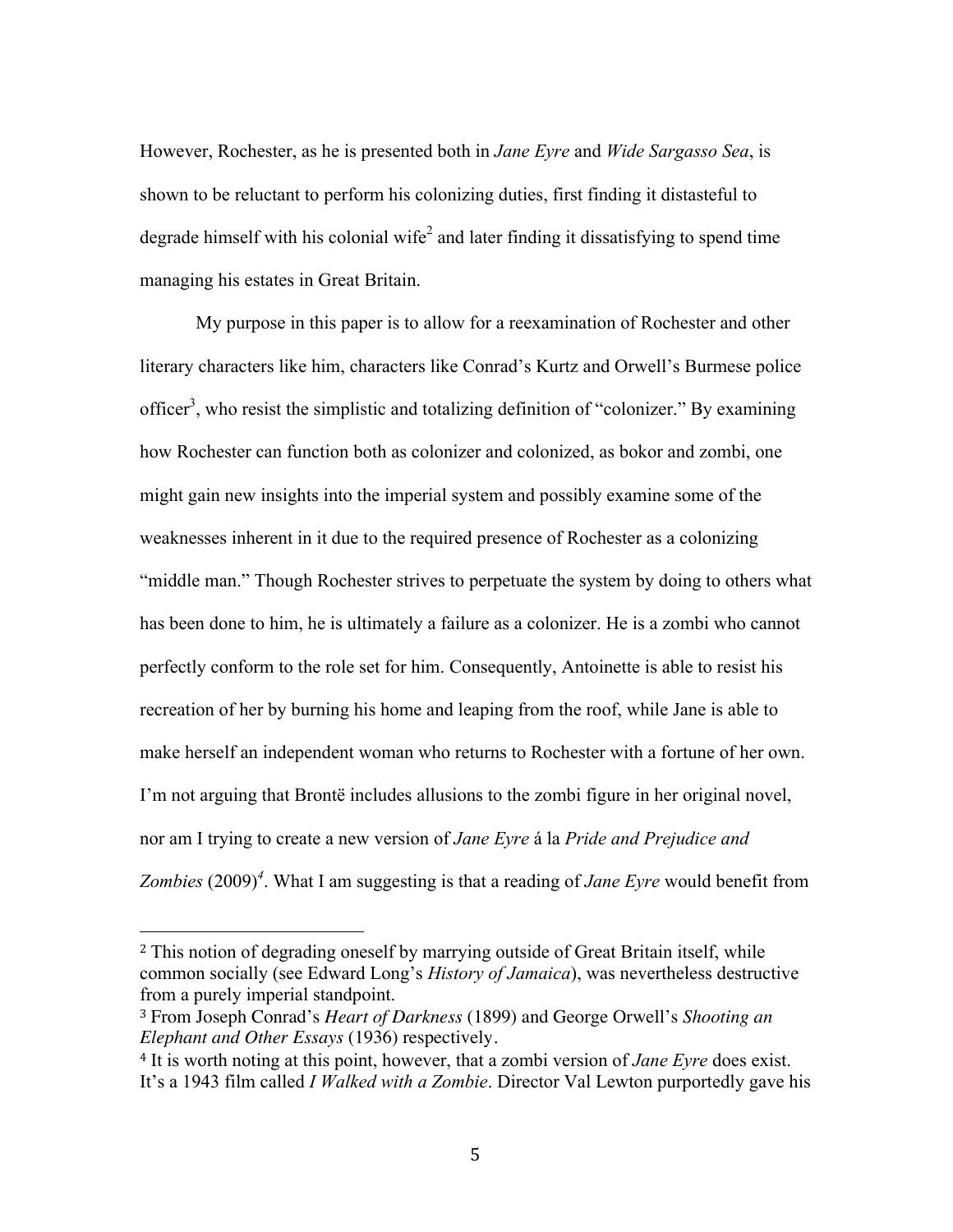However, Rochester, as he is presented both in *Jane Eyre* and *Wide Sargasso Sea*, is shown to be reluctant to perform his colonizing duties, first finding it distasteful to degrade himself with his colonial wife[2] and later finding it dissatisfying to spend time managing his estates in Great Britain.

My purpose in this paper is to allow for a reexamination of Rochester and other literary characters like him, characters like Conrad's Kurtz and Orwell's Burmese police officer[3], who resist the simplistic and totalizing definition of "colonizer." By examining how Rochester can function both as colonizer and colonized, as bokor and zombi, one might gain new insights into the imperial system and possibly examine some of the weaknesses inherent in it due to the required presence of Rochester as a colonizing "middle man." Though Rochester strives to perpetuate the system by doing to others what has been done to him, he is ultimately a failure as a colonizer. He is a zombi who cannot perfectly conform to the role set for him. Consequently, Antoinette is able to resist his recreation of her by burning his home and leaping from the roof, while Jane is able to make herself an independent woman who returns to Rochester with a fortune of her own. I'm not arguing that Brontë includes allusions to the zombi figure in her original novel, nor am I trying to create a new version of *Jane Eyre* á la *Pride and Prejudice and Zombies* (2009)[4]. What I am suggesting is that a reading of *Jane Eyre* would benefit from

---

[2] This notion of degrading oneself by marrying outside of Great Britain itself, while common socially (see Edward Long's *History of Jamaica*), was nevertheless destructive from a purely imperial standpoint.

[3] From Joseph Conrad's *Heart of Darkness* (1899) and George Orwell's *Shooting an Elephant and Other Essays* (1936) respectively.

[4] It is worth noting at this point, however, that a zombi version of *Jane Eyre* does exist. It's a 1943 film called *I Walked with a Zombie*. Director Val Lewton purportedly gave his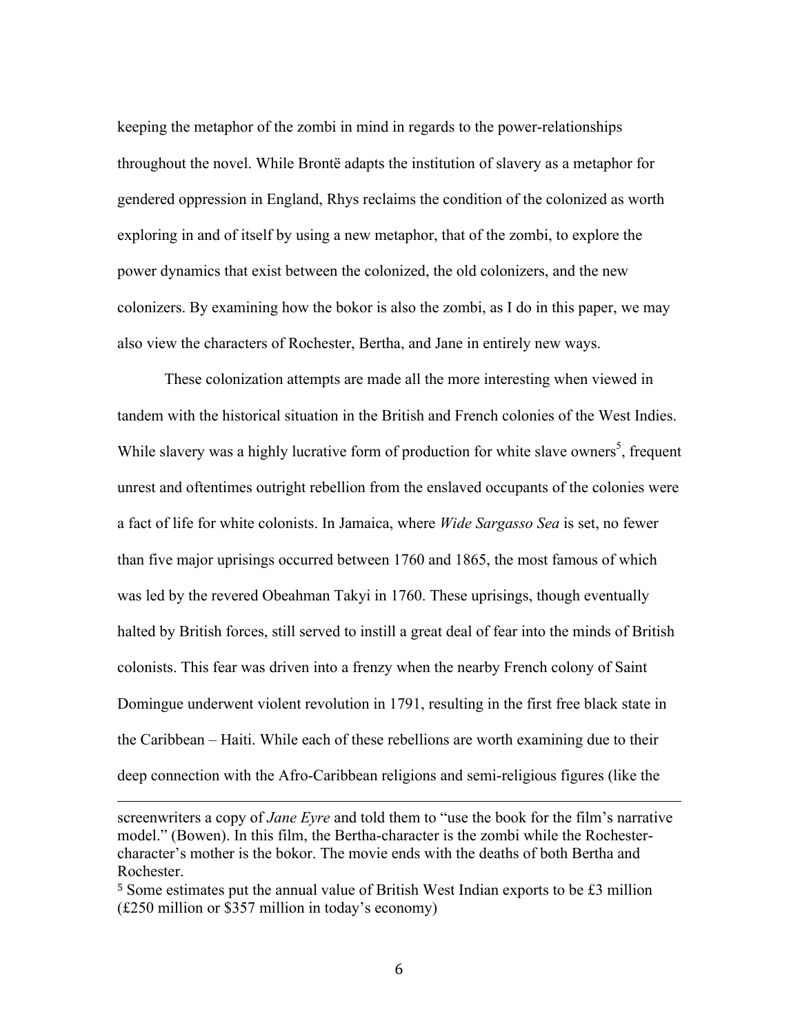keeping the metaphor of the zombi in mind in regards to the power-relationships throughout the novel. While Brontë adapts the institution of slavery as a metaphor for gendered oppression in England, Rhys reclaims the condition of the colonized as worth exploring in and of itself by using a new metaphor, that of the zombi, to explore the power dynamics that exist between the colonized, the old colonizers, and the new colonizers. By examining how the bokor is also the zombi, as I do in this paper, we may also view the characters of Rochester, Bertha, and Jane in entirely new ways.

These colonization attempts are made all the more interesting when viewed in tandem with the historical situation in the British and French colonies of the West Indies. While slavery was a highly lucrative form of production for white slave owners[5], frequent unrest and oftentimes outright rebellion from the enslaved occupants of the colonies were a fact of life for white colonists. In Jamaica, where *Wide Sargasso Sea* is set, no fewer than five major uprisings occurred between 1760 and 1865, the most famous of which was led by the revered Obeahman Takyi in 1760. These uprisings, though eventually halted by British forces, still served to instill a great deal of fear into the minds of British colonists. This fear was driven into a frenzy when the nearby French colony of Saint Domingue underwent violent revolution in 1791, resulting in the first free black state in the Caribbean – Haiti. While each of these rebellions are worth examining due to their deep connection with the Afro-Caribbean religions and semi-religious figures (like the

---

screenwriters a copy of *Jane Eyre* and told them to "use the book for the film's narrative model." (Bowen). In this film, the Bertha-character is the zombi while the Rochester-character's mother is the bokor. The movie ends with the deaths of both Bertha and Rochester.

[5] Some estimates put the annual value of British West Indian exports to be £3 million (£250 million or $357 million in today's economy)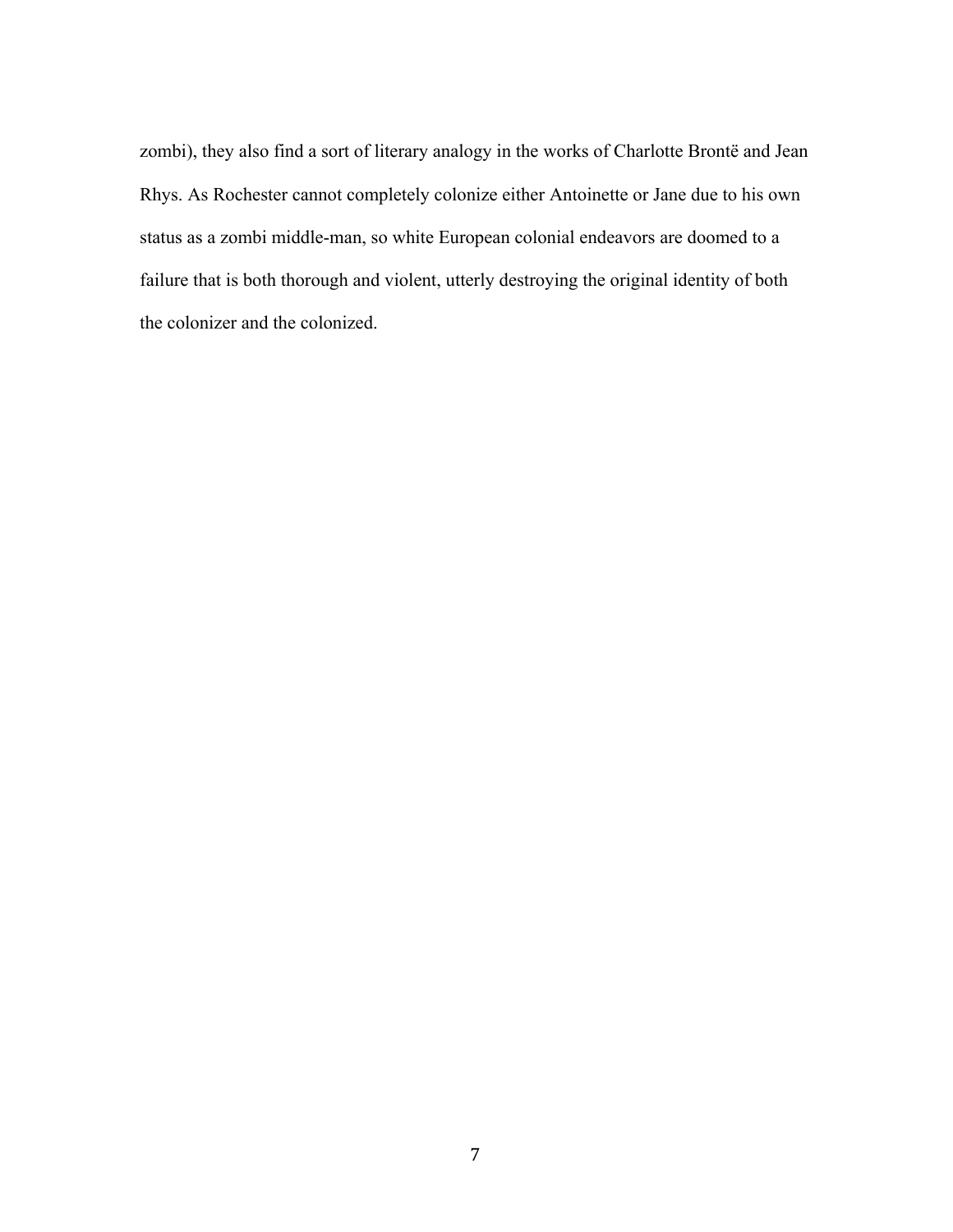zombi), they also find a sort of literary analogy in the works of Charlotte Brontë and Jean Rhys. As Rochester cannot completely colonize either Antoinette or Jane due to his own status as a zombi middle-man, so white European colonial endeavors are doomed to a failure that is both thorough and violent, utterly destroying the original identity of both the colonizer and the colonized.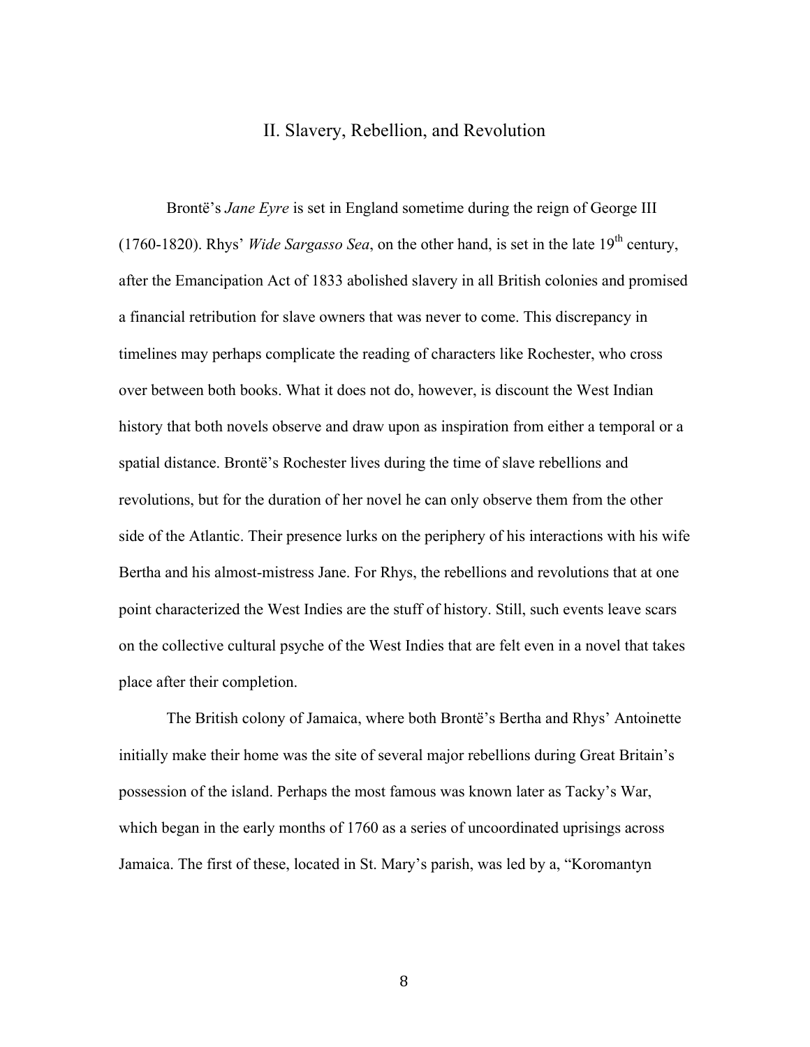## II. Slavery, Rebellion, and Revolution

Brontë's *Jane Eyre* is set in England sometime during the reign of George III (1760-1820). Rhys' *Wide Sargasso Sea*, on the other hand, is set in the late 19th century, after the Emancipation Act of 1833 abolished slavery in all British colonies and promised a financial retribution for slave owners that was never to come. This discrepancy in timelines may perhaps complicate the reading of characters like Rochester, who cross over between both books. What it does not do, however, is discount the West Indian history that both novels observe and draw upon as inspiration from either a temporal or a spatial distance. Brontë's Rochester lives during the time of slave rebellions and revolutions, but for the duration of her novel he can only observe them from the other side of the Atlantic. Their presence lurks on the periphery of his interactions with his wife Bertha and his almost-mistress Jane. For Rhys, the rebellions and revolutions that at one point characterized the West Indies are the stuff of history. Still, such events leave scars on the collective cultural psyche of the West Indies that are felt even in a novel that takes place after their completion.

The British colony of Jamaica, where both Brontë's Bertha and Rhys' Antoinette initially make their home was the site of several major rebellions during Great Britain's possession of the island. Perhaps the most famous was known later as Tacky's War, which began in the early months of 1760 as a series of uncoordinated uprisings across Jamaica. The first of these, located in St. Mary's parish, was led by a, "Koromantyn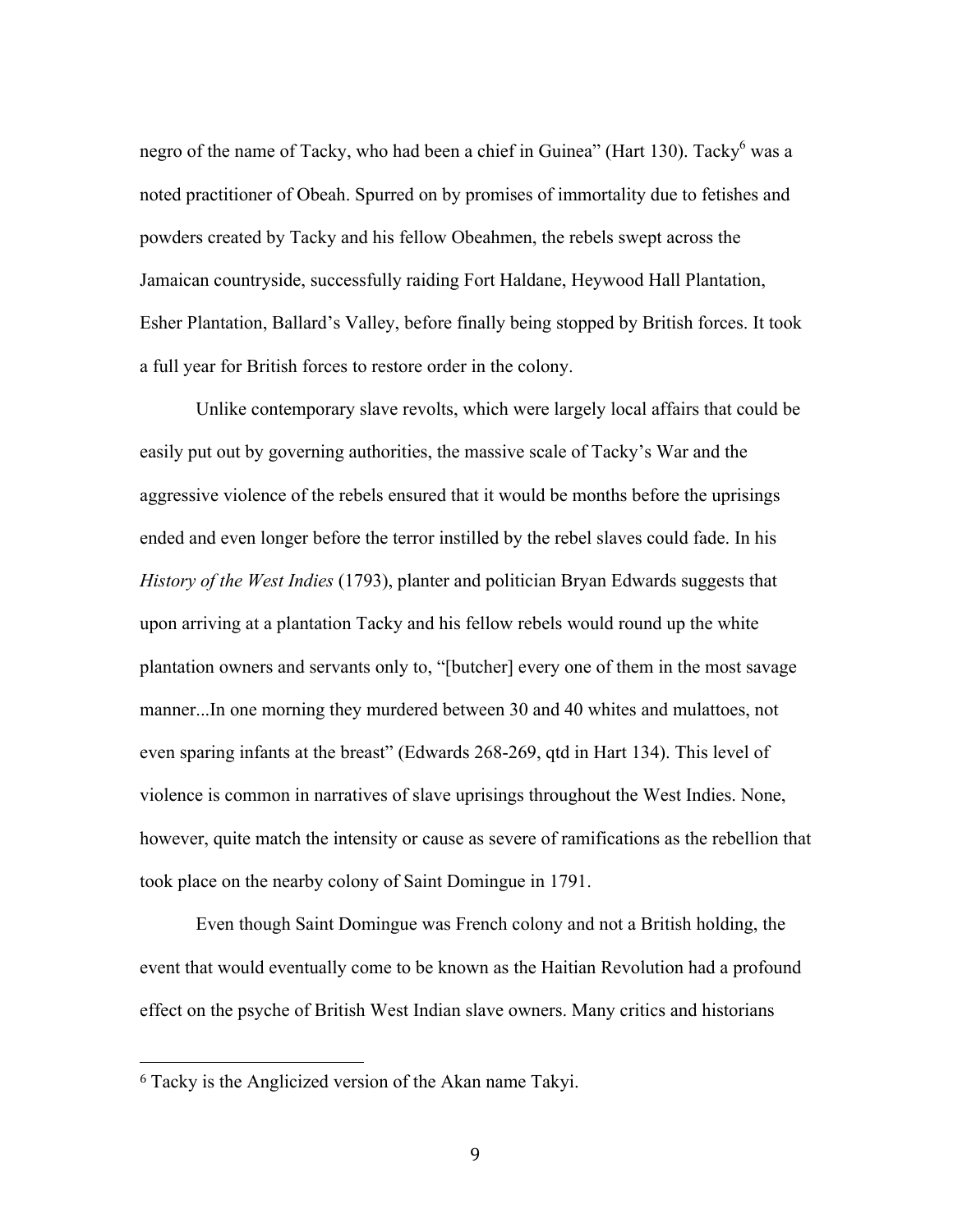negro of the name of Tacky, who had been a chief in Guinea" (Hart 130). Tacky[6] was a noted practitioner of Obeah. Spurred on by promises of immortality due to fetishes and powders created by Tacky and his fellow Obeahmen, the rebels swept across the Jamaican countryside, successfully raiding Fort Haldane, Heywood Hall Plantation, Esher Plantation, Ballard's Valley, before finally being stopped by British forces. It took a full year for British forces to restore order in the colony.

Unlike contemporary slave revolts, which were largely local affairs that could be easily put out by governing authorities, the massive scale of Tacky's War and the aggressive violence of the rebels ensured that it would be months before the uprisings ended and even longer before the terror instilled by the rebel slaves could fade. In his *History of the West Indies* (1793), planter and politician Bryan Edwards suggests that upon arriving at a plantation Tacky and his fellow rebels would round up the white plantation owners and servants only to, "[butcher] every one of them in the most savage manner...In one morning they murdered between 30 and 40 whites and mulattoes, not even sparing infants at the breast" (Edwards 268-269, qtd in Hart 134). This level of violence is common in narratives of slave uprisings throughout the West Indies. None, however, quite match the intensity or cause as severe of ramifications as the rebellion that took place on the nearby colony of Saint Domingue in 1791.

Even though Saint Domingue was French colony and not a British holding, the event that would eventually come to be known as the Haitian Revolution had a profound effect on the psyche of British West Indian slave owners. Many critics and historians

---

[6] Tacky is the Anglicized version of the Akan name Takyi.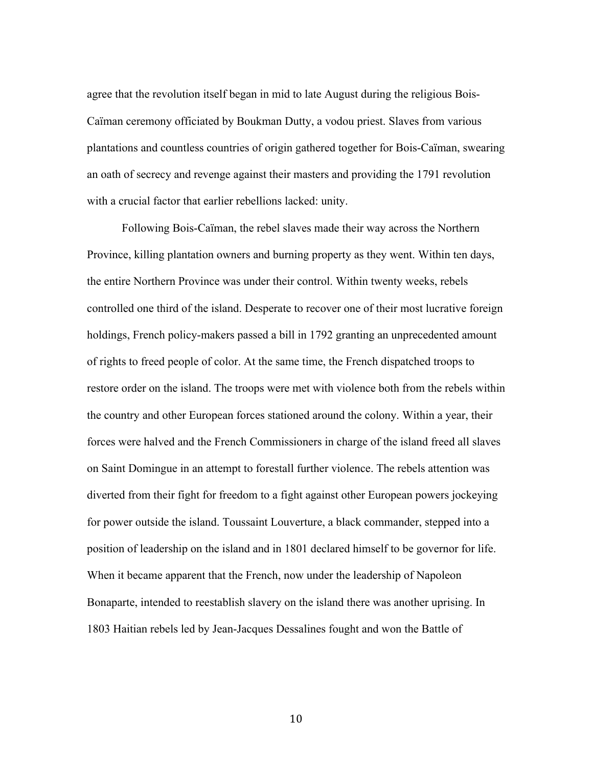agree that the revolution itself began in mid to late August during the religious Bois-Caïman ceremony officiated by Boukman Dutty, a vodou priest. Slaves from various plantations and countless countries of origin gathered together for Bois-Caïman, swearing an oath of secrecy and revenge against their masters and providing the 1791 revolution with a crucial factor that earlier rebellions lacked: unity.

Following Bois-Caïman, the rebel slaves made their way across the Northern Province, killing plantation owners and burning property as they went. Within ten days, the entire Northern Province was under their control. Within twenty weeks, rebels controlled one third of the island. Desperate to recover one of their most lucrative foreign holdings, French policy-makers passed a bill in 1792 granting an unprecedented amount of rights to freed people of color. At the same time, the French dispatched troops to restore order on the island. The troops were met with violence both from the rebels within the country and other European forces stationed around the colony. Within a year, their forces were halved and the French Commissioners in charge of the island freed all slaves on Saint Domingue in an attempt to forestall further violence. The rebels attention was diverted from their fight for freedom to a fight against other European powers jockeying for power outside the island. Toussaint Louverture, a black commander, stepped into a position of leadership on the island and in 1801 declared himself to be governor for life. When it became apparent that the French, now under the leadership of Napoleon Bonaparte, intended to reestablish slavery on the island there was another uprising. In 1803 Haitian rebels led by Jean-Jacques Dessalines fought and won the Battle of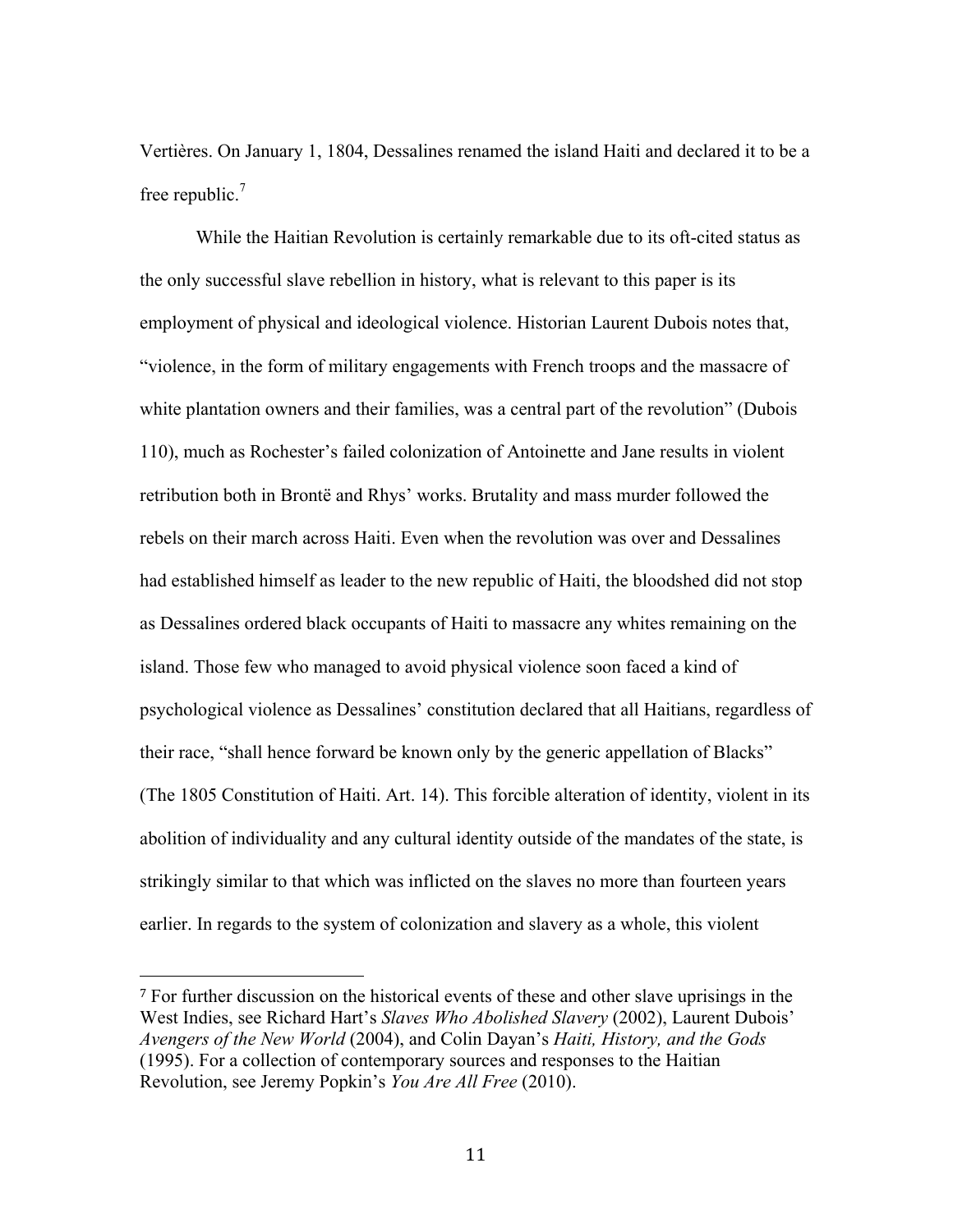Vertières. On January 1, 1804, Dessalines renamed the island Haiti and declared it to be a free republic.[7]

While the Haitian Revolution is certainly remarkable due to its oft-cited status as the only successful slave rebellion in history, what is relevant to this paper is its employment of physical and ideological violence. Historian Laurent Dubois notes that, "violence, in the form of military engagements with French troops and the massacre of white plantation owners and their families, was a central part of the revolution" (Dubois 110), much as Rochester's failed colonization of Antoinette and Jane results in violent retribution both in Brontë and Rhys' works. Brutality and mass murder followed the rebels on their march across Haiti. Even when the revolution was over and Dessalines had established himself as leader to the new republic of Haiti, the bloodshed did not stop as Dessalines ordered black occupants of Haiti to massacre any whites remaining on the island. Those few who managed to avoid physical violence soon faced a kind of psychological violence as Dessalines' constitution declared that all Haitians, regardless of their race, "shall hence forward be known only by the generic appellation of Blacks" (The 1805 Constitution of Haiti. Art. 14). This forcible alteration of identity, violent in its abolition of individuality and any cultural identity outside of the mandates of the state, is strikingly similar to that which was inflicted on the slaves no more than fourteen years earlier. In regards to the system of colonization and slavery as a whole, this violent

---

[7] For further discussion on the historical events of these and other slave uprisings in the West Indies, see Richard Hart's *Slaves Who Abolished Slavery* (2002), Laurent Dubois' *Avengers of the New World* (2004), and Colin Dayan's *Haiti, History, and the Gods* (1995). For a collection of contemporary sources and responses to the Haitian Revolution, see Jeremy Popkin's *You Are All Free* (2010).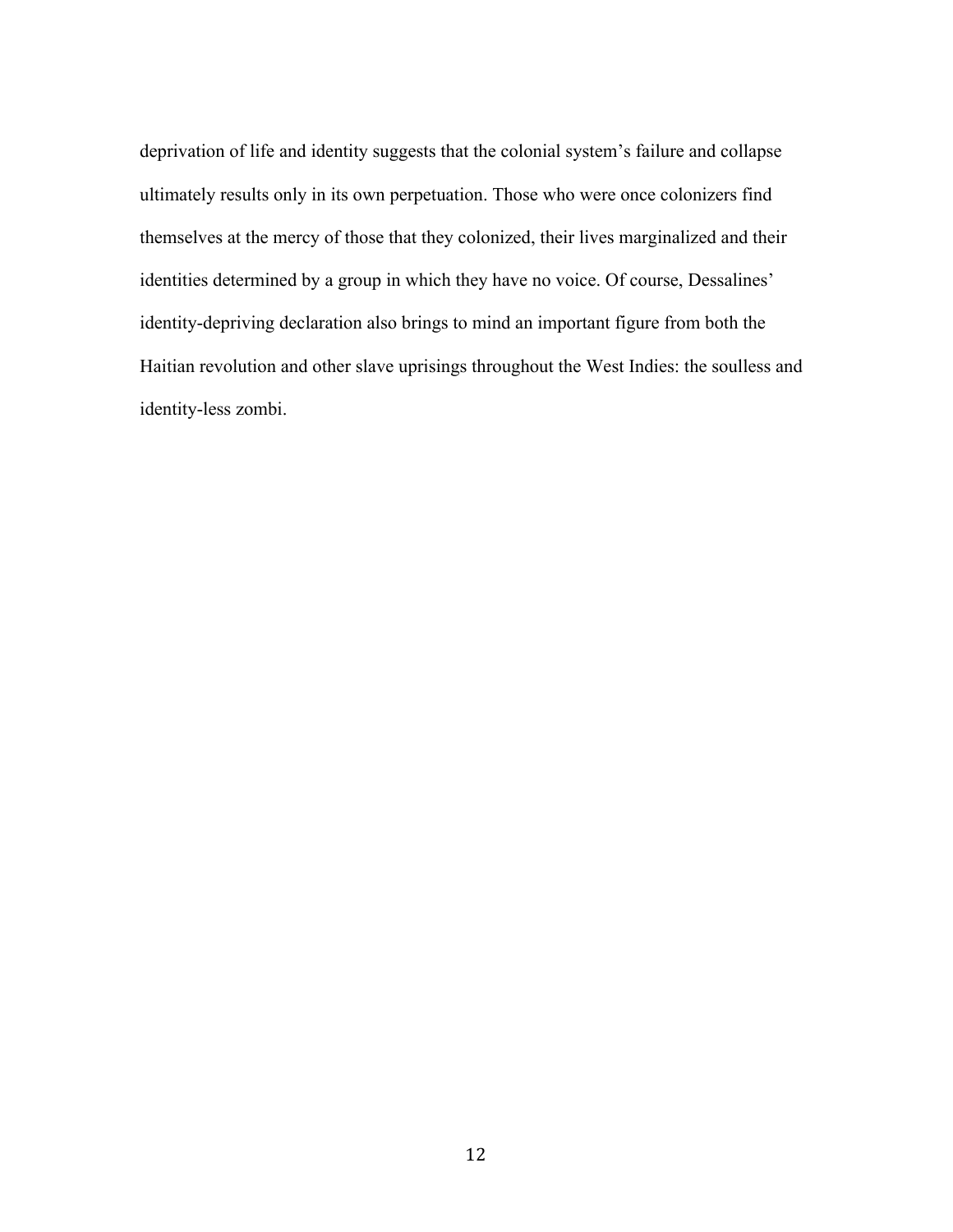deprivation of life and identity suggests that the colonial system's failure and collapse ultimately results only in its own perpetuation. Those who were once colonizers find themselves at the mercy of those that they colonized, their lives marginalized and their identities determined by a group in which they have no voice. Of course, Dessalines' identity-depriving declaration also brings to mind an important figure from both the Haitian revolution and other slave uprisings throughout the West Indies: the soulless and identity-less zombi.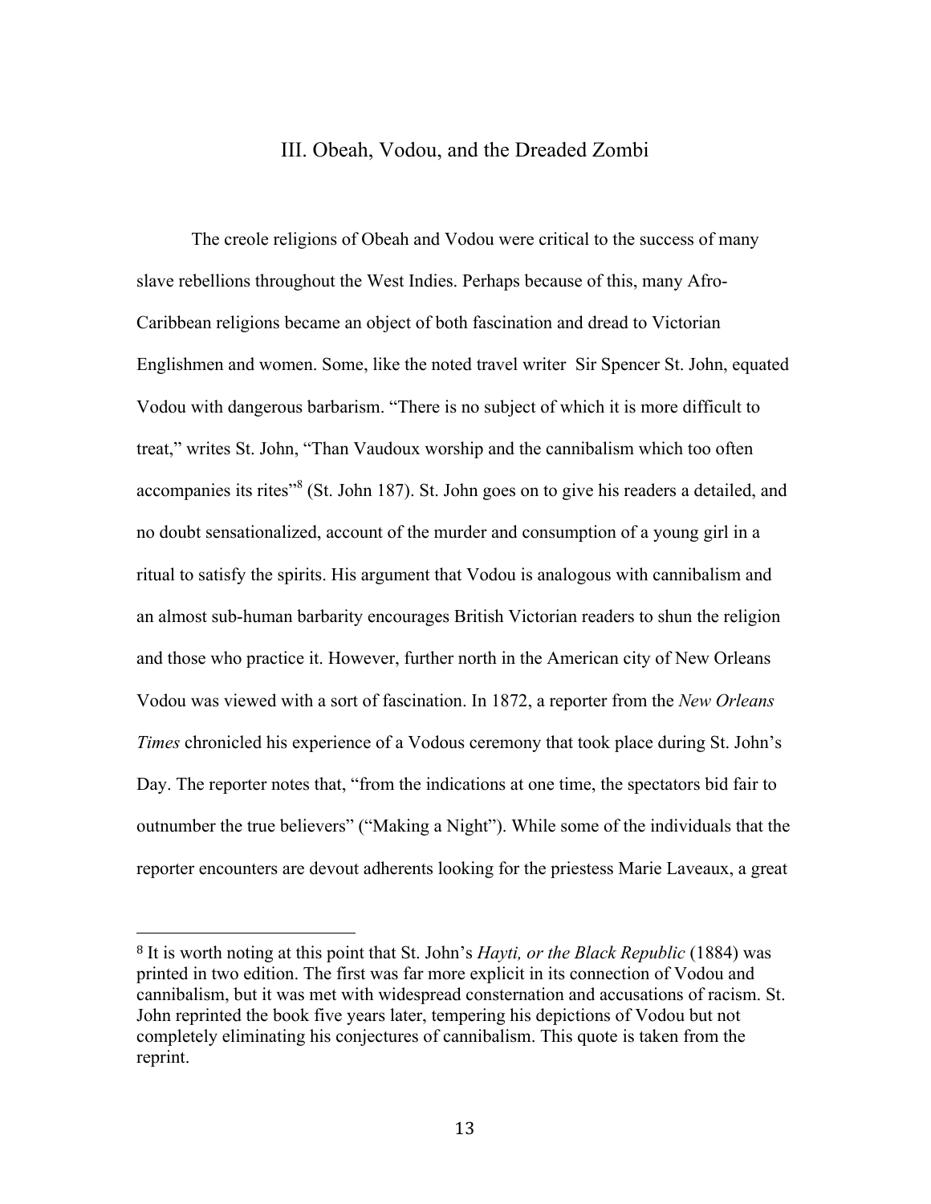## III. Obeah, Vodou, and the Dreaded Zombi

The creole religions of Obeah and Vodou were critical to the success of many slave rebellions throughout the West Indies. Perhaps because of this, many Afro-Caribbean religions became an object of both fascination and dread to Victorian Englishmen and women. Some, like the noted travel writer Sir Spencer St. John, equated Vodou with dangerous barbarism. "There is no subject of which it is more difficult to treat," writes St. John, "Than Vaudoux worship and the cannibalism which too often accompanies its rites"[8] (St. John 187). St. John goes on to give his readers a detailed, and no doubt sensationalized, account of the murder and consumption of a young girl in a ritual to satisfy the spirits. His argument that Vodou is analogous with cannibalism and an almost sub-human barbarity encourages British Victorian readers to shun the religion and those who practice it. However, further north in the American city of New Orleans Vodou was viewed with a sort of fascination. In 1872, a reporter from the *New Orleans Times* chronicled his experience of a Vodous ceremony that took place during St. John's Day. The reporter notes that, "from the indications at one time, the spectators bid fair to outnumber the true believers" ("Making a Night"). While some of the individuals that the reporter encounters are devout adherents looking for the priestess Marie Laveaux, a great

---

[8] It is worth noting at this point that St. John's *Hayti, or the Black Republic* (1884) was printed in two edition. The first was far more explicit in its connection of Vodou and cannibalism, but it was met with widespread consternation and accusations of racism. St. John reprinted the book five years later, tempering his depictions of Vodou but not completely eliminating his conjectures of cannibalism. This quote is taken from the reprint.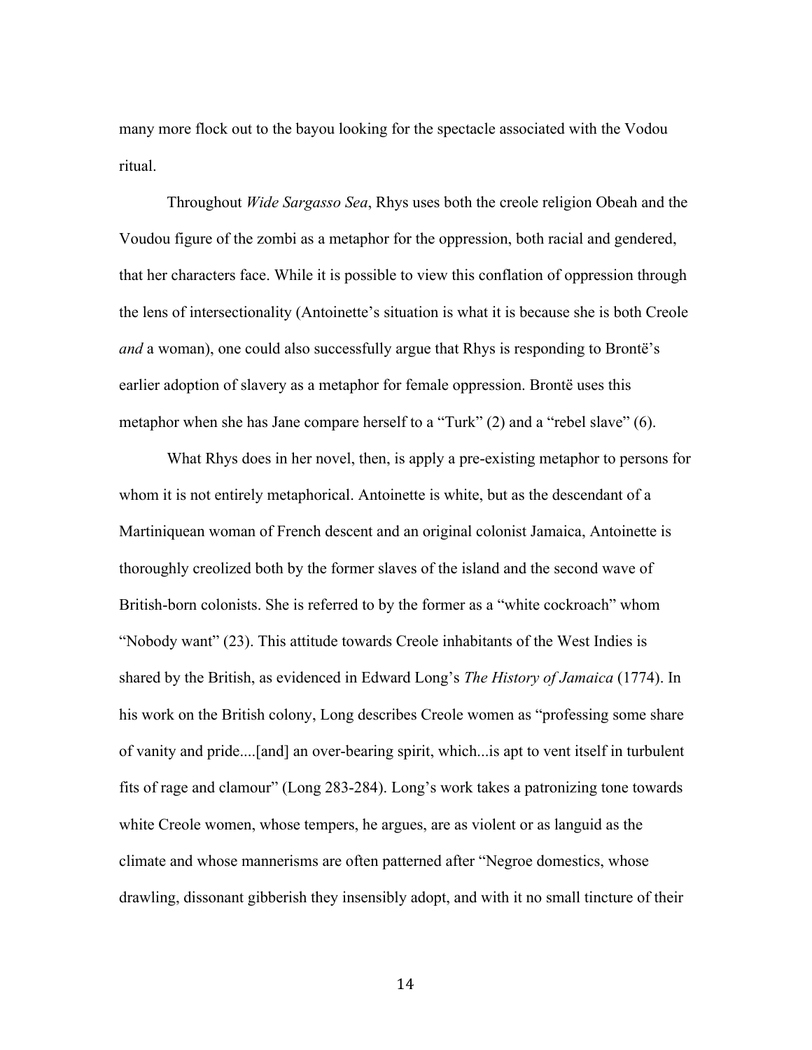many more flock out to the bayou looking for the spectacle associated with the Vodou ritual.

Throughout *Wide Sargasso Sea*, Rhys uses both the creole religion Obeah and the Voudou figure of the zombi as a metaphor for the oppression, both racial and gendered, that her characters face. While it is possible to view this conflation of oppression through the lens of intersectionality (Antoinette's situation is what it is because she is both Creole *and* a woman), one could also successfully argue that Rhys is responding to Brontë's earlier adoption of slavery as a metaphor for female oppression. Brontë uses this metaphor when she has Jane compare herself to a "Turk" (2) and a "rebel slave" (6).

What Rhys does in her novel, then, is apply a pre-existing metaphor to persons for whom it is not entirely metaphorical. Antoinette is white, but as the descendant of a Martiniquean woman of French descent and an original colonist Jamaica, Antoinette is thoroughly creolized both by the former slaves of the island and the second wave of British-born colonists. She is referred to by the former as a "white cockroach" whom "Nobody want" (23). This attitude towards Creole inhabitants of the West Indies is shared by the British, as evidenced in Edward Long's *The History of Jamaica* (1774). In his work on the British colony, Long describes Creole women as "professing some share of vanity and pride....[and] an over-bearing spirit, which...is apt to vent itself in turbulent fits of rage and clamour" (Long 283-284). Long's work takes a patronizing tone towards white Creole women, whose tempers, he argues, are as violent or as languid as the climate and whose mannerisms are often patterned after "Negroe domestics, whose drawling, dissonant gibberish they insensibly adopt, and with it no small tincture of their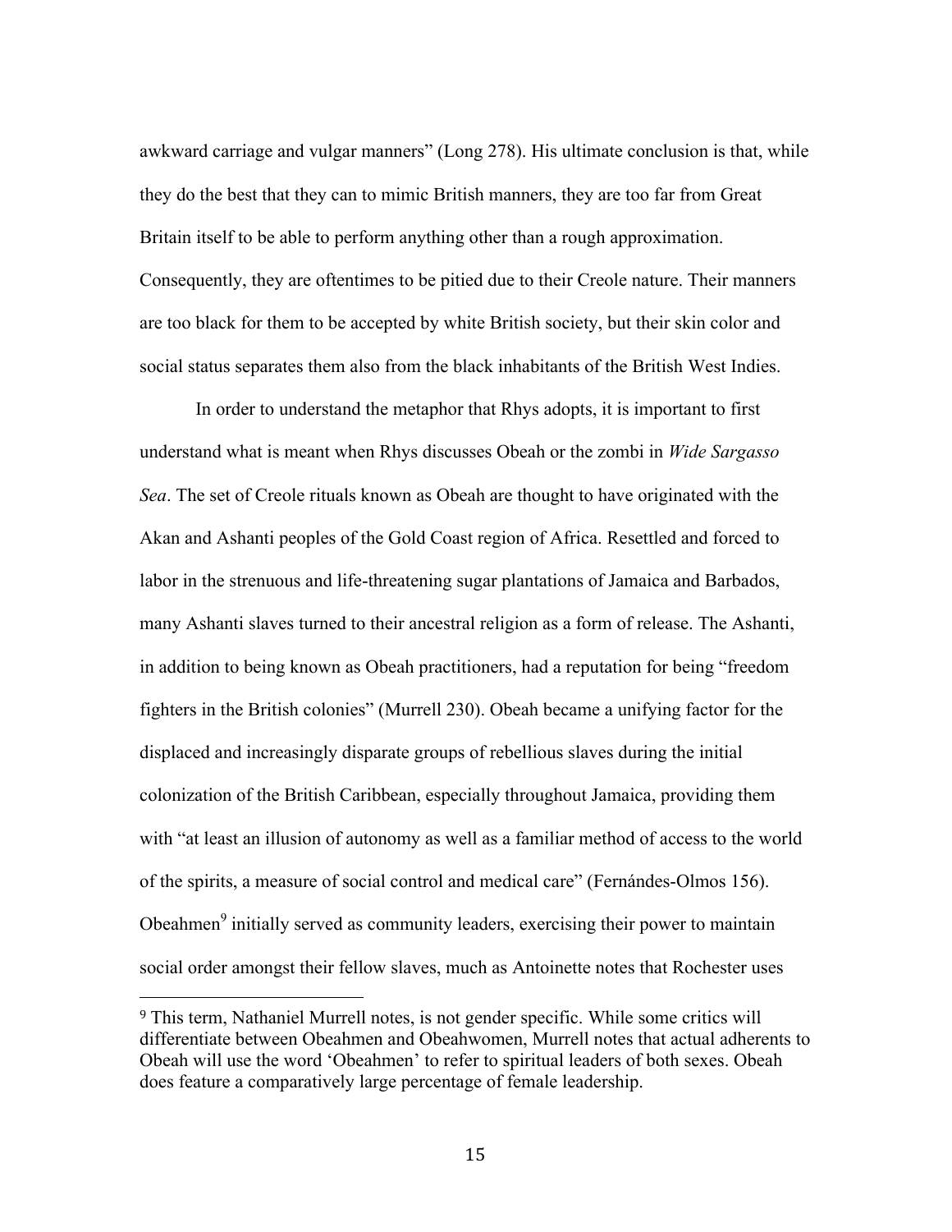awkward carriage and vulgar manners" (Long 278). His ultimate conclusion is that, while they do the best that they can to mimic British manners, they are too far from Great Britain itself to be able to perform anything other than a rough approximation. Consequently, they are oftentimes to be pitied due to their Creole nature. Their manners are too black for them to be accepted by white British society, but their skin color and social status separates them also from the black inhabitants of the British West Indies.

In order to understand the metaphor that Rhys adopts, it is important to first understand what is meant when Rhys discusses Obeah or the zombi in *Wide Sargasso Sea*. The set of Creole rituals known as Obeah are thought to have originated with the Akan and Ashanti peoples of the Gold Coast region of Africa. Resettled and forced to labor in the strenuous and life-threatening sugar plantations of Jamaica and Barbados, many Ashanti slaves turned to their ancestral religion as a form of release. The Ashanti, in addition to being known as Obeah practitioners, had a reputation for being "freedom fighters in the British colonies" (Murrell 230). Obeah became a unifying factor for the displaced and increasingly disparate groups of rebellious slaves during the initial colonization of the British Caribbean, especially throughout Jamaica, providing them with "at least an illusion of autonomy as well as a familiar method of access to the world of the spirits, a measure of social control and medical care" (Fernándes-Olmos 156). Obeahmen[9] initially served as community leaders, exercising their power to maintain social order amongst their fellow slaves, much as Antoinette notes that Rochester uses

[9] This term, Nathaniel Murrell notes, is not gender specific. While some critics will differentiate between Obeahmen and Obeahwomen, Murrell notes that actual adherents to Obeah will use the word 'Obeahmen' to refer to spiritual leaders of both sexes. Obeah does feature a comparatively large percentage of female leadership.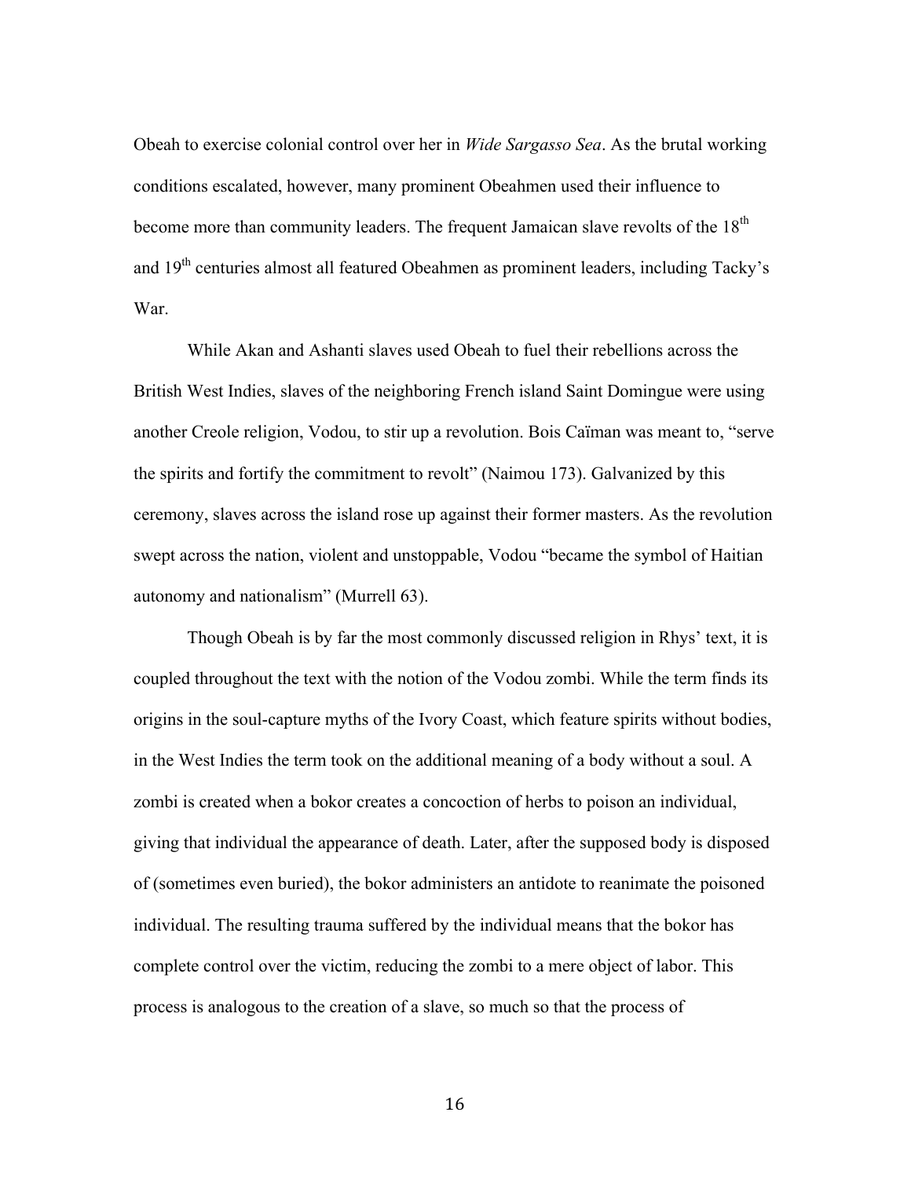Obeah to exercise colonial control over her in *Wide Sargasso Sea*. As the brutal working conditions escalated, however, many prominent Obeahmen used their influence to become more than community leaders. The frequent Jamaican slave revolts of the 18th and 19th centuries almost all featured Obeahmen as prominent leaders, including Tacky's War.

While Akan and Ashanti slaves used Obeah to fuel their rebellions across the British West Indies, slaves of the neighboring French island Saint Domingue were using another Creole religion, Vodou, to stir up a revolution. Bois Caïman was meant to, "serve the spirits and fortify the commitment to revolt" (Naimou 173). Galvanized by this ceremony, slaves across the island rose up against their former masters. As the revolution swept across the nation, violent and unstoppable, Vodou "became the symbol of Haitian autonomy and nationalism" (Murrell 63).

Though Obeah is by far the most commonly discussed religion in Rhys' text, it is coupled throughout the text with the notion of the Vodou zombi. While the term finds its origins in the soul-capture myths of the Ivory Coast, which feature spirits without bodies, in the West Indies the term took on the additional meaning of a body without a soul. A zombi is created when a bokor creates a concoction of herbs to poison an individual, giving that individual the appearance of death. Later, after the supposed body is disposed of (sometimes even buried), the bokor administers an antidote to reanimate the poisoned individual. The resulting trauma suffered by the individual means that the bokor has complete control over the victim, reducing the zombi to a mere object of labor. This process is analogous to the creation of a slave, so much so that the process of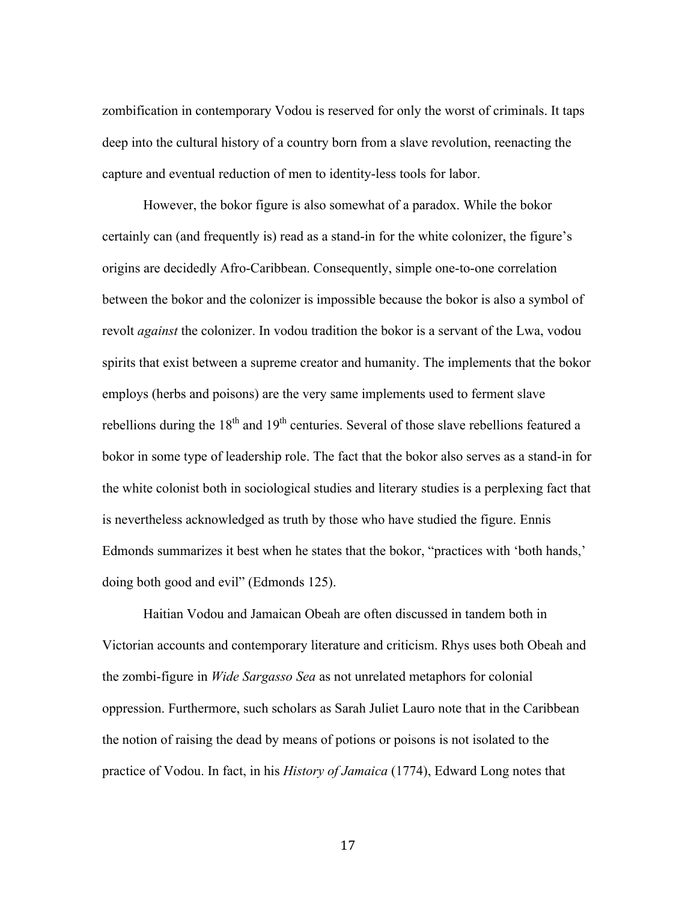zombification in contemporary Vodou is reserved for only the worst of criminals. It taps deep into the cultural history of a country born from a slave revolution, reenacting the capture and eventual reduction of men to identity-less tools for labor.

However, the bokor figure is also somewhat of a paradox. While the bokor certainly can (and frequently is) read as a stand-in for the white colonizer, the figure's origins are decidedly Afro-Caribbean. Consequently, simple one-to-one correlation between the bokor and the colonizer is impossible because the bokor is also a symbol of revolt *against* the colonizer. In vodou tradition the bokor is a servant of the Lwa, vodou spirits that exist between a supreme creator and humanity. The implements that the bokor employs (herbs and poisons) are the very same implements used to ferment slave rebellions during the 18th and 19th centuries. Several of those slave rebellions featured a bokor in some type of leadership role. The fact that the bokor also serves as a stand-in for the white colonist both in sociological studies and literary studies is a perplexing fact that is nevertheless acknowledged as truth by those who have studied the figure. Ennis Edmonds summarizes it best when he states that the bokor, "practices with 'both hands,' doing both good and evil" (Edmonds 125).

Haitian Vodou and Jamaican Obeah are often discussed in tandem both in Victorian accounts and contemporary literature and criticism. Rhys uses both Obeah and the zombi-figure in *Wide Sargasso Sea* as not unrelated metaphors for colonial oppression. Furthermore, such scholars as Sarah Juliet Lauro note that in the Caribbean the notion of raising the dead by means of potions or poisons is not isolated to the practice of Vodou. In fact, in his *History of Jamaica* (1774), Edward Long notes that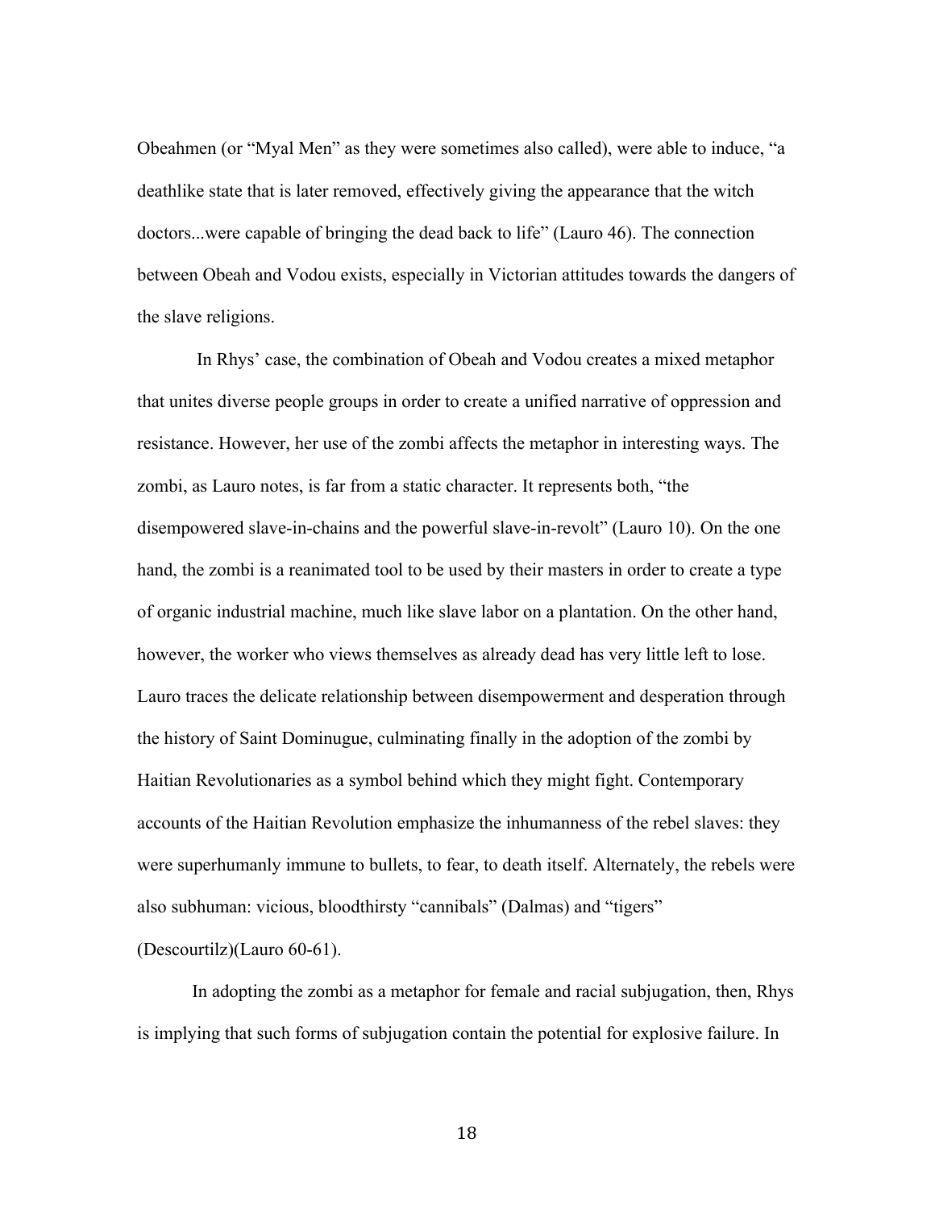Obeahmen (or "Myal Men" as they were sometimes also called), were able to induce, "a deathlike state that is later removed, effectively giving the appearance that the witch doctors...were capable of bringing the dead back to life" (Lauro 46). The connection between Obeah and Vodou exists, especially in Victorian attitudes towards the dangers of the slave religions.

In Rhys' case, the combination of Obeah and Vodou creates a mixed metaphor that unites diverse people groups in order to create a unified narrative of oppression and resistance. However, her use of the zombi affects the metaphor in interesting ways. The zombi, as Lauro notes, is far from a static character. It represents both, "the disempowered slave-in-chains and the powerful slave-in-revolt" (Lauro 10). On the one hand, the zombi is a reanimated tool to be used by their masters in order to create a type of organic industrial machine, much like slave labor on a plantation. On the other hand, however, the worker who views themselves as already dead has very little left to lose. Lauro traces the delicate relationship between disempowerment and desperation through the history of Saint Dominugue, culminating finally in the adoption of the zombi by Haitian Revolutionaries as a symbol behind which they might fight. Contemporary accounts of the Haitian Revolution emphasize the inhumanness of the rebel slaves: they were superhumanly immune to bullets, to fear, to death itself. Alternately, the rebels were also subhuman: vicious, bloodthirsty "cannibals" (Dalmas) and "tigers" (Descourtilz)(Lauro 60-61).

In adopting the zombi as a metaphor for female and racial subjugation, then, Rhys is implying that such forms of subjugation contain the potential for explosive failure. In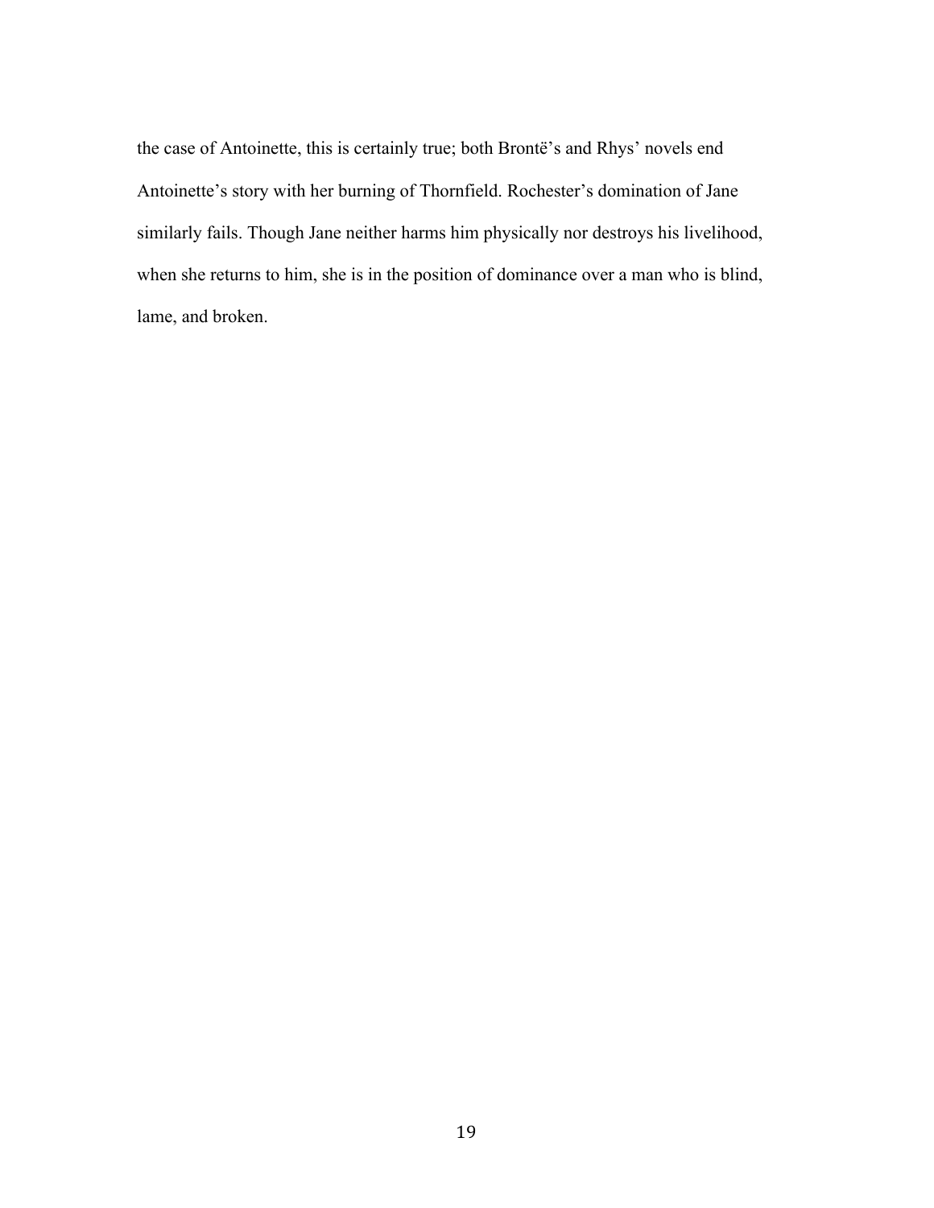the case of Antoinette, this is certainly true; both Brontë's and Rhys' novels end Antoinette's story with her burning of Thornfield. Rochester's domination of Jane similarly fails. Though Jane neither harms him physically nor destroys his livelihood, when she returns to him, she is in the position of dominance over a man who is blind, lame, and broken.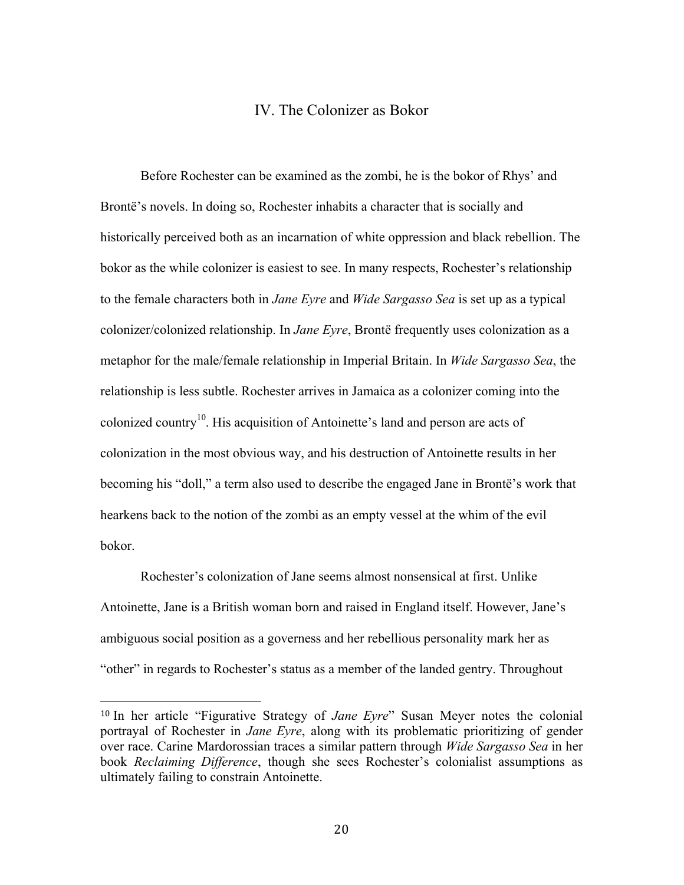## IV. The Colonizer as Bokor

Before Rochester can be examined as the zombi, he is the bokor of Rhys' and Brontë's novels. In doing so, Rochester inhabits a character that is socially and historically perceived both as an incarnation of white oppression and black rebellion. The bokor as the while colonizer is easiest to see. In many respects, Rochester's relationship to the female characters both in *Jane Eyre* and *Wide Sargasso Sea* is set up as a typical colonizer/colonized relationship. In *Jane Eyre*, Brontë frequently uses colonization as a metaphor for the male/female relationship in Imperial Britain. In *Wide Sargasso Sea*, the relationship is less subtle. Rochester arrives in Jamaica as a colonizer coming into the colonized country[10]. His acquisition of Antoinette's land and person are acts of colonization in the most obvious way, and his destruction of Antoinette results in her becoming his "doll," a term also used to describe the engaged Jane in Brontë's work that hearkens back to the notion of the zombi as an empty vessel at the whim of the evil bokor.

Rochester's colonization of Jane seems almost nonsensical at first. Unlike Antoinette, Jane is a British woman born and raised in England itself. However, Jane's ambiguous social position as a governess and her rebellious personality mark her as "other" in regards to Rochester's status as a member of the landed gentry. Throughout

---

[10] In her article "Figurative Strategy of *Jane Eyre*" Susan Meyer notes the colonial portrayal of Rochester in *Jane Eyre*, along with its problematic prioritizing of gender over race. Carine Mardorossian traces a similar pattern through *Wide Sargasso Sea* in her book *Reclaiming Difference*, though she sees Rochester's colonialist assumptions as ultimately failing to constrain Antoinette.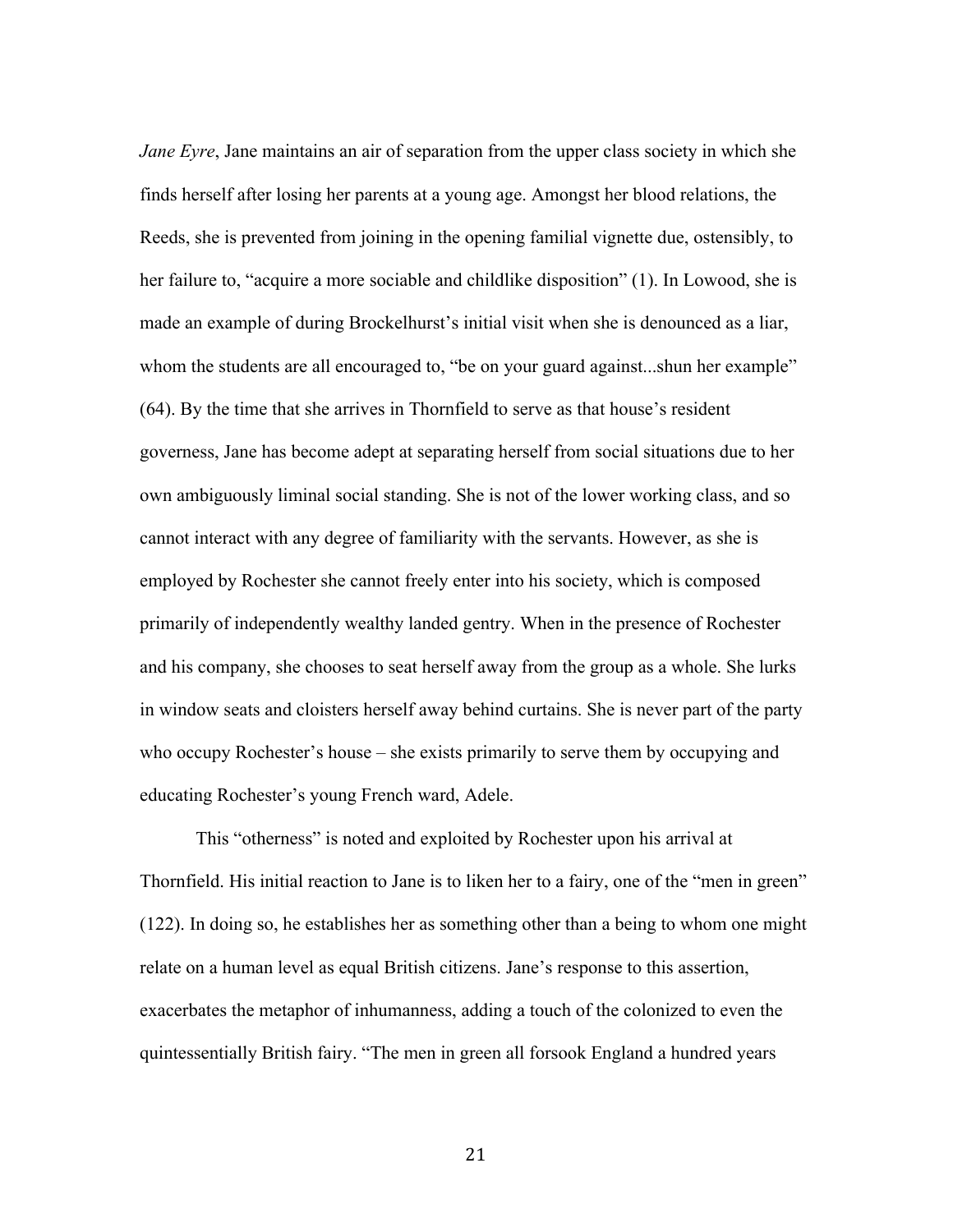*Jane Eyre*, Jane maintains an air of separation from the upper class society in which she finds herself after losing her parents at a young age. Amongst her blood relations, the Reeds, she is prevented from joining in the opening familial vignette due, ostensibly, to her failure to, "acquire a more sociable and childlike disposition" (1). In Lowood, she is made an example of during Brockelhurst's initial visit when she is denounced as a liar, whom the students are all encouraged to, "be on your guard against...shun her example" (64). By the time that she arrives in Thornfield to serve as that house's resident governess, Jane has become adept at separating herself from social situations due to her own ambiguously liminal social standing. She is not of the lower working class, and so cannot interact with any degree of familiarity with the servants. However, as she is employed by Rochester she cannot freely enter into his society, which is composed primarily of independently wealthy landed gentry. When in the presence of Rochester and his company, she chooses to seat herself away from the group as a whole. She lurks in window seats and cloisters herself away behind curtains. She is never part of the party who occupy Rochester's house – she exists primarily to serve them by occupying and educating Rochester's young French ward, Adele.

This "otherness" is noted and exploited by Rochester upon his arrival at Thornfield. His initial reaction to Jane is to liken her to a fairy, one of the "men in green" (122). In doing so, he establishes her as something other than a being to whom one might relate on a human level as equal British citizens. Jane's response to this assertion, exacerbates the metaphor of inhumanness, adding a touch of the colonized to even the quintessentially British fairy. "The men in green all forsook England a hundred years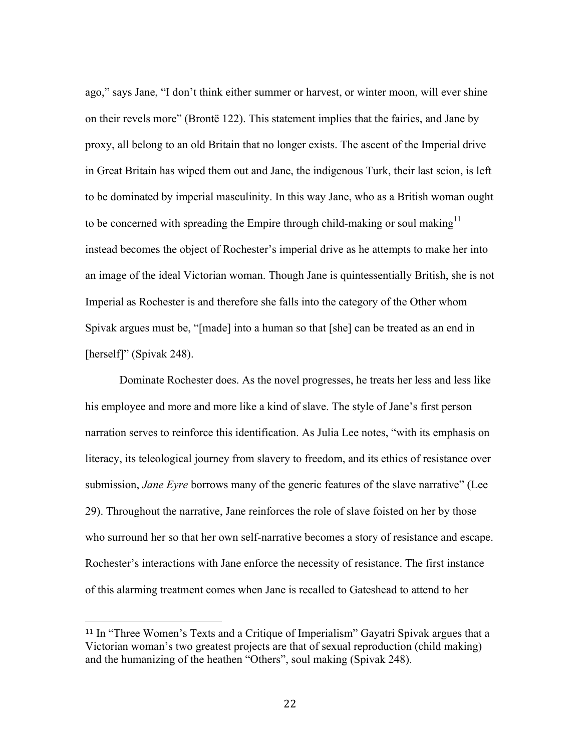ago," says Jane, "I don't think either summer or harvest, or winter moon, will ever shine on their revels more" (Brontë 122). This statement implies that the fairies, and Jane by proxy, all belong to an old Britain that no longer exists. The ascent of the Imperial drive in Great Britain has wiped them out and Jane, the indigenous Turk, their last scion, is left to be dominated by imperial masculinity. In this way Jane, who as a British woman ought to be concerned with spreading the Empire through child-making or soul making[11] instead becomes the object of Rochester's imperial drive as he attempts to make her into an image of the ideal Victorian woman. Though Jane is quintessentially British, she is not Imperial as Rochester is and therefore she falls into the category of the Other whom Spivak argues must be, "[made] into a human so that [she] can be treated as an end in [herself]" (Spivak 248).

Dominate Rochester does. As the novel progresses, he treats her less and less like his employee and more and more like a kind of slave. The style of Jane's first person narration serves to reinforce this identification. As Julia Lee notes, "with its emphasis on literacy, its teleological journey from slavery to freedom, and its ethics of resistance over submission, *Jane Eyre* borrows many of the generic features of the slave narrative" (Lee 29). Throughout the narrative, Jane reinforces the role of slave foisted on her by those who surround her so that her own self-narrative becomes a story of resistance and escape. Rochester's interactions with Jane enforce the necessity of resistance. The first instance of this alarming treatment comes when Jane is recalled to Gateshead to attend to her

[11] In "Three Women's Texts and a Critique of Imperialism" Gayatri Spivak argues that a Victorian woman's two greatest projects are that of sexual reproduction (child making) and the humanizing of the heathen "Others", soul making (Spivak 248).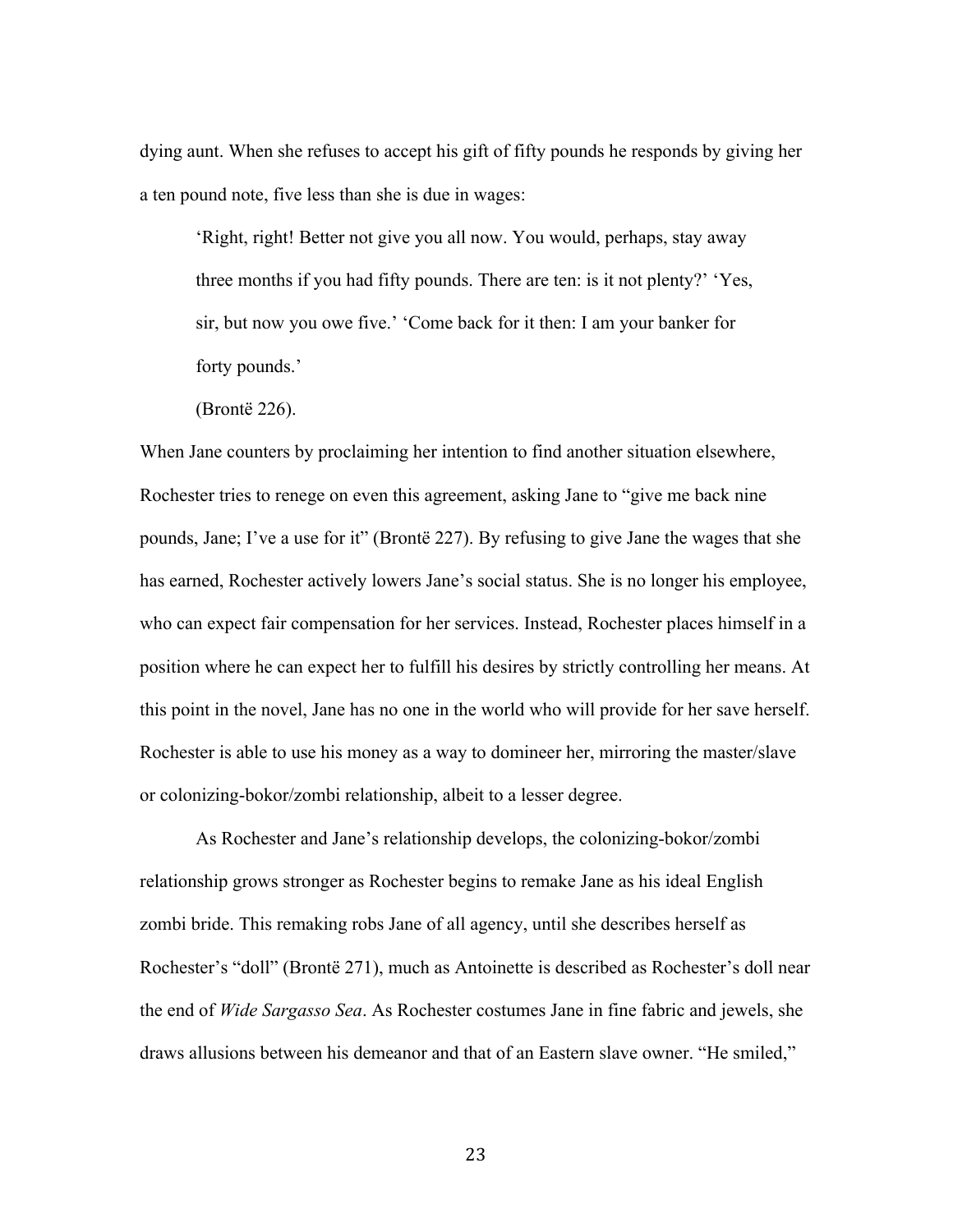dying aunt. When she refuses to accept his gift of fifty pounds he responds by giving her a ten pound note, five less than she is due in wages:

> 'Right, right! Better not give you all now. You would, perhaps, stay away three months if you had fifty pounds. There are ten: is it not plenty?' 'Yes, sir, but now you owe five.' 'Come back for it then: I am your banker for forty pounds.'
>
> (Brontë 226).

When Jane counters by proclaiming her intention to find another situation elsewhere, Rochester tries to renege on even this agreement, asking Jane to "give me back nine pounds, Jane; I've a use for it" (Brontë 227). By refusing to give Jane the wages that she has earned, Rochester actively lowers Jane's social status. She is no longer his employee, who can expect fair compensation for her services. Instead, Rochester places himself in a position where he can expect her to fulfill his desires by strictly controlling her means. At this point in the novel, Jane has no one in the world who will provide for her save herself. Rochester is able to use his money as a way to domineer her, mirroring the master/slave or colonizing-bokor/zombi relationship, albeit to a lesser degree.

As Rochester and Jane's relationship develops, the colonizing-bokor/zombi relationship grows stronger as Rochester begins to remake Jane as his ideal English zombi bride. This remaking robs Jane of all agency, until she describes herself as Rochester's "doll" (Brontë 271), much as Antoinette is described as Rochester's doll near the end of *Wide Sargasso Sea*. As Rochester costumes Jane in fine fabric and jewels, she draws allusions between his demeanor and that of an Eastern slave owner. "He smiled,"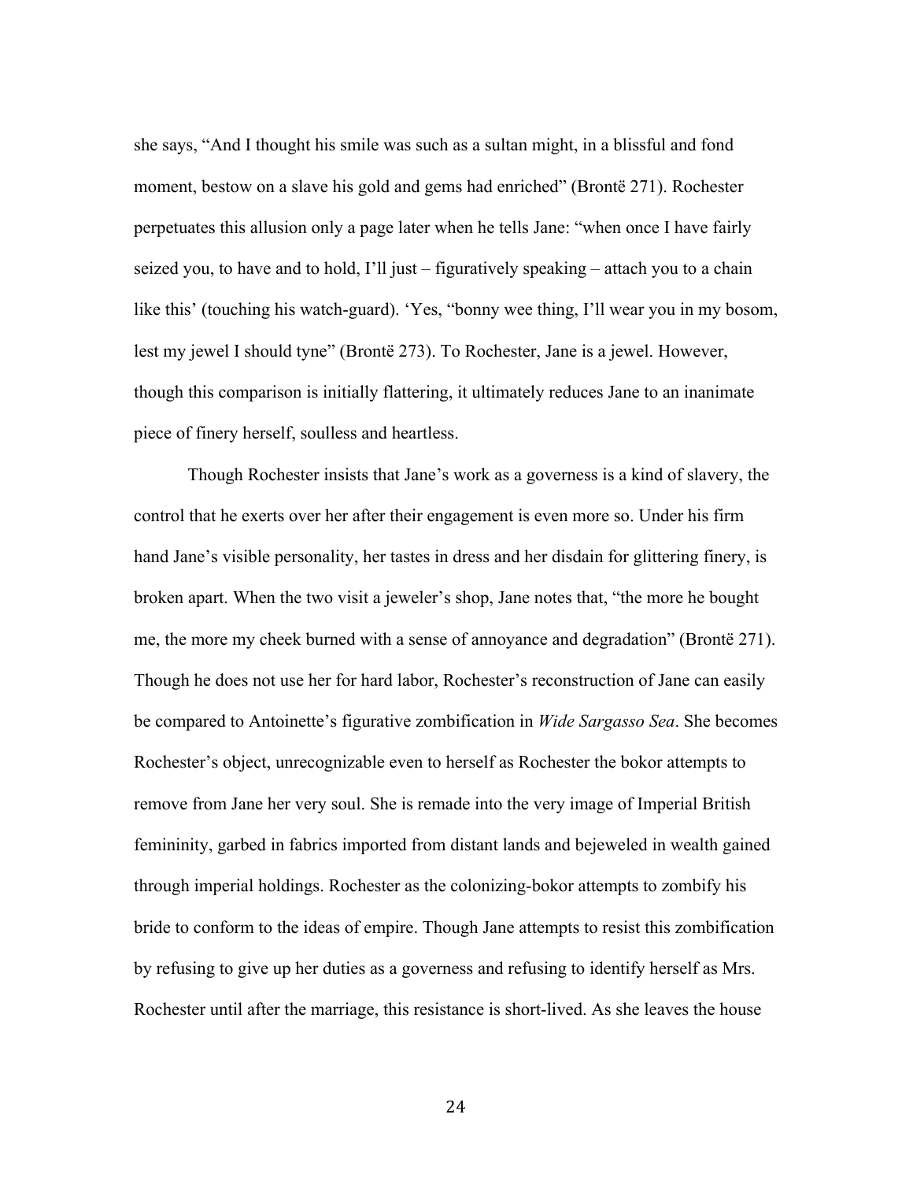she says, "And I thought his smile was such as a sultan might, in a blissful and fond moment, bestow on a slave his gold and gems had enriched" (Brontë 271). Rochester perpetuates this allusion only a page later when he tells Jane: "when once I have fairly seized you, to have and to hold, I'll just – figuratively speaking – attach you to a chain like this' (touching his watch-guard). 'Yes, "bonny wee thing, I'll wear you in my bosom, lest my jewel I should tyne" (Brontë 273). To Rochester, Jane is a jewel. However, though this comparison is initially flattering, it ultimately reduces Jane to an inanimate piece of finery herself, soulless and heartless.

Though Rochester insists that Jane's work as a governess is a kind of slavery, the control that he exerts over her after their engagement is even more so. Under his firm hand Jane's visible personality, her tastes in dress and her disdain for glittering finery, is broken apart. When the two visit a jeweler's shop, Jane notes that, "the more he bought me, the more my cheek burned with a sense of annoyance and degradation" (Brontë 271). Though he does not use her for hard labor, Rochester's reconstruction of Jane can easily be compared to Antoinette's figurative zombification in *Wide Sargasso Sea*. She becomes Rochester's object, unrecognizable even to herself as Rochester the bokor attempts to remove from Jane her very soul. She is remade into the very image of Imperial British femininity, garbed in fabrics imported from distant lands and bejeweled in wealth gained through imperial holdings. Rochester as the colonizing-bokor attempts to zombify his bride to conform to the ideas of empire. Though Jane attempts to resist this zombification by refusing to give up her duties as a governess and refusing to identify herself as Mrs. Rochester until after the marriage, this resistance is short-lived. As she leaves the house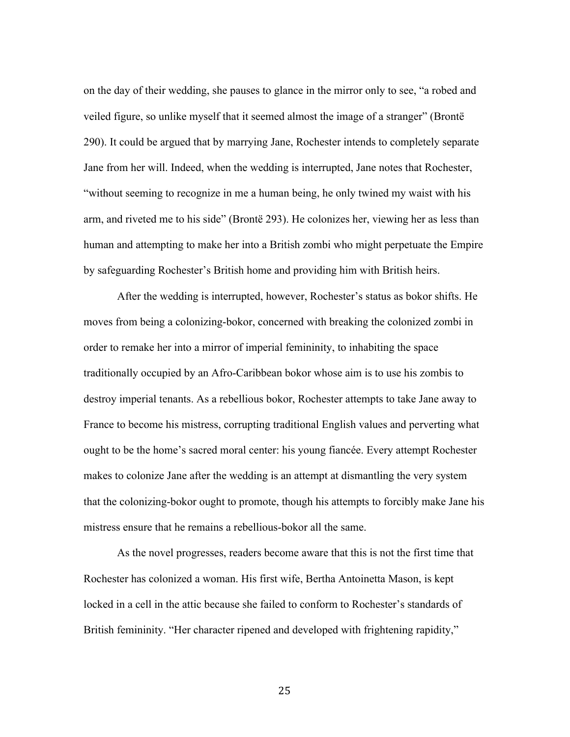on the day of their wedding, she pauses to glance in the mirror only to see, "a robed and veiled figure, so unlike myself that it seemed almost the image of a stranger" (Brontë 290). It could be argued that by marrying Jane, Rochester intends to completely separate Jane from her will. Indeed, when the wedding is interrupted, Jane notes that Rochester, "without seeming to recognize in me a human being, he only twined my waist with his arm, and riveted me to his side" (Brontë 293). He colonizes her, viewing her as less than human and attempting to make her into a British zombi who might perpetuate the Empire by safeguarding Rochester's British home and providing him with British heirs.

After the wedding is interrupted, however, Rochester's status as bokor shifts. He moves from being a colonizing-bokor, concerned with breaking the colonized zombi in order to remake her into a mirror of imperial femininity, to inhabiting the space traditionally occupied by an Afro-Caribbean bokor whose aim is to use his zombis to destroy imperial tenants. As a rebellious bokor, Rochester attempts to take Jane away to France to become his mistress, corrupting traditional English values and perverting what ought to be the home's sacred moral center: his young fiancée. Every attempt Rochester makes to colonize Jane after the wedding is an attempt at dismantling the very system that the colonizing-bokor ought to promote, though his attempts to forcibly make Jane his mistress ensure that he remains a rebellious-bokor all the same.

As the novel progresses, readers become aware that this is not the first time that Rochester has colonized a woman. His first wife, Bertha Antoinetta Mason, is kept locked in a cell in the attic because she failed to conform to Rochester's standards of British femininity. "Her character ripened and developed with frightening rapidity,"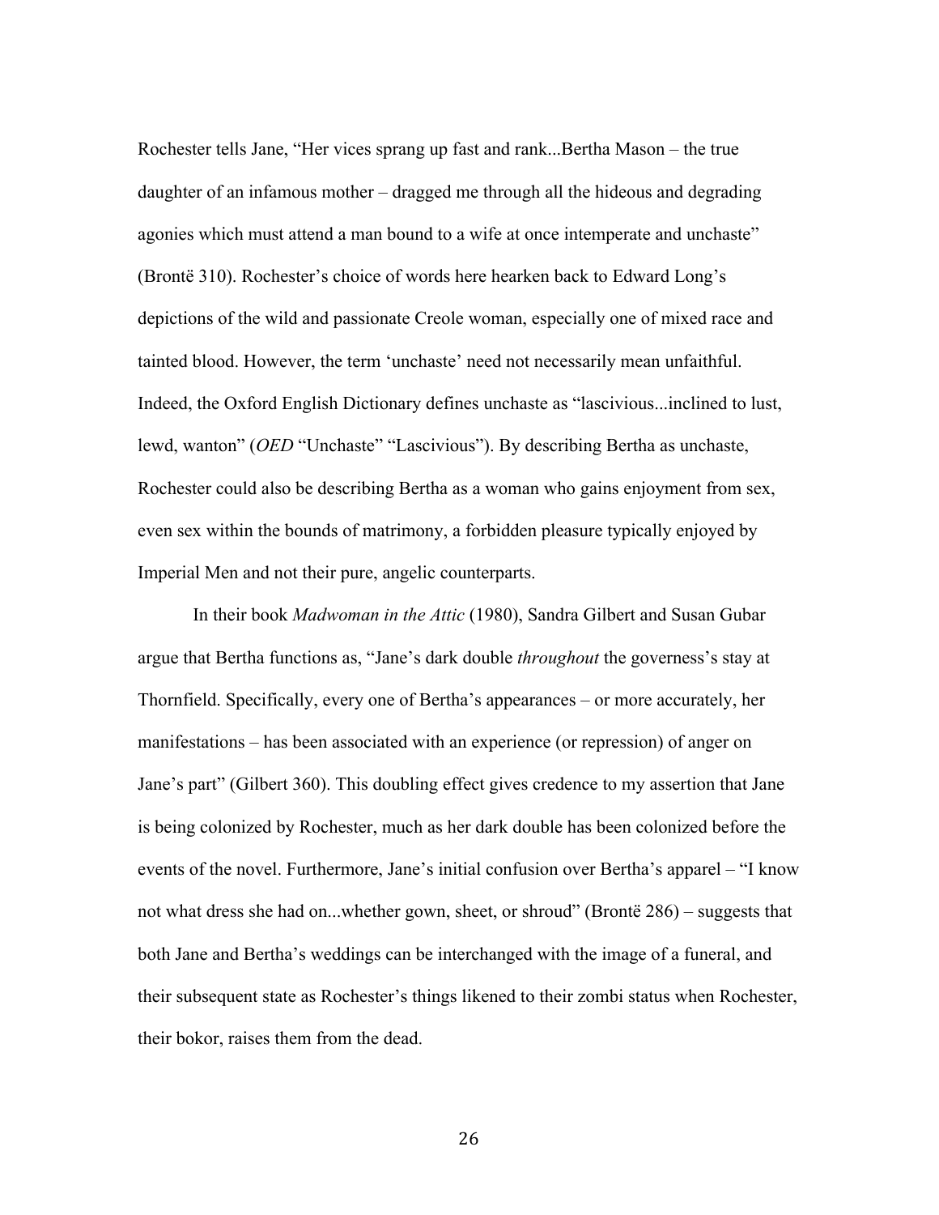Rochester tells Jane, "Her vices sprang up fast and rank...Bertha Mason – the true daughter of an infamous mother – dragged me through all the hideous and degrading agonies which must attend a man bound to a wife at once intemperate and unchaste" (Brontë 310). Rochester's choice of words here hearken back to Edward Long's depictions of the wild and passionate Creole woman, especially one of mixed race and tainted blood. However, the term 'unchaste' need not necessarily mean unfaithful. Indeed, the Oxford English Dictionary defines unchaste as "lascivious...inclined to lust, lewd, wanton" (*OED* "Unchaste" "Lascivious"). By describing Bertha as unchaste, Rochester could also be describing Bertha as a woman who gains enjoyment from sex, even sex within the bounds of matrimony, a forbidden pleasure typically enjoyed by Imperial Men and not their pure, angelic counterparts.

In their book *Madwoman in the Attic* (1980), Sandra Gilbert and Susan Gubar argue that Bertha functions as, "Jane's dark double *throughout* the governess's stay at Thornfield. Specifically, every one of Bertha's appearances – or more accurately, her manifestations – has been associated with an experience (or repression) of anger on Jane's part" (Gilbert 360). This doubling effect gives credence to my assertion that Jane is being colonized by Rochester, much as her dark double has been colonized before the events of the novel. Furthermore, Jane's initial confusion over Bertha's apparel – "I know not what dress she had on...whether gown, sheet, or shroud" (Brontë 286) – suggests that both Jane and Bertha's weddings can be interchanged with the image of a funeral, and their subsequent state as Rochester's things likened to their zombi status when Rochester, their bokor, raises them from the dead.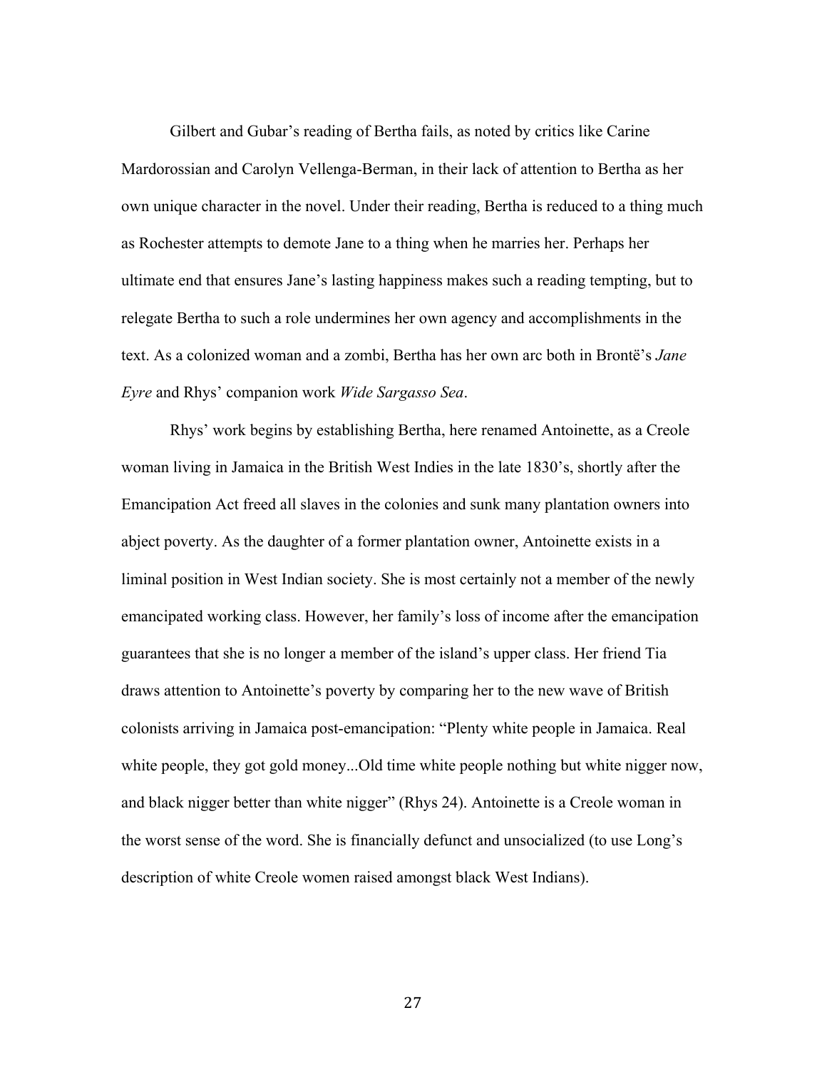Gilbert and Gubar's reading of Bertha fails, as noted by critics like Carine Mardorossian and Carolyn Vellenga-Berman, in their lack of attention to Bertha as her own unique character in the novel. Under their reading, Bertha is reduced to a thing much as Rochester attempts to demote Jane to a thing when he marries her. Perhaps her ultimate end that ensures Jane's lasting happiness makes such a reading tempting, but to relegate Bertha to such a role undermines her own agency and accomplishments in the text. As a colonized woman and a zombi, Bertha has her own arc both in Brontë's *Jane Eyre* and Rhys' companion work *Wide Sargasso Sea*.

Rhys' work begins by establishing Bertha, here renamed Antoinette, as a Creole woman living in Jamaica in the British West Indies in the late 1830's, shortly after the Emancipation Act freed all slaves in the colonies and sunk many plantation owners into abject poverty. As the daughter of a former plantation owner, Antoinette exists in a liminal position in West Indian society. She is most certainly not a member of the newly emancipated working class. However, her family's loss of income after the emancipation guarantees that she is no longer a member of the island's upper class. Her friend Tia draws attention to Antoinette's poverty by comparing her to the new wave of British colonists arriving in Jamaica post-emancipation: "Plenty white people in Jamaica. Real white people, they got gold money...Old time white people nothing but white nigger now, and black nigger better than white nigger" (Rhys 24). Antoinette is a Creole woman in the worst sense of the word. She is financially defunct and unsocialized (to use Long's description of white Creole women raised amongst black West Indians).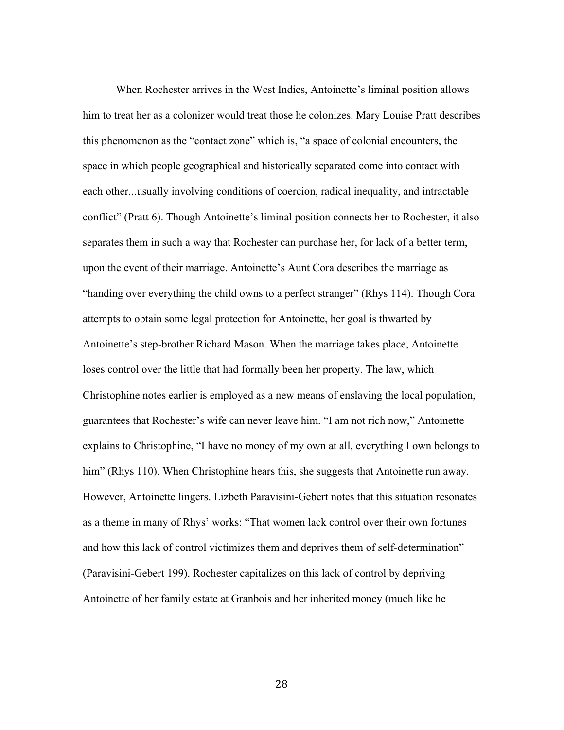When Rochester arrives in the West Indies, Antoinette's liminal position allows him to treat her as a colonizer would treat those he colonizes. Mary Louise Pratt describes this phenomenon as the "contact zone" which is, "a space of colonial encounters, the space in which people geographical and historically separated come into contact with each other...usually involving conditions of coercion, radical inequality, and intractable conflict" (Pratt 6). Though Antoinette's liminal position connects her to Rochester, it also separates them in such a way that Rochester can purchase her, for lack of a better term, upon the event of their marriage. Antoinette's Aunt Cora describes the marriage as "handing over everything the child owns to a perfect stranger" (Rhys 114). Though Cora attempts to obtain some legal protection for Antoinette, her goal is thwarted by Antoinette's step-brother Richard Mason. When the marriage takes place, Antoinette loses control over the little that had formally been her property. The law, which Christophine notes earlier is employed as a new means of enslaving the local population, guarantees that Rochester's wife can never leave him. "I am not rich now," Antoinette explains to Christophine, "I have no money of my own at all, everything I own belongs to him" (Rhys 110). When Christophine hears this, she suggests that Antoinette run away. However, Antoinette lingers. Lizbeth Paravisini-Gebert notes that this situation resonates as a theme in many of Rhys' works: "That women lack control over their own fortunes and how this lack of control victimizes them and deprives them of self-determination" (Paravisini-Gebert 199). Rochester capitalizes on this lack of control by depriving Antoinette of her family estate at Granbois and her inherited money (much like he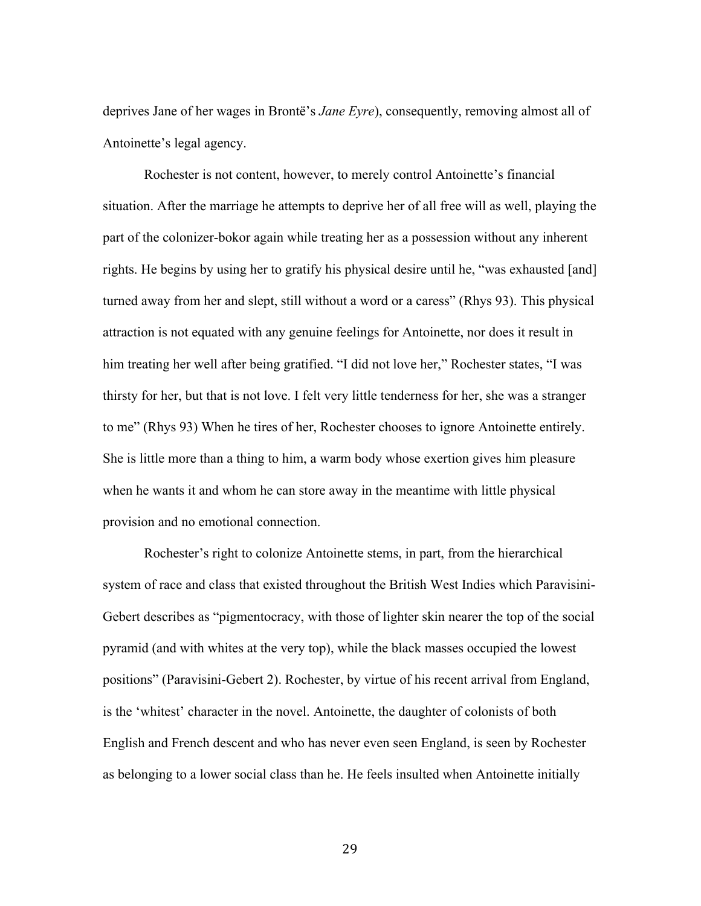deprives Jane of her wages in Brontë's *Jane Eyre*), consequently, removing almost all of Antoinette's legal agency.

Rochester is not content, however, to merely control Antoinette's financial situation. After the marriage he attempts to deprive her of all free will as well, playing the part of the colonizer-bokor again while treating her as a possession without any inherent rights. He begins by using her to gratify his physical desire until he, "was exhausted [and] turned away from her and slept, still without a word or a caress" (Rhys 93). This physical attraction is not equated with any genuine feelings for Antoinette, nor does it result in him treating her well after being gratified. "I did not love her," Rochester states, "I was thirsty for her, but that is not love. I felt very little tenderness for her, she was a stranger to me" (Rhys 93) When he tires of her, Rochester chooses to ignore Antoinette entirely. She is little more than a thing to him, a warm body whose exertion gives him pleasure when he wants it and whom he can store away in the meantime with little physical provision and no emotional connection.

Rochester's right to colonize Antoinette stems, in part, from the hierarchical system of race and class that existed throughout the British West Indies which Paravisini-Gebert describes as "pigmentocracy, with those of lighter skin nearer the top of the social pyramid (and with whites at the very top), while the black masses occupied the lowest positions" (Paravisini-Gebert 2). Rochester, by virtue of his recent arrival from England, is the 'whitest' character in the novel. Antoinette, the daughter of colonists of both English and French descent and who has never even seen England, is seen by Rochester as belonging to a lower social class than he. He feels insulted when Antoinette initially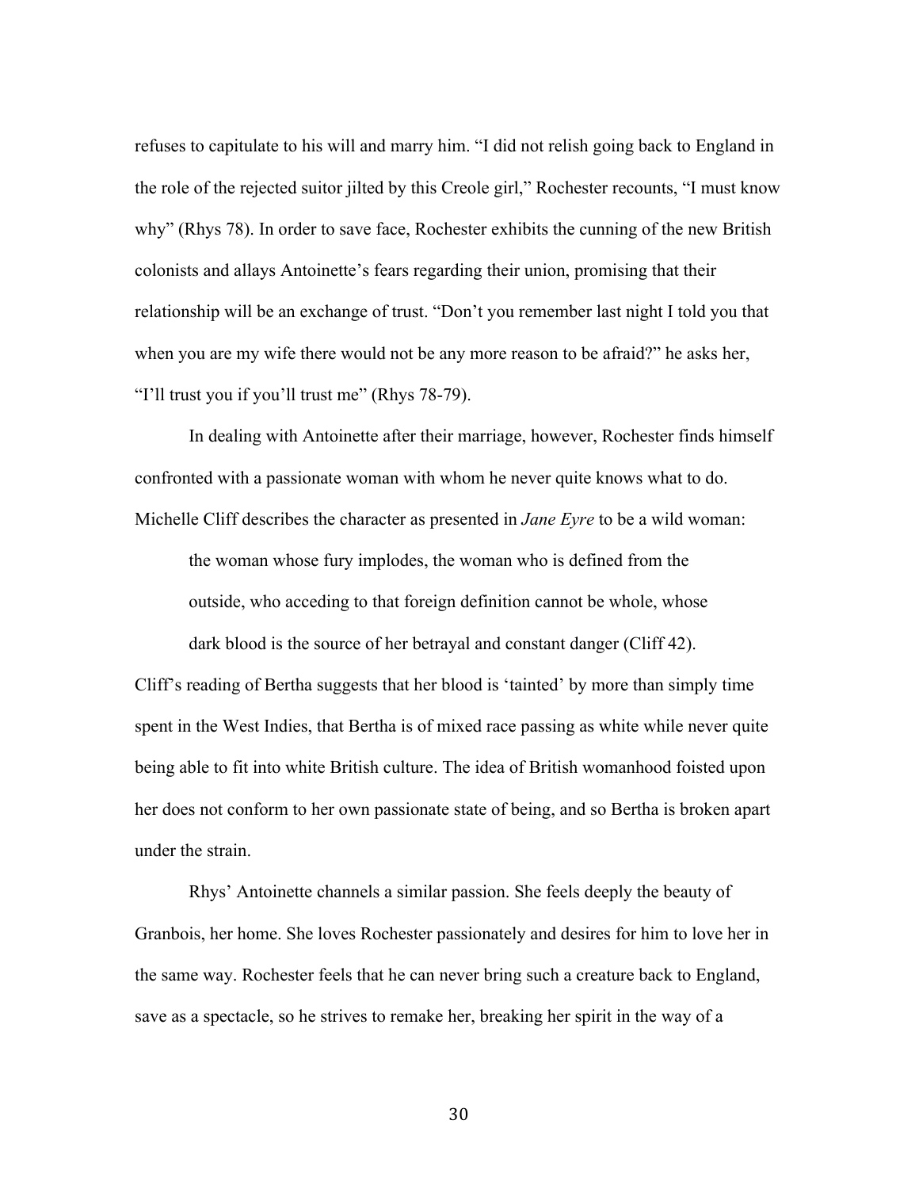refuses to capitulate to his will and marry him. "I did not relish going back to England in the role of the rejected suitor jilted by this Creole girl," Rochester recounts, "I must know why" (Rhys 78). In order to save face, Rochester exhibits the cunning of the new British colonists and allays Antoinette's fears regarding their union, promising that their relationship will be an exchange of trust. "Don't you remember last night I told you that when you are my wife there would not be any more reason to be afraid?" he asks her, "I'll trust you if you'll trust me" (Rhys 78-79).

In dealing with Antoinette after their marriage, however, Rochester finds himself confronted with a passionate woman with whom he never quite knows what to do. Michelle Cliff describes the character as presented in *Jane Eyre* to be a wild woman:

> the woman whose fury implodes, the woman who is defined from the outside, who acceding to that foreign definition cannot be whole, whose dark blood is the source of her betrayal and constant danger (Cliff 42).

Cliff's reading of Bertha suggests that her blood is 'tainted' by more than simply time spent in the West Indies, that Bertha is of mixed race passing as white while never quite being able to fit into white British culture. The idea of British womanhood foisted upon her does not conform to her own passionate state of being, and so Bertha is broken apart under the strain.

Rhys' Antoinette channels a similar passion. She feels deeply the beauty of Granbois, her home. She loves Rochester passionately and desires for him to love her in the same way. Rochester feels that he can never bring such a creature back to England, save as a spectacle, so he strives to remake her, breaking her spirit in the way of a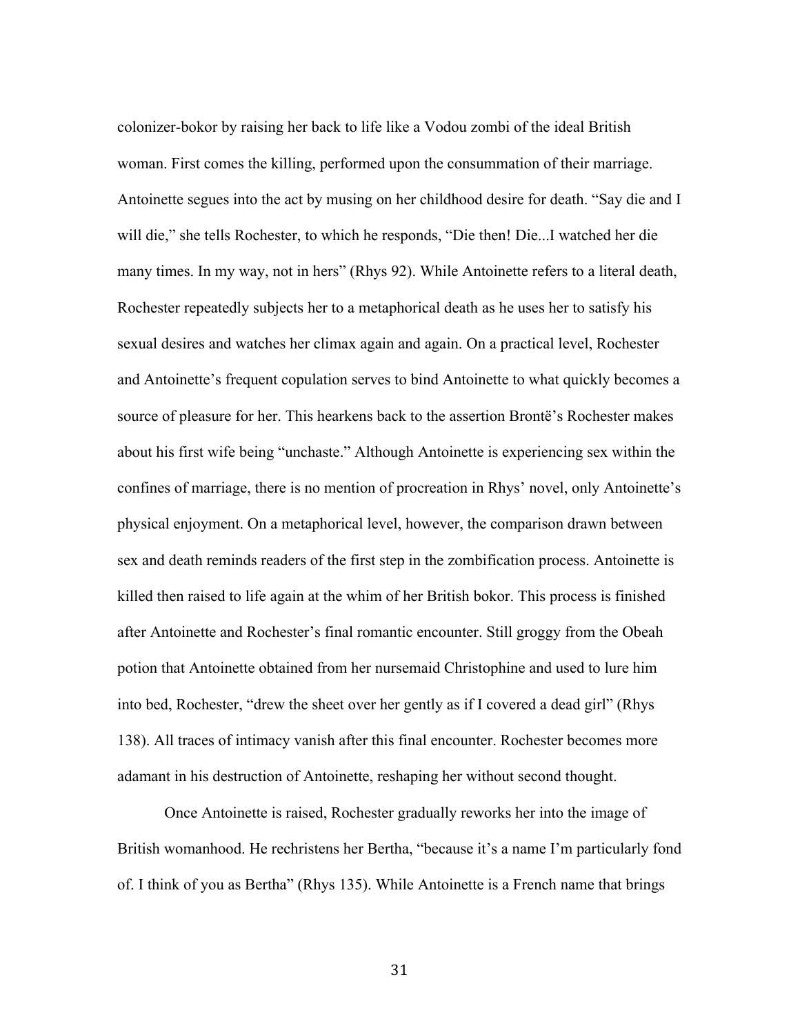colonizer-bokor by raising her back to life like a Vodou zombi of the ideal British woman. First comes the killing, performed upon the consummation of their marriage. Antoinette segues into the act by musing on her childhood desire for death. “Say die and I will die,” she tells Rochester, to which he responds, “Die then! Die...I watched her die many times. In my way, not in hers” (Rhys 92). While Antoinette refers to a literal death, Rochester repeatedly subjects her to a metaphorical death as he uses her to satisfy his sexual desires and watches her climax again and again. On a practical level, Rochester and Antoinette’s frequent copulation serves to bind Antoinette to what quickly becomes a source of pleasure for her. This hearkens back to the assertion Brontë’s Rochester makes about his first wife being “unchaste.” Although Antoinette is experiencing sex within the confines of marriage, there is no mention of procreation in Rhys’ novel, only Antoinette’s physical enjoyment. On a metaphorical level, however, the comparison drawn between sex and death reminds readers of the first step in the zombification process. Antoinette is killed then raised to life again at the whim of her British bokor. This process is finished after Antoinette and Rochester’s final romantic encounter. Still groggy from the Obeah potion that Antoinette obtained from her nursemaid Christophine and used to lure him into bed, Rochester, “drew the sheet over her gently as if I covered a dead girl” (Rhys 138). All traces of intimacy vanish after this final encounter. Rochester becomes more adamant in his destruction of Antoinette, reshaping her without second thought.

Once Antoinette is raised, Rochester gradually reworks her into the image of British womanhood. He rechristens her Bertha, “because it’s a name I’m particularly fond of. I think of you as Bertha” (Rhys 135). While Antoinette is a French name that brings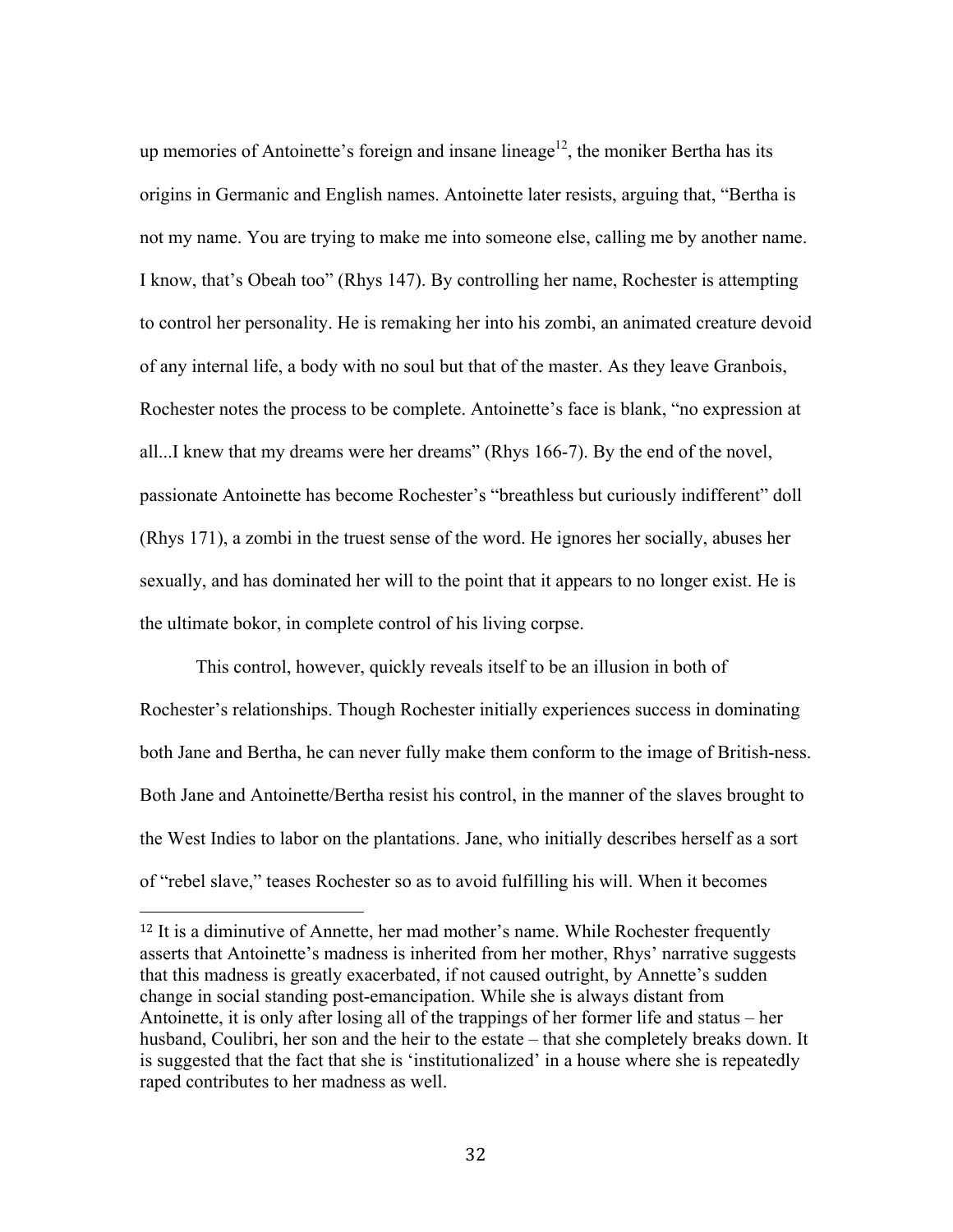up memories of Antoinette's foreign and insane lineage[12], the moniker Bertha has its origins in Germanic and English names. Antoinette later resists, arguing that, "Bertha is not my name. You are trying to make me into someone else, calling me by another name. I know, that's Obeah too" (Rhys 147). By controlling her name, Rochester is attempting to control her personality. He is remaking her into his zombi, an animated creature devoid of any internal life, a body with no soul but that of the master. As they leave Granbois, Rochester notes the process to be complete. Antoinette's face is blank, "no expression at all...I knew that my dreams were her dreams" (Rhys 166-7). By the end of the novel, passionate Antoinette has become Rochester's "breathless but curiously indifferent" doll (Rhys 171), a zombi in the truest sense of the word. He ignores her socially, abuses her sexually, and has dominated her will to the point that it appears to no longer exist. He is the ultimate bokor, in complete control of his living corpse.

This control, however, quickly reveals itself to be an illusion in both of Rochester's relationships. Though Rochester initially experiences success in dominating both Jane and Bertha, he can never fully make them conform to the image of British-ness. Both Jane and Antoinette/Bertha resist his control, in the manner of the slaves brought to the West Indies to labor on the plantations. Jane, who initially describes herself as a sort of "rebel slave," teases Rochester so as to avoid fulfilling his will. When it becomes

---

[12] It is a diminutive of Annette, her mad mother's name. While Rochester frequently asserts that Antoinette's madness is inherited from her mother, Rhys' narrative suggests that this madness is greatly exacerbated, if not caused outright, by Annette's sudden change in social standing post-emancipation. While she is always distant from Antoinette, it is only after losing all of the trappings of her former life and status – her husband, Coulibri, her son and the heir to the estate – that she completely breaks down. It is suggested that the fact that she is 'institutionalized' in a house where she is repeatedly raped contributes to her madness as well.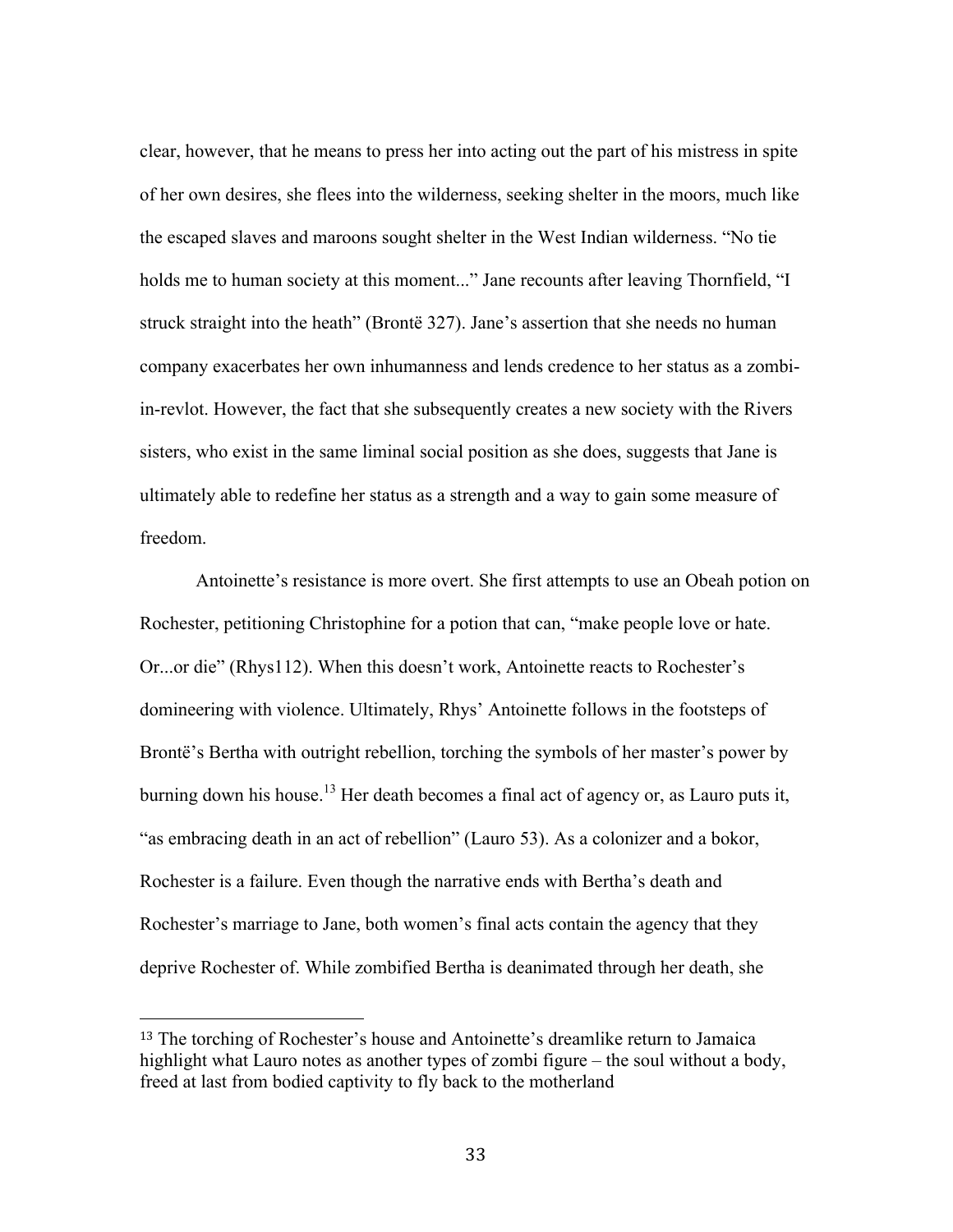clear, however, that he means to press her into acting out the part of his mistress in spite of her own desires, she flees into the wilderness, seeking shelter in the moors, much like the escaped slaves and maroons sought shelter in the West Indian wilderness. "No tie holds me to human society at this moment..." Jane recounts after leaving Thornfield, "I struck straight into the heath" (Brontë 327). Jane's assertion that she needs no human company exacerbates her own inhumanness and lends credence to her status as a zombi-in-revlot. However, the fact that she subsequently creates a new society with the Rivers sisters, who exist in the same liminal social position as she does, suggests that Jane is ultimately able to redefine her status as a strength and a way to gain some measure of freedom.

Antoinette's resistance is more overt. She first attempts to use an Obeah potion on Rochester, petitioning Christophine for a potion that can, "make people love or hate. Or...or die" (Rhys112). When this doesn't work, Antoinette reacts to Rochester's domineering with violence. Ultimately, Rhys' Antoinette follows in the footsteps of Brontë's Bertha with outright rebellion, torching the symbols of her master's power by burning down his house.[13] Her death becomes a final act of agency or, as Lauro puts it, "as embracing death in an act of rebellion" (Lauro 53). As a colonizer and a bokor, Rochester is a failure. Even though the narrative ends with Bertha's death and Rochester's marriage to Jane, both women's final acts contain the agency that they deprive Rochester of. While zombified Bertha is deanimated through her death, she

---

[13] The torching of Rochester's house and Antoinette's dreamlike return to Jamaica highlight what Lauro notes as another types of zombi figure – the soul without a body, freed at last from bodied captivity to fly back to the motherland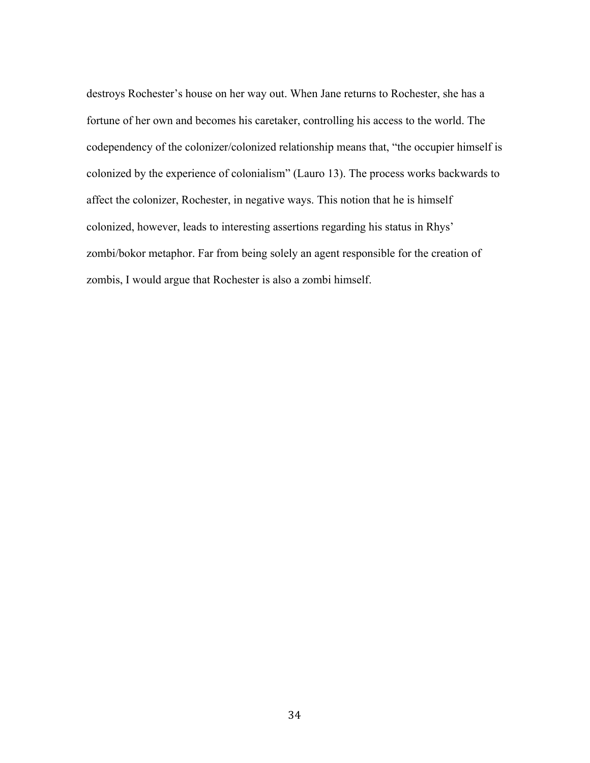destroys Rochester's house on her way out. When Jane returns to Rochester, she has a fortune of her own and becomes his caretaker, controlling his access to the world. The codependency of the colonizer/colonized relationship means that, "the occupier himself is colonized by the experience of colonialism" (Lauro 13). The process works backwards to affect the colonizer, Rochester, in negative ways. This notion that he is himself colonized, however, leads to interesting assertions regarding his status in Rhys' zombi/bokor metaphor. Far from being solely an agent responsible for the creation of zombis, I would argue that Rochester is also a zombi himself.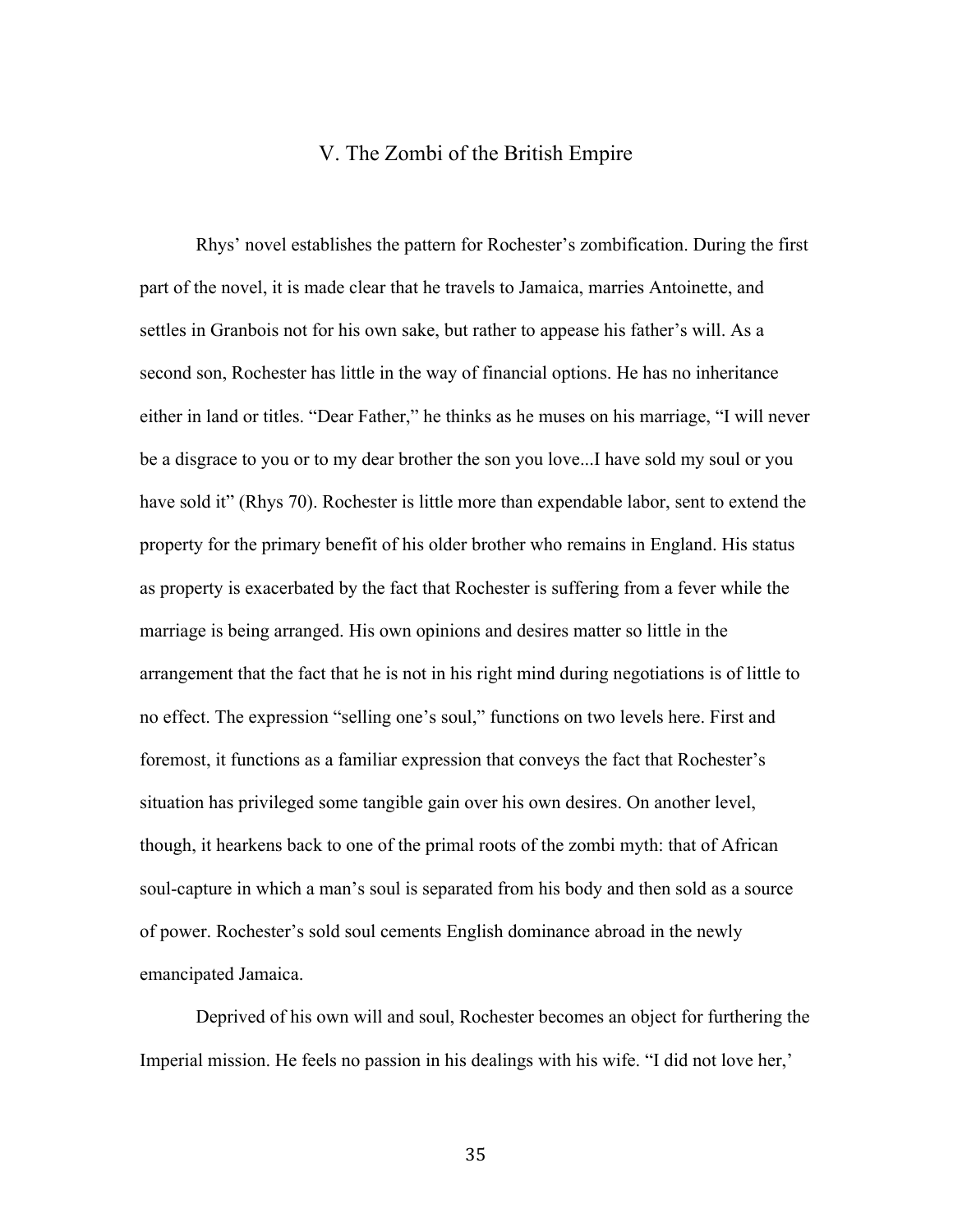## V. The Zombi of the British Empire

Rhys' novel establishes the pattern for Rochester's zombification. During the first part of the novel, it is made clear that he travels to Jamaica, marries Antoinette, and settles in Granbois not for his own sake, but rather to appease his father's will. As a second son, Rochester has little in the way of financial options. He has no inheritance either in land or titles. "Dear Father," he thinks as he muses on his marriage, "I will never be a disgrace to you or to my dear brother the son you love...I have sold my soul or you have sold it" (Rhys 70). Rochester is little more than expendable labor, sent to extend the property for the primary benefit of his older brother who remains in England. His status as property is exacerbated by the fact that Rochester is suffering from a fever while the marriage is being arranged. His own opinions and desires matter so little in the arrangement that the fact that he is not in his right mind during negotiations is of little to no effect. The expression "selling one's soul," functions on two levels here. First and foremost, it functions as a familiar expression that conveys the fact that Rochester's situation has privileged some tangible gain over his own desires. On another level, though, it hearkens back to one of the primal roots of the zombi myth: that of African soul-capture in which a man's soul is separated from his body and then sold as a source of power. Rochester's sold soul cements English dominance abroad in the newly emancipated Jamaica.

Deprived of his own will and soul, Rochester becomes an object for furthering the Imperial mission. He feels no passion in his dealings with his wife. "I did not love her,'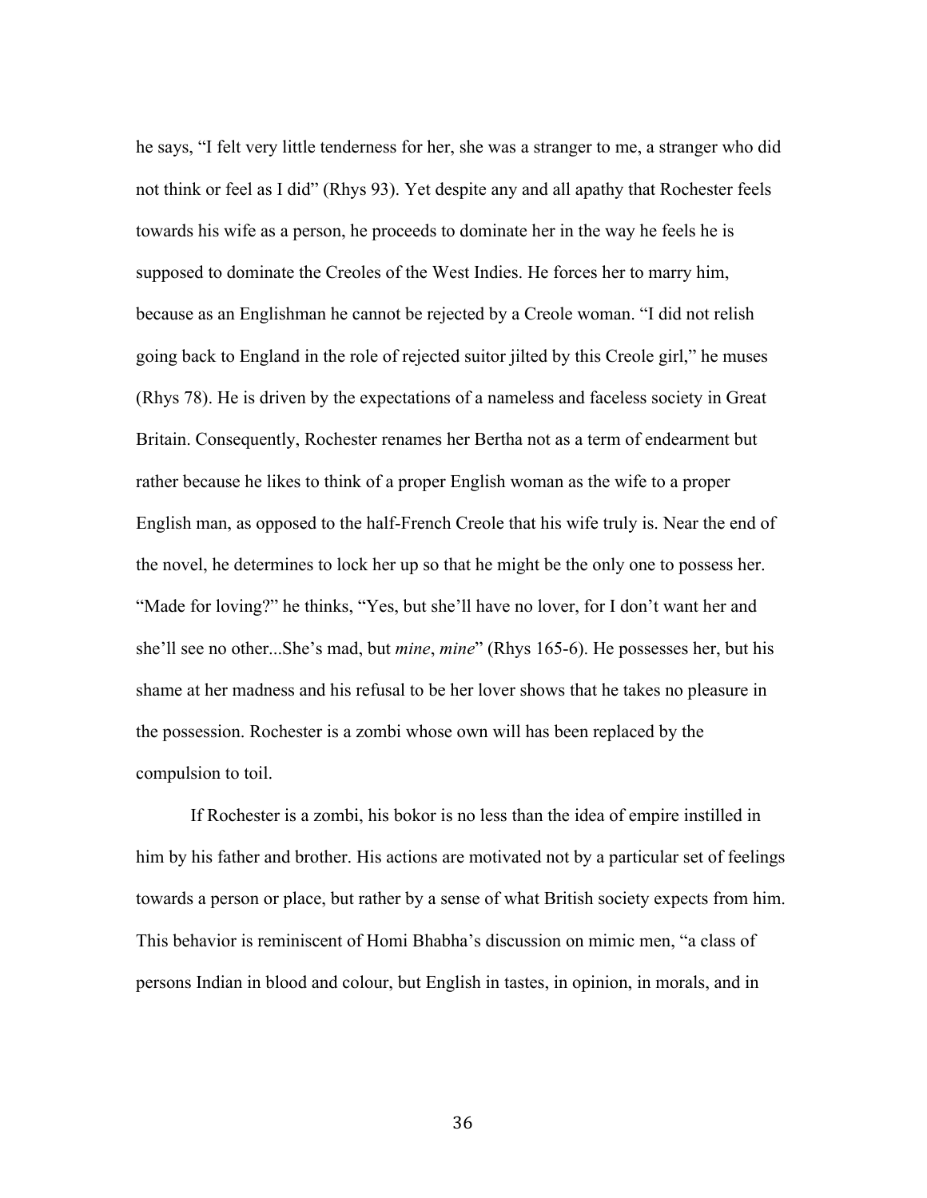he says, "I felt very little tenderness for her, she was a stranger to me, a stranger who did not think or feel as I did" (Rhys 93). Yet despite any and all apathy that Rochester feels towards his wife as a person, he proceeds to dominate her in the way he feels he is supposed to dominate the Creoles of the West Indies. He forces her to marry him, because as an Englishman he cannot be rejected by a Creole woman. "I did not relish going back to England in the role of rejected suitor jilted by this Creole girl," he muses (Rhys 78). He is driven by the expectations of a nameless and faceless society in Great Britain. Consequently, Rochester renames her Bertha not as a term of endearment but rather because he likes to think of a proper English woman as the wife to a proper English man, as opposed to the half-French Creole that his wife truly is. Near the end of the novel, he determines to lock her up so that he might be the only one to possess her. "Made for loving?" he thinks, "Yes, but she'll have no lover, for I don't want her and she'll see no other...She's mad, but *mine*, *mine*" (Rhys 165-6). He possesses her, but his shame at her madness and his refusal to be her lover shows that he takes no pleasure in the possession. Rochester is a zombi whose own will has been replaced by the compulsion to toil.

If Rochester is a zombi, his bokor is no less than the idea of empire instilled in him by his father and brother. His actions are motivated not by a particular set of feelings towards a person or place, but rather by a sense of what British society expects from him. This behavior is reminiscent of Homi Bhabha's discussion on mimic men, "a class of persons Indian in blood and colour, but English in tastes, in opinion, in morals, and in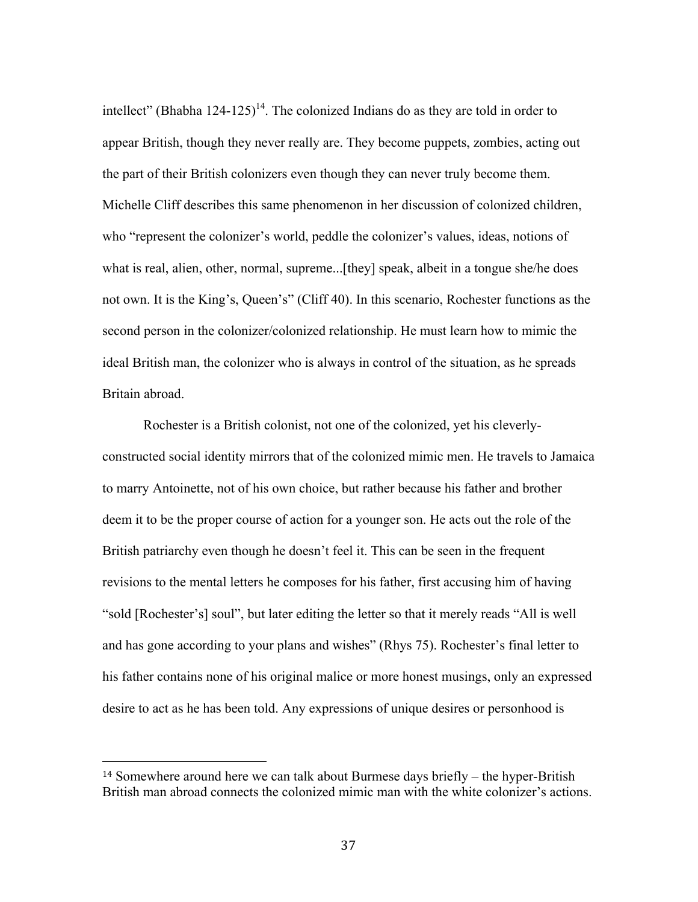intellect" (Bhabha 124-125)[14]. The colonized Indians do as they are told in order to appear British, though they never really are. They become puppets, zombies, acting out the part of their British colonizers even though they can never truly become them. Michelle Cliff describes this same phenomenon in her discussion of colonized children, who "represent the colonizer's world, peddle the colonizer's values, ideas, notions of what is real, alien, other, normal, supreme...[they] speak, albeit in a tongue she/he does not own. It is the King's, Queen's" (Cliff 40). In this scenario, Rochester functions as the second person in the colonizer/colonized relationship. He must learn how to mimic the ideal British man, the colonizer who is always in control of the situation, as he spreads Britain abroad.

Rochester is a British colonist, not one of the colonized, yet his cleverly-constructed social identity mirrors that of the colonized mimic men. He travels to Jamaica to marry Antoinette, not of his own choice, but rather because his father and brother deem it to be the proper course of action for a younger son. He acts out the role of the British patriarchy even though he doesn't feel it. This can be seen in the frequent revisions to the mental letters he composes for his father, first accusing him of having "sold [Rochester's] soul", but later editing the letter so that it merely reads "All is well and has gone according to your plans and wishes" (Rhys 75). Rochester's final letter to his father contains none of his original malice or more honest musings, only an expressed desire to act as he has been told. Any expressions of unique desires or personhood is

---

[14] Somewhere around here we can talk about Burmese days briefly – the hyper-British British man abroad connects the colonized mimic man with the white colonizer's actions.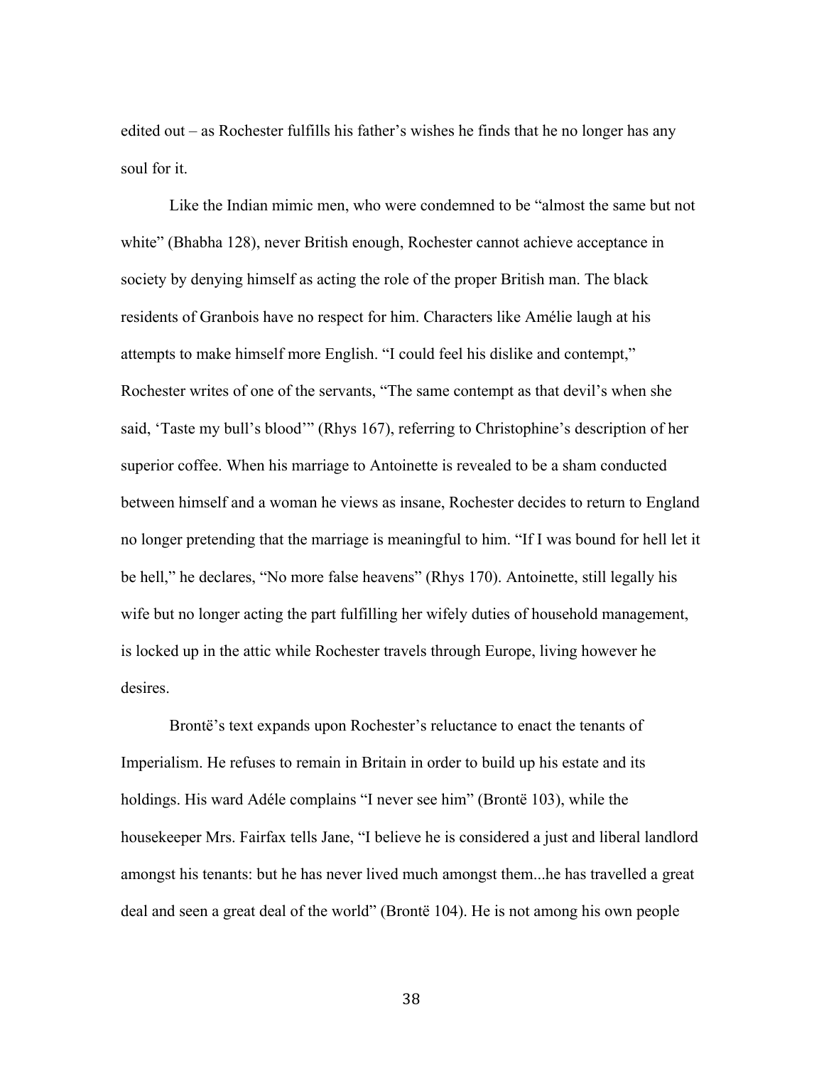edited out – as Rochester fulfills his father's wishes he finds that he no longer has any soul for it.

Like the Indian mimic men, who were condemned to be "almost the same but not white" (Bhabha 128), never British enough, Rochester cannot achieve acceptance in society by denying himself as acting the role of the proper British man. The black residents of Granbois have no respect for him. Characters like Amélie laugh at his attempts to make himself more English. "I could feel his dislike and contempt," Rochester writes of one of the servants, "The same contempt as that devil's when she said, 'Taste my bull's blood'" (Rhys 167), referring to Christophine's description of her superior coffee. When his marriage to Antoinette is revealed to be a sham conducted between himself and a woman he views as insane, Rochester decides to return to England no longer pretending that the marriage is meaningful to him. "If I was bound for hell let it be hell," he declares, "No more false heavens" (Rhys 170). Antoinette, still legally his wife but no longer acting the part fulfilling her wifely duties of household management, is locked up in the attic while Rochester travels through Europe, living however he desires.

Brontë's text expands upon Rochester's reluctance to enact the tenants of Imperialism. He refuses to remain in Britain in order to build up his estate and its holdings. His ward Adéle complains "I never see him" (Brontë 103), while the housekeeper Mrs. Fairfax tells Jane, "I believe he is considered a just and liberal landlord amongst his tenants: but he has never lived much amongst them...he has travelled a great deal and seen a great deal of the world" (Brontë 104). He is not among his own people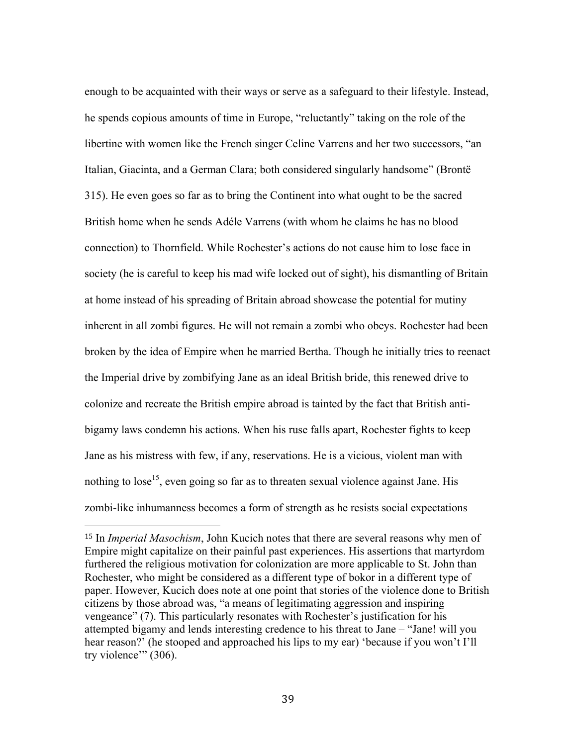enough to be acquainted with their ways or serve as a safeguard to their lifestyle. Instead, he spends copious amounts of time in Europe, "reluctantly" taking on the role of the libertine with women like the French singer Celine Varrens and her two successors, "an Italian, Giacinta, and a German Clara; both considered singularly handsome" (Brontë 315). He even goes so far as to bring the Continent into what ought to be the sacred British home when he sends Adéle Varrens (with whom he claims he has no blood connection) to Thornfield. While Rochester's actions do not cause him to lose face in society (he is careful to keep his mad wife locked out of sight), his dismantling of Britain at home instead of his spreading of Britain abroad showcase the potential for mutiny inherent in all zombi figures. He will not remain a zombi who obeys. Rochester had been broken by the idea of Empire when he married Bertha. Though he initially tries to reenact the Imperial drive by zombifying Jane as an ideal British bride, this renewed drive to colonize and recreate the British empire abroad is tainted by the fact that British anti-bigamy laws condemn his actions. When his ruse falls apart, Rochester fights to keep Jane as his mistress with few, if any, reservations. He is a vicious, violent man with nothing to lose[15], even going so far as to threaten sexual violence against Jane. His zombi-like inhumanness becomes a form of strength as he resists social expectations

---

[15] In *Imperial Masochism*, John Kucich notes that there are several reasons why men of Empire might capitalize on their painful past experiences. His assertions that martyrdom furthered the religious motivation for colonization are more applicable to St. John than Rochester, who might be considered as a different type of bokor in a different type of paper. However, Kucich does note at one point that stories of the violence done to British citizens by those abroad was, "a means of legitimating aggression and inspiring vengeance" (7). This particularly resonates with Rochester's justification for his attempted bigamy and lends interesting credence to his threat to Jane – "Jane! will you hear reason?' (he stooped and approached his lips to my ear) 'because if you won't I'll try violence'" (306).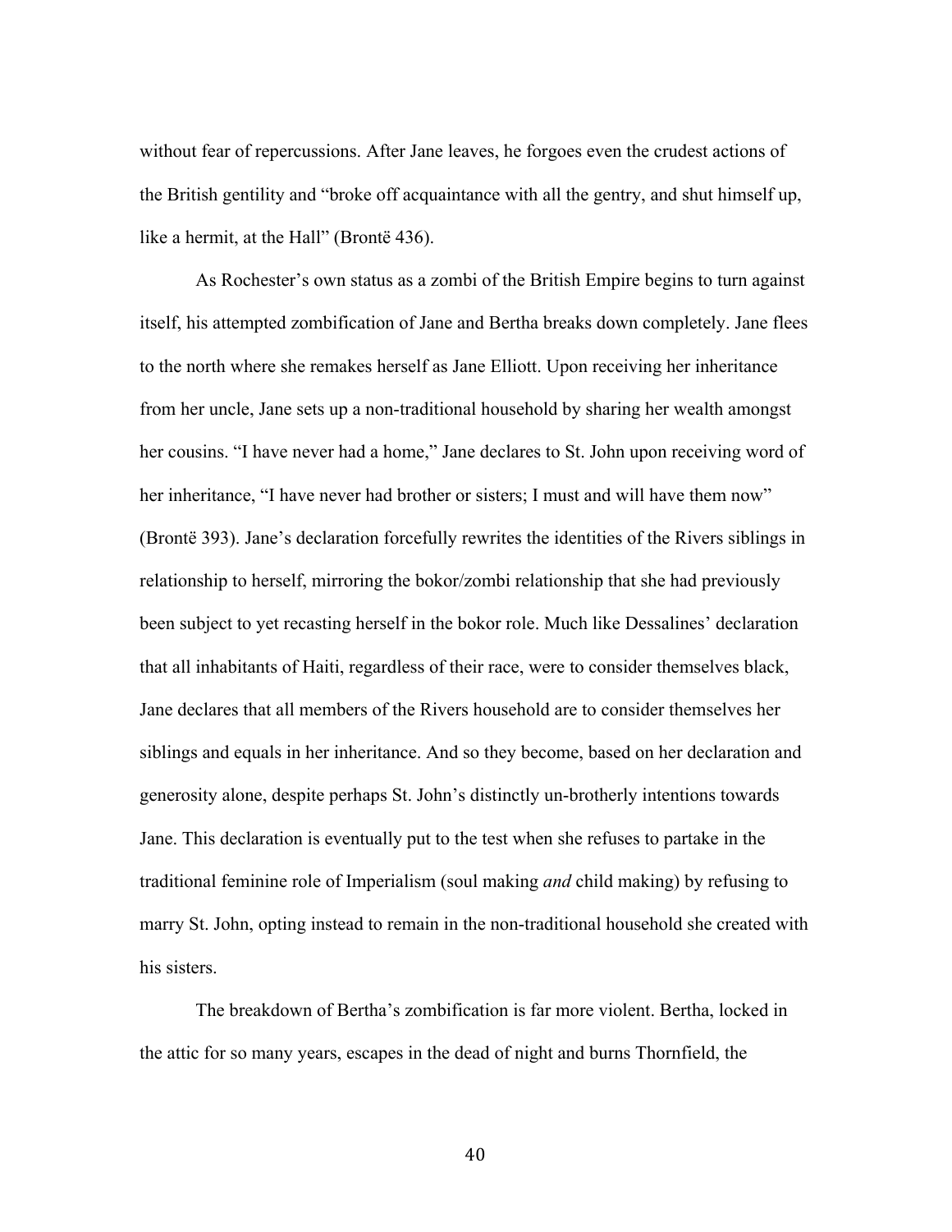without fear of repercussions. After Jane leaves, he forgoes even the crudest actions of the British gentility and "broke off acquaintance with all the gentry, and shut himself up, like a hermit, at the Hall" (Brontë 436).

As Rochester's own status as a zombi of the British Empire begins to turn against itself, his attempted zombification of Jane and Bertha breaks down completely. Jane flees to the north where she remakes herself as Jane Elliott. Upon receiving her inheritance from her uncle, Jane sets up a non-traditional household by sharing her wealth amongst her cousins. "I have never had a home," Jane declares to St. John upon receiving word of her inheritance, "I have never had brother or sisters; I must and will have them now" (Brontë 393). Jane's declaration forcefully rewrites the identities of the Rivers siblings in relationship to herself, mirroring the bokor/zombi relationship that she had previously been subject to yet recasting herself in the bokor role. Much like Dessalines' declaration that all inhabitants of Haiti, regardless of their race, were to consider themselves black, Jane declares that all members of the Rivers household are to consider themselves her siblings and equals in her inheritance. And so they become, based on her declaration and generosity alone, despite perhaps St. John's distinctly un-brotherly intentions towards Jane. This declaration is eventually put to the test when she refuses to partake in the traditional feminine role of Imperialism (soul making *and* child making) by refusing to marry St. John, opting instead to remain in the non-traditional household she created with his sisters.

The breakdown of Bertha's zombification is far more violent. Bertha, locked in the attic for so many years, escapes in the dead of night and burns Thornfield, the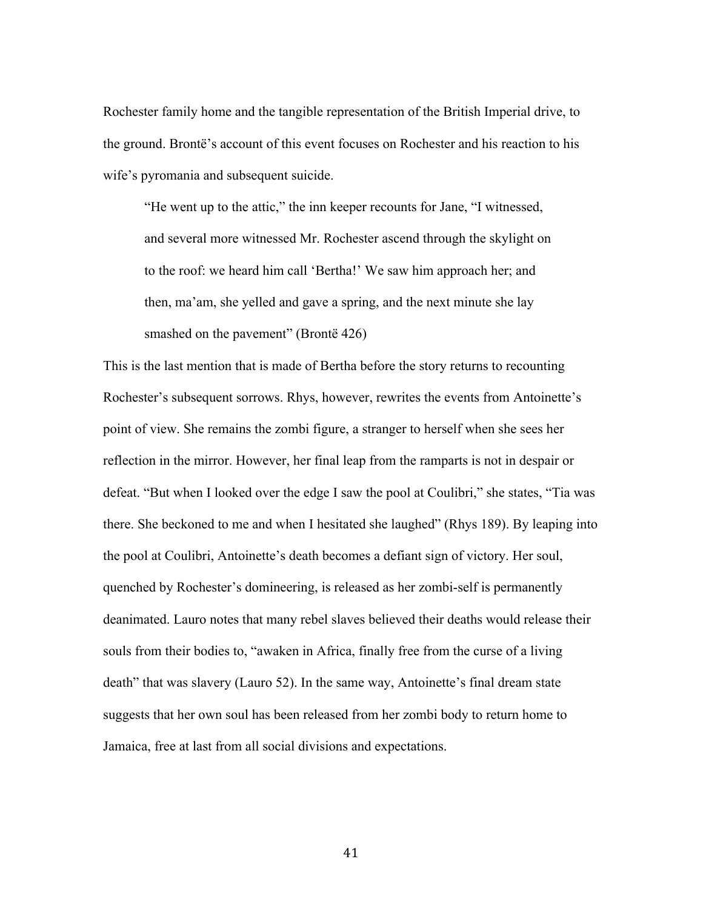Rochester family home and the tangible representation of the British Imperial drive, to the ground. Brontë's account of this event focuses on Rochester and his reaction to his wife's pyromania and subsequent suicide.

> "He went up to the attic," the inn keeper recounts for Jane, "I witnessed, and several more witnessed Mr. Rochester ascend through the skylight on to the roof: we heard him call 'Bertha!' We saw him approach her; and then, ma'am, she yelled and gave a spring, and the next minute she lay smashed on the pavement" (Brontë 426)

This is the last mention that is made of Bertha before the story returns to recounting Rochester's subsequent sorrows. Rhys, however, rewrites the events from Antoinette's point of view. She remains the zombi figure, a stranger to herself when she sees her reflection in the mirror. However, her final leap from the ramparts is not in despair or defeat. "But when I looked over the edge I saw the pool at Coulibri," she states, "Tia was there. She beckoned to me and when I hesitated she laughed" (Rhys 189). By leaping into the pool at Coulibri, Antoinette's death becomes a defiant sign of victory. Her soul, quenched by Rochester's domineering, is released as her zombi-self is permanently deanimated. Lauro notes that many rebel slaves believed their deaths would release their souls from their bodies to, "awaken in Africa, finally free from the curse of a living death" that was slavery (Lauro 52). In the same way, Antoinette's final dream state suggests that her own soul has been released from her zombi body to return home to Jamaica, free at last from all social divisions and expectations.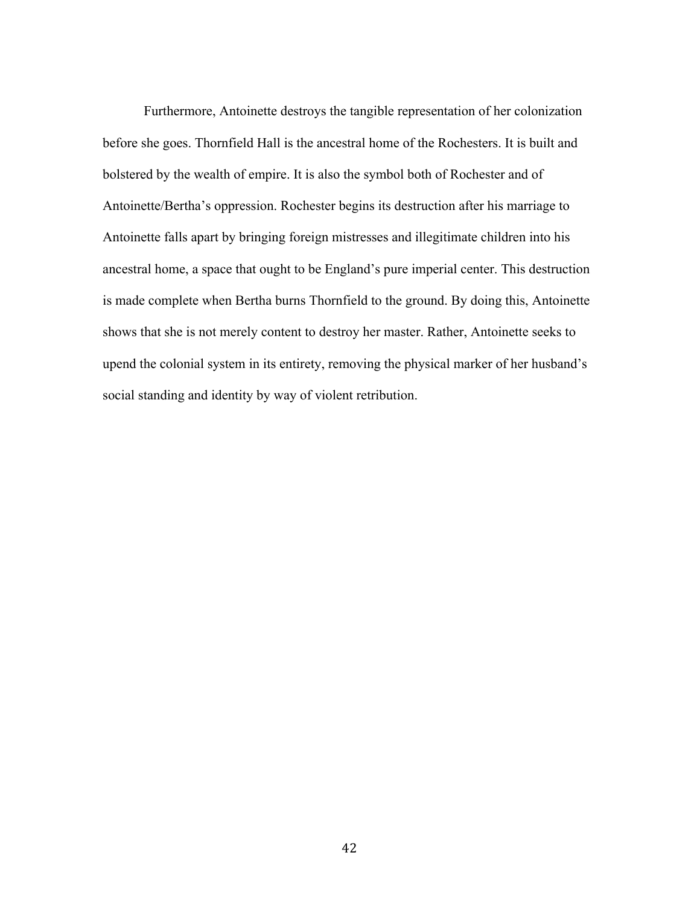Furthermore, Antoinette destroys the tangible representation of her colonization before she goes. Thornfield Hall is the ancestral home of the Rochesters. It is built and bolstered by the wealth of empire. It is also the symbol both of Rochester and of Antoinette/Bertha's oppression. Rochester begins its destruction after his marriage to Antoinette falls apart by bringing foreign mistresses and illegitimate children into his ancestral home, a space that ought to be England's pure imperial center. This destruction is made complete when Bertha burns Thornfield to the ground. By doing this, Antoinette shows that she is not merely content to destroy her master. Rather, Antoinette seeks to upend the colonial system in its entirety, removing the physical marker of her husband's social standing and identity by way of violent retribution.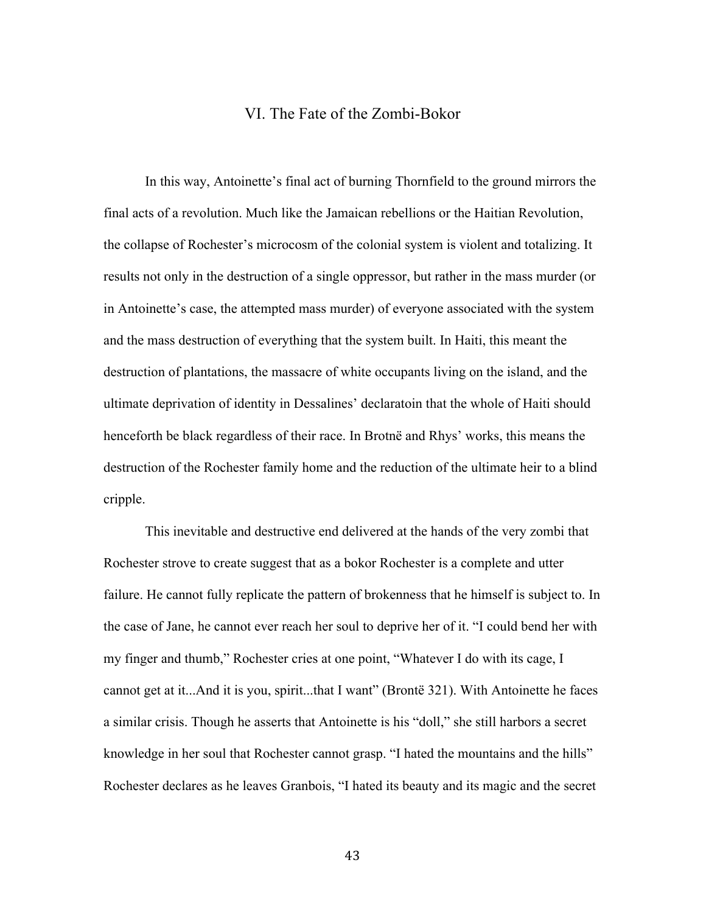## VI. The Fate of the Zombi-Bokor

In this way, Antoinette's final act of burning Thornfield to the ground mirrors the final acts of a revolution. Much like the Jamaican rebellions or the Haitian Revolution, the collapse of Rochester's microcosm of the colonial system is violent and totalizing. It results not only in the destruction of a single oppressor, but rather in the mass murder (or in Antoinette's case, the attempted mass murder) of everyone associated with the system and the mass destruction of everything that the system built. In Haiti, this meant the destruction of plantations, the massacre of white occupants living on the island, and the ultimate deprivation of identity in Dessalines' declaratoin that the whole of Haiti should henceforth be black regardless of their race. In Brotnë and Rhys' works, this means the destruction of the Rochester family home and the reduction of the ultimate heir to a blind cripple.

This inevitable and destructive end delivered at the hands of the very zombi that Rochester strove to create suggest that as a bokor Rochester is a complete and utter failure. He cannot fully replicate the pattern of brokenness that he himself is subject to. In the case of Jane, he cannot ever reach her soul to deprive her of it. "I could bend her with my finger and thumb," Rochester cries at one point, "Whatever I do with its cage, I cannot get at it...And it is you, spirit...that I want" (Brontë 321). With Antoinette he faces a similar crisis. Though he asserts that Antoinette is his "doll," she still harbors a secret knowledge in her soul that Rochester cannot grasp. "I hated the mountains and the hills" Rochester declares as he leaves Granbois, "I hated its beauty and its magic and the secret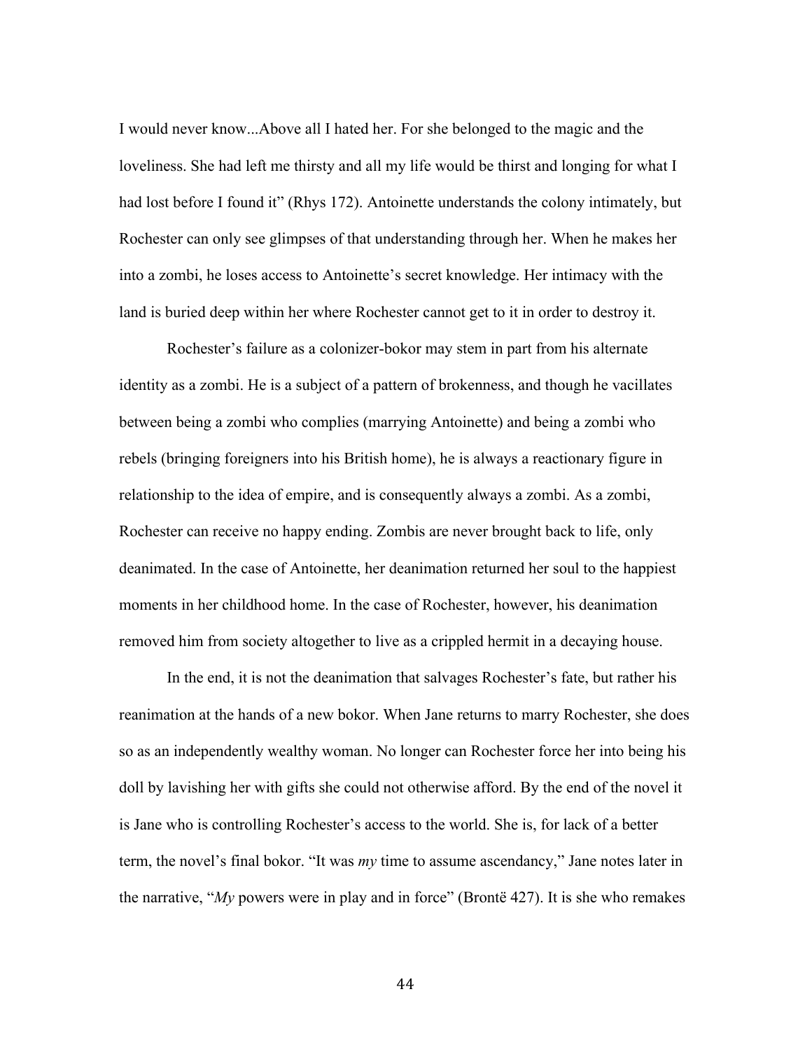I would never know...Above all I hated her. For she belonged to the magic and the loveliness. She had left me thirsty and all my life would be thirst and longing for what I had lost before I found it" (Rhys 172). Antoinette understands the colony intimately, but Rochester can only see glimpses of that understanding through her. When he makes her into a zombi, he loses access to Antoinette's secret knowledge. Her intimacy with the land is buried deep within her where Rochester cannot get to it in order to destroy it.

Rochester's failure as a colonizer-bokor may stem in part from his alternate identity as a zombi. He is a subject of a pattern of brokenness, and though he vacillates between being a zombi who complies (marrying Antoinette) and being a zombi who rebels (bringing foreigners into his British home), he is always a reactionary figure in relationship to the idea of empire, and is consequently always a zombi. As a zombi, Rochester can receive no happy ending. Zombis are never brought back to life, only deanimated. In the case of Antoinette, her deanimation returned her soul to the happiest moments in her childhood home. In the case of Rochester, however, his deanimation removed him from society altogether to live as a crippled hermit in a decaying house.

In the end, it is not the deanimation that salvages Rochester's fate, but rather his reanimation at the hands of a new bokor. When Jane returns to marry Rochester, she does so as an independently wealthy woman. No longer can Rochester force her into being his doll by lavishing her with gifts she could not otherwise afford. By the end of the novel it is Jane who is controlling Rochester's access to the world. She is, for lack of a better term, the novel's final bokor. "It was *my* time to assume ascendancy," Jane notes later in the narrative, "*My* powers were in play and in force" (Brontë 427). It is she who remakes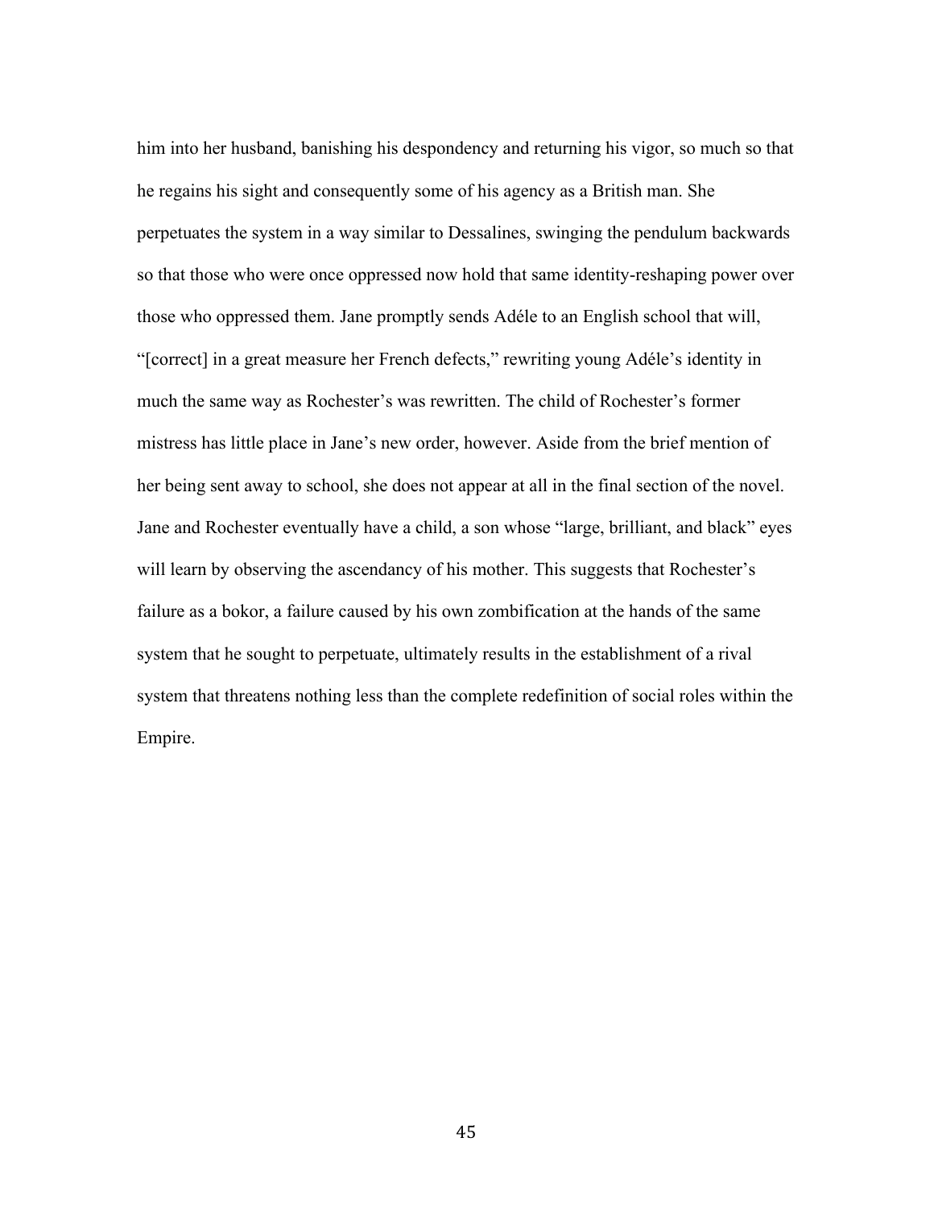him into her husband, banishing his despondency and returning his vigor, so much so that he regains his sight and consequently some of his agency as a British man. She perpetuates the system in a way similar to Dessalines, swinging the pendulum backwards so that those who were once oppressed now hold that same identity-reshaping power over those who oppressed them. Jane promptly sends Adéle to an English school that will, "[correct] in a great measure her French defects," rewriting young Adéle's identity in much the same way as Rochester's was rewritten. The child of Rochester's former mistress has little place in Jane's new order, however. Aside from the brief mention of her being sent away to school, she does not appear at all in the final section of the novel. Jane and Rochester eventually have a child, a son whose "large, brilliant, and black" eyes will learn by observing the ascendancy of his mother. This suggests that Rochester's failure as a bokor, a failure caused by his own zombification at the hands of the same system that he sought to perpetuate, ultimately results in the establishment of a rival system that threatens nothing less than the complete redefinition of social roles within the Empire.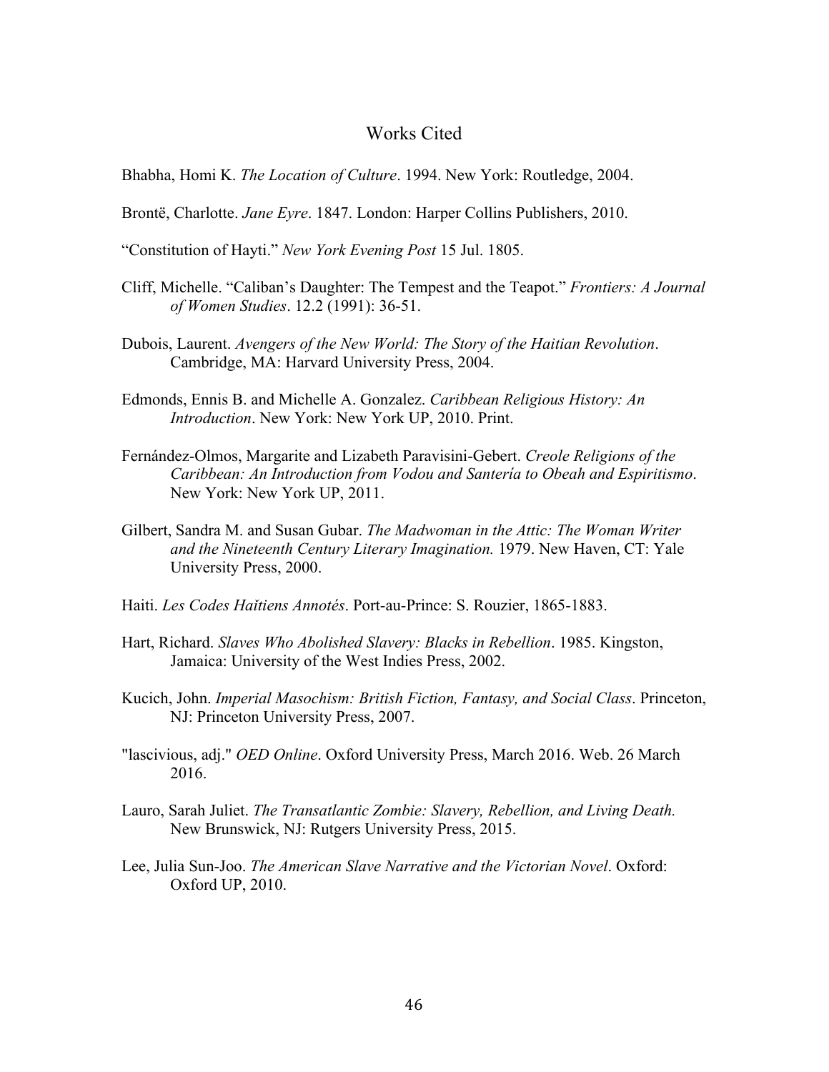# Works Cited

Bhabha, Homi K. *The Location of Culture*. 1994. New York: Routledge, 2004.

Brontë, Charlotte. *Jane Eyre*. 1847. London: Harper Collins Publishers, 2010.

"Constitution of Hayti." *New York Evening Post* 15 Jul. 1805.

Cliff, Michelle. "Caliban's Daughter: The Tempest and the Teapot." *Frontiers: A Journal of Women Studies*. 12.2 (1991): 36-51.

Dubois, Laurent. *Avengers of the New World: The Story of the Haitian Revolution*. Cambridge, MA: Harvard University Press, 2004.

Edmonds, Ennis B. and Michelle A. Gonzalez. *Caribbean Religious History: An Introduction*. New York: New York UP, 2010. Print.

Fernández-Olmos, Margarite and Lizabeth Paravisini-Gebert. *Creole Religions of the Caribbean: An Introduction from Vodou and Santería to Obeah and Espiritismo*. New York: New York UP, 2011.

Gilbert, Sandra M. and Susan Gubar. *The Madwoman in the Attic: The Woman Writer and the Nineteenth Century Literary Imagination.* 1979. New Haven, CT: Yale University Press, 2000.

Haiti. *Les Codes Haïtiens Annotés*. Port-au-Prince: S. Rouzier, 1865-1883.

Hart, Richard. *Slaves Who Abolished Slavery: Blacks in Rebellion*. 1985. Kingston, Jamaica: University of the West Indies Press, 2002.

Kucich, John. *Imperial Masochism: British Fiction, Fantasy, and Social Class*. Princeton, NJ: Princeton University Press, 2007.

"lascivious, adj." *OED Online*. Oxford University Press, March 2016. Web. 26 March 2016.

Lauro, Sarah Juliet. *The Transatlantic Zombie: Slavery, Rebellion, and Living Death.* New Brunswick, NJ: Rutgers University Press, 2015.

Lee, Julia Sun-Joo. *The American Slave Narrative and the Victorian Novel*. Oxford: Oxford UP, 2010.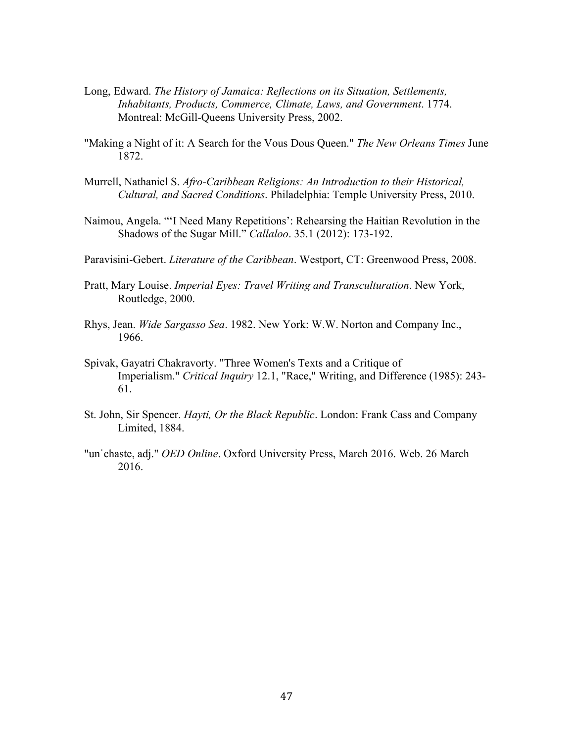Long, Edward. *The History of Jamaica: Reflections on its Situation, Settlements, Inhabitants, Products, Commerce, Climate, Laws, and Government*. 1774. Montreal: McGill-Queens University Press, 2002.

"Making a Night of it: A Search for the Vous Dous Queen." *The New Orleans Times* June 1872.

Murrell, Nathaniel S. *Afro-Caribbean Religions: An Introduction to their Historical, Cultural, and Sacred Conditions*. Philadelphia: Temple University Press, 2010.

Naimou, Angela. "'I Need Many Repetitions': Rehearsing the Haitian Revolution in the Shadows of the Sugar Mill." *Callaloo*. 35.1 (2012): 173-192.

Paravisini-Gebert. *Literature of the Caribbean*. Westport, CT: Greenwood Press, 2008.

Pratt, Mary Louise. *Imperial Eyes: Travel Writing and Transculturation*. New York, Routledge, 2000.

Rhys, Jean. *Wide Sargasso Sea*. 1982. New York: W.W. Norton and Company Inc., 1966.

Spivak, Gayatri Chakravorty. "Three Women's Texts and a Critique of Imperialism." *Critical Inquiry* 12.1, "Race," Writing, and Difference (1985): 243-61.

St. John, Sir Spencer. *Hayti, Or the Black Republic*. London: Frank Cass and Company Limited, 1884.

"unˈchaste, adj." *OED Online*. Oxford University Press, March 2016. Web. 26 March 2016.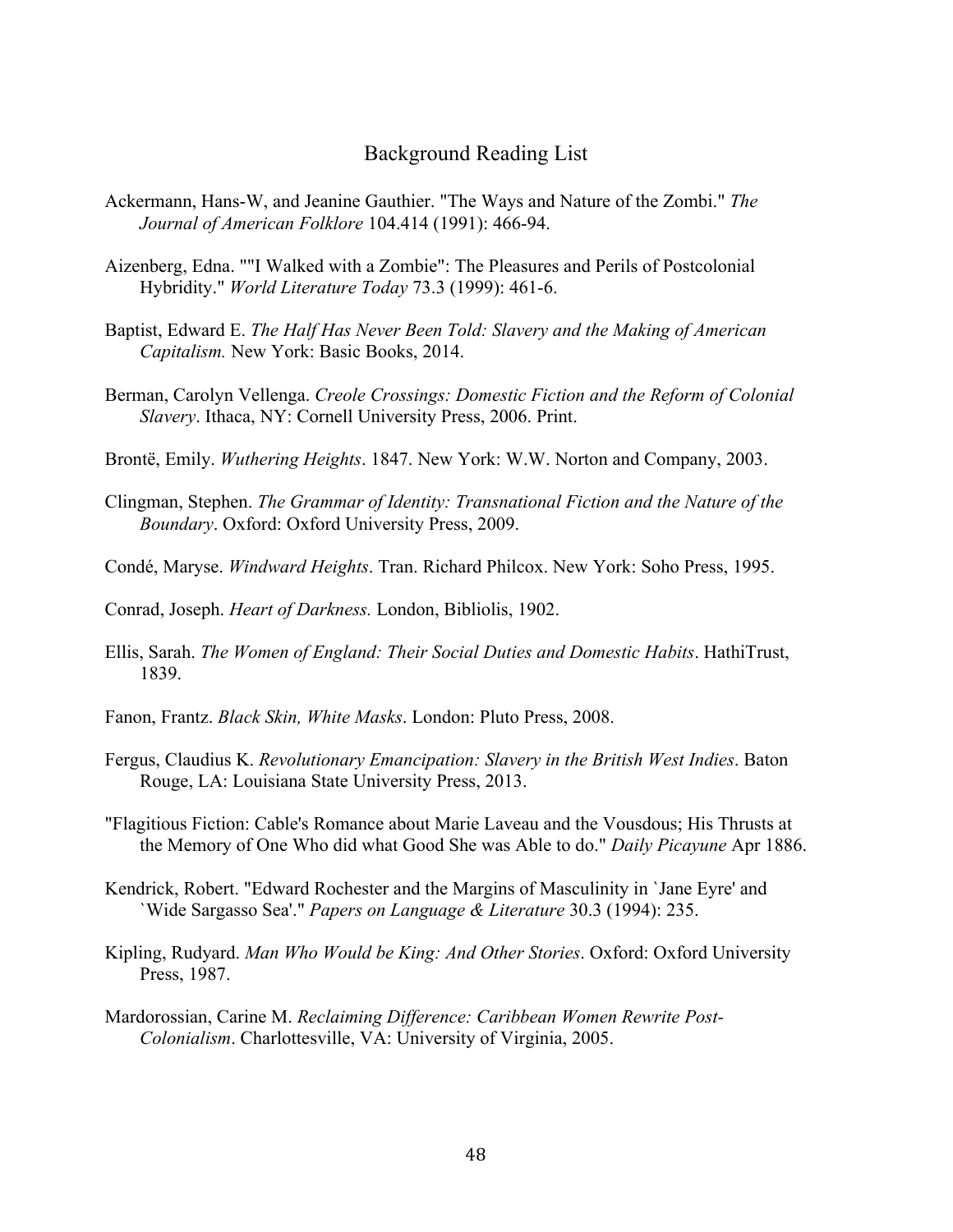# Background Reading List

Ackermann, Hans-W, and Jeanine Gauthier. "The Ways and Nature of the Zombi." *The Journal of American Folklore* 104.414 (1991): 466-94.

Aizenberg, Edna. ""I Walked with a Zombie": The Pleasures and Perils of Postcolonial Hybridity." *World Literature Today* 73.3 (1999): 461-6.

Baptist, Edward E. *The Half Has Never Been Told: Slavery and the Making of American Capitalism.* New York: Basic Books, 2014.

Berman, Carolyn Vellenga. *Creole Crossings: Domestic Fiction and the Reform of Colonial Slavery*. Ithaca, NY: Cornell University Press, 2006. Print.

Brontë, Emily. *Wuthering Heights*. 1847. New York: W.W. Norton and Company, 2003.

Clingman, Stephen. *The Grammar of Identity: Transnational Fiction and the Nature of the Boundary*. Oxford: Oxford University Press, 2009.

Condé, Maryse. *Windward Heights*. Tran. Richard Philcox. New York: Soho Press, 1995.

Conrad, Joseph. *Heart of Darkness.* London, Bibliolis, 1902.

Ellis, Sarah. *The Women of England: Their Social Duties and Domestic Habits*. HathiTrust, 1839.

Fanon, Frantz. *Black Skin, White Masks*. London: Pluto Press, 2008.

Fergus, Claudius K. *Revolutionary Emancipation: Slavery in the British West Indies*. Baton Rouge, LA: Louisiana State University Press, 2013.

"Flagitious Fiction: Cable's Romance about Marie Laveau and the Vousdous; His Thrusts at the Memory of One Who did what Good She was Able to do." *Daily Picayune* Apr 1886.

Kendrick, Robert. "Edward Rochester and the Margins of Masculinity in `Jane Eyre' and `Wide Sargasso Sea'." *Papers on Language & Literature* 30.3 (1994): 235.

Kipling, Rudyard. *Man Who Would be King: And Other Stories*. Oxford: Oxford University Press, 1987.

Mardorossian, Carine M. *Reclaiming Difference: Caribbean Women Rewrite Post-Colonialism*. Charlottesville, VA: University of Virginia, 2005.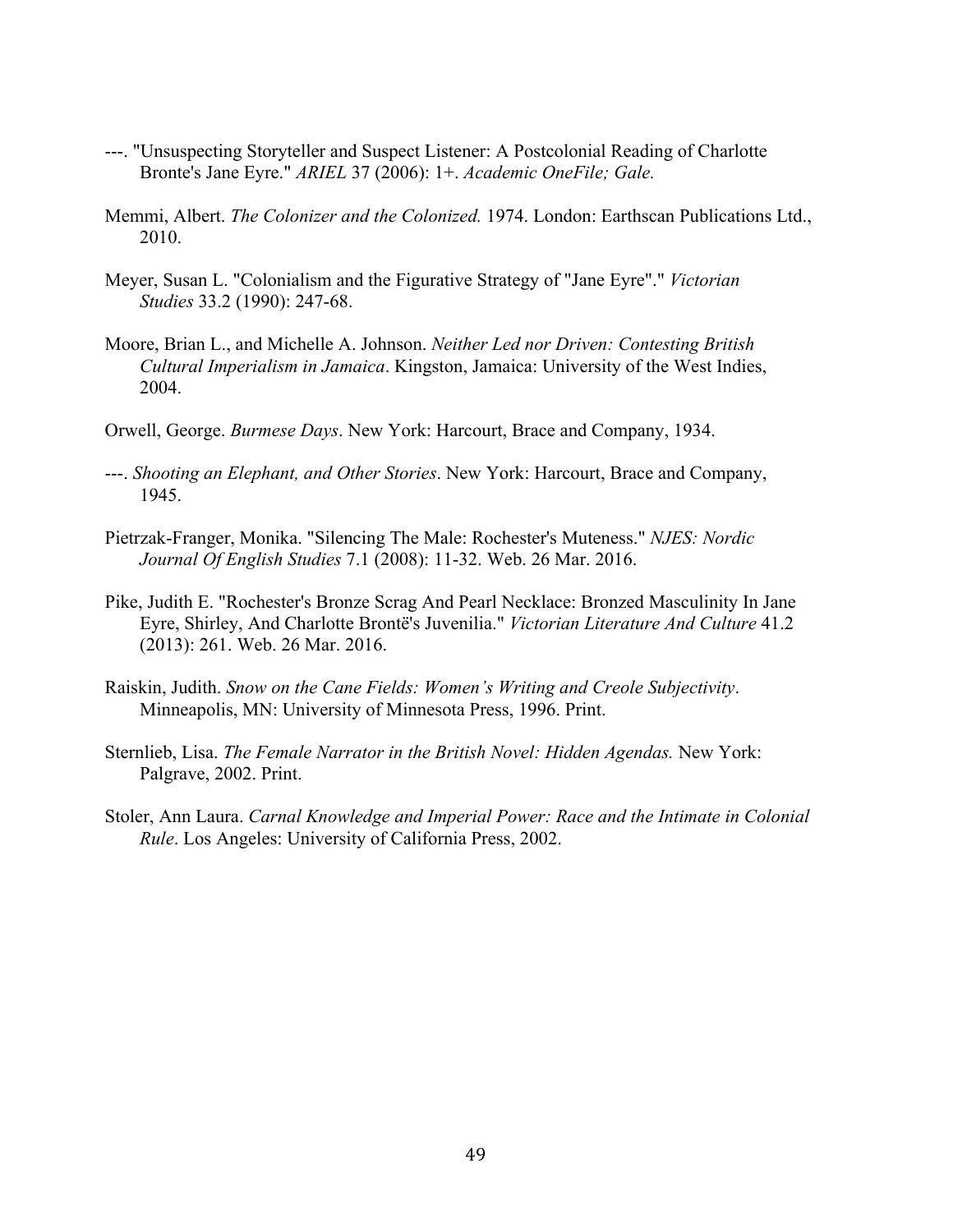---. "Unsuspecting Storyteller and Suspect Listener: A Postcolonial Reading of Charlotte Bronte's Jane Eyre." *ARIEL* 37 (2006): 1+. *Academic OneFile; Gale.*

Memmi, Albert. *The Colonizer and the Colonized.* 1974. London: Earthscan Publications Ltd., 2010.

Meyer, Susan L. "Colonialism and the Figurative Strategy of "Jane Eyre"." *Victorian Studies* 33.2 (1990): 247-68.

Moore, Brian L., and Michelle A. Johnson. *Neither Led nor Driven: Contesting British Cultural Imperialism in Jamaica*. Kingston, Jamaica: University of the West Indies, 2004.

Orwell, George. *Burmese Days*. New York: Harcourt, Brace and Company, 1934.

---. *Shooting an Elephant, and Other Stories*. New York: Harcourt, Brace and Company, 1945.

Pietrzak-Franger, Monika. "Silencing The Male: Rochester's Muteness." *NJES: Nordic Journal Of English Studies* 7.1 (2008): 11-32. Web. 26 Mar. 2016.

Pike, Judith E. "Rochester's Bronze Scrag And Pearl Necklace: Bronzed Masculinity In Jane Eyre, Shirley, And Charlotte Brontë's Juvenilia." *Victorian Literature And Culture* 41.2 (2013): 261. Web. 26 Mar. 2016.

Raiskin, Judith. *Snow on the Cane Fields: Women's Writing and Creole Subjectivity*. Minneapolis, MN: University of Minnesota Press, 1996. Print.

Sternlieb, Lisa. *The Female Narrator in the British Novel: Hidden Agendas.* New York: Palgrave, 2002. Print.

Stoler, Ann Laura. *Carnal Knowledge and Imperial Power: Race and the Intimate in Colonial Rule*. Los Angeles: University of California Press, 2002.